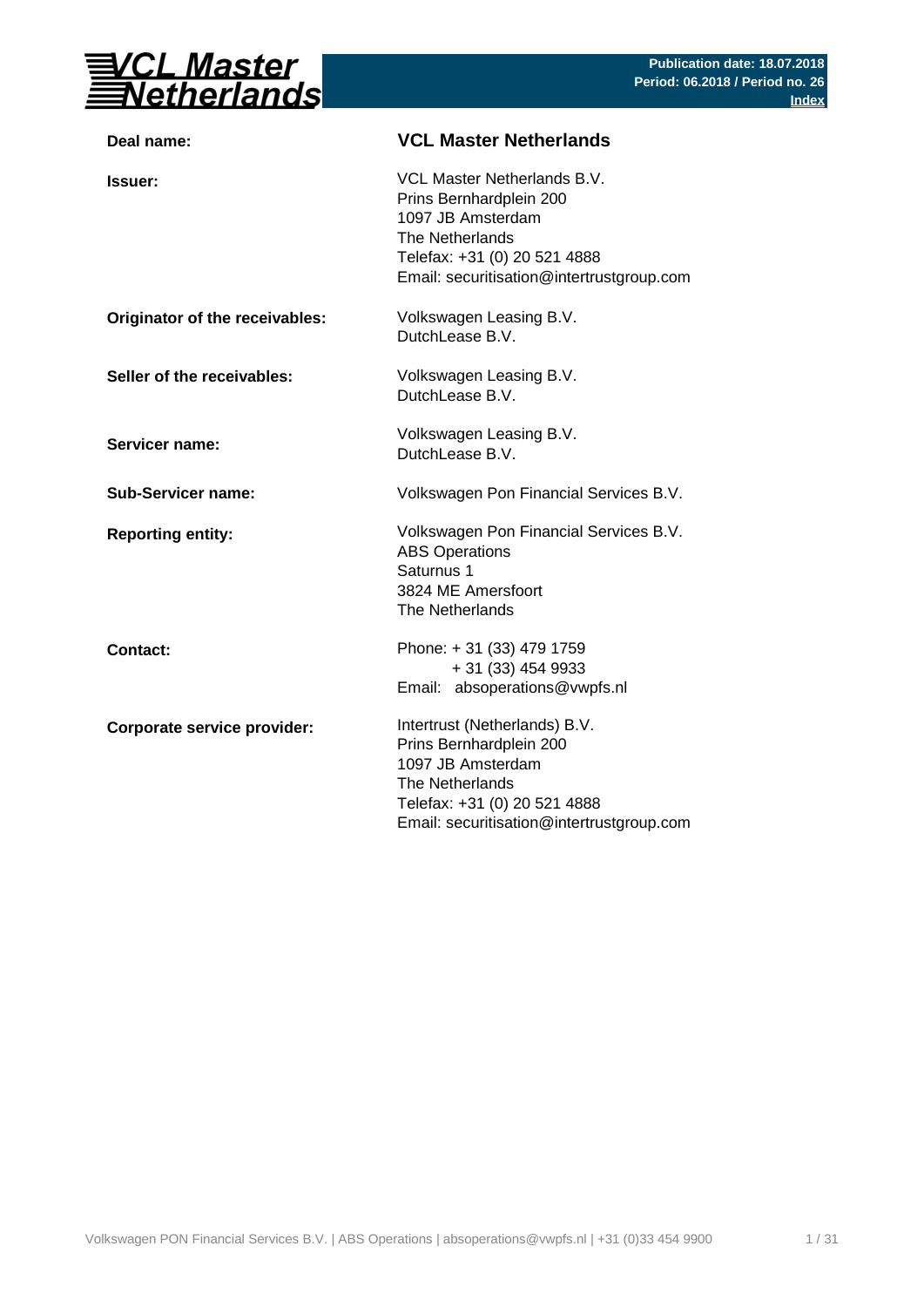# VCL Master Netherlands

**Publication date: 18.07.2018**
**Period: 06.2018 / Period no. 26**
**Index**

| | |
|---|---|
| **Deal name:** | **VCL Master Netherlands** |
| **Issuer:** | VCL Master Netherlands B.V.<br>Prins Bernhardplein 200<br>1097 JB Amsterdam<br>The Netherlands<br>Telefax: +31 (0) 20 521 4888<br>Email: securitisation@intertrustgroup.com |
| **Originator of the receivables:** | Volkswagen Leasing B.V.<br>DutchLease B.V. |
| **Seller of the receivables:** | Volkswagen Leasing B.V.<br>DutchLease B.V. |
| **Servicer name:** | Volkswagen Leasing B.V.<br>DutchLease B.V. |
| **Sub-Servicer name:** | Volkswagen Pon Financial Services B.V. |
| **Reporting entity:** | Volkswagen Pon Financial Services B.V.<br>ABS Operations<br>Saturnus 1<br>3824 ME Amersfoort<br>The Netherlands |
| **Contact:** | Phone: + 31 (33) 479 1759<br>+ 31 (33) 454 9933<br>Email: absoperations@vwpfs.nl |
| **Corporate service provider:** | Intertrust (Netherlands) B.V.<br>Prins Bernhardplein 200<br>1097 JB Amsterdam<br>The Netherlands<br>Telefax: +31 (0) 20 521 4888<br>Email: securitisation@intertrustgroup.com |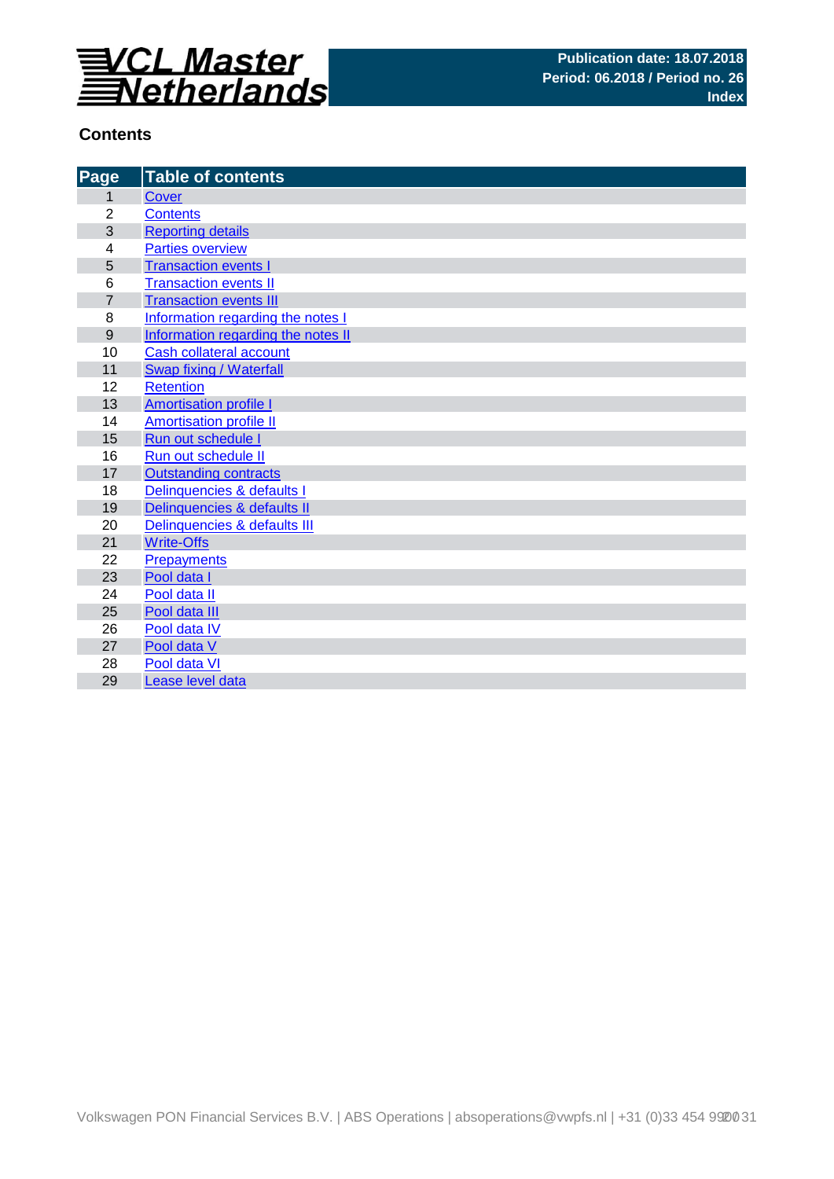# VCL Master Netherlands

**Publication date: 18.07.2018**
**Period: 06.2018 / Period no. 26**
**Index**

## Contents

| Page | Table of contents |
|---|---|
| 1 | Cover |
| 2 | Contents |
| 3 | Reporting details |
| 4 | Parties overview |
| 5 | Transaction events I |
| 6 | Transaction events II |
| 7 | Transaction events III |
| 8 | Information regarding the notes I |
| 9 | Information regarding the notes II |
| 10 | Cash collateral account |
| 11 | Swap fixing / Waterfall |
| 12 | Retention |
| 13 | Amortisation profile I |
| 14 | Amortisation profile II |
| 15 | Run out schedule I |
| 16 | Run out schedule II |
| 17 | Outstanding contracts |
| 18 | Delinquencies & defaults I |
| 19 | Delinquencies & defaults II |
| 20 | Delinquencies & defaults III |
| 21 | Write-Offs |
| 22 | Prepayments |
| 23 | Pool data I |
| 24 | Pool data II |
| 25 | Pool data III |
| 26 | Pool data IV |
| 27 | Pool data V |
| 28 | Pool data VI |
| 29 | Lease level data |

Volkswagen PON Financial Services B.V. | ABS Operations | absoperations@vwpfs.nl | +31 (0)33 454 9900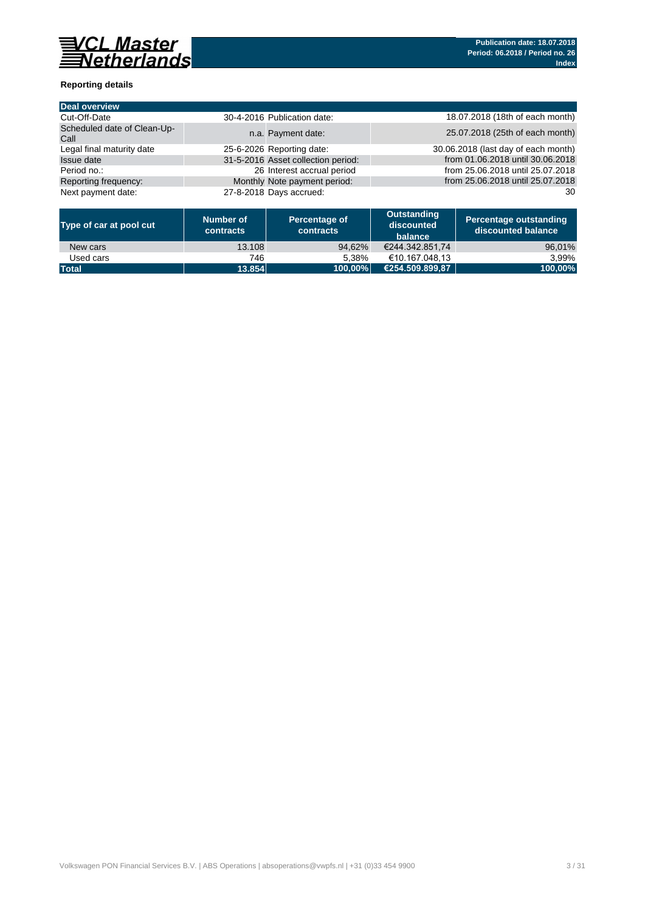## Reporting details

| Deal overview | | | |
|---|---|---|---|
| Cut-Off-Date | 30-4-2016 | Publication date: | 18.07.2018 (18th of each month) |
| Scheduled date of Clean-Up-Call | n.a. | Payment date: | 25.07.2018 (25th of each month) |
| Legal final maturity date | 25-6-2026 | Reporting date: | 30.06.2018 (last day of each month) |
| Issue date | 31-5-2016 | Asset collection period: | from 01.06.2018 until 30.06.2018 |
| Period no.: | 26 | Interest accrual period | from 25.06.2018 until 25.07.2018 |
| Reporting frequency: | Monthly | Note payment period: | from 25.06.2018 until 25.07.2018 |
| Next payment date: | 27-8-2018 | Days accrued: | 30 |

| Type of car at pool cut | Number of contracts | Percentage of contracts | Outstanding discounted balance | Percentage outstanding discounted balance |
|---|---|---|---|---|
| New cars | 13.108 | 94,62% | €244.342.851,74 | 96,01% |
| Used cars | 746 | 5,38% | €10.167.048,13 | 3,99% |
| **Total** | **13.854** | **100,00%** | **€254.509.899,87** | **100,00%** |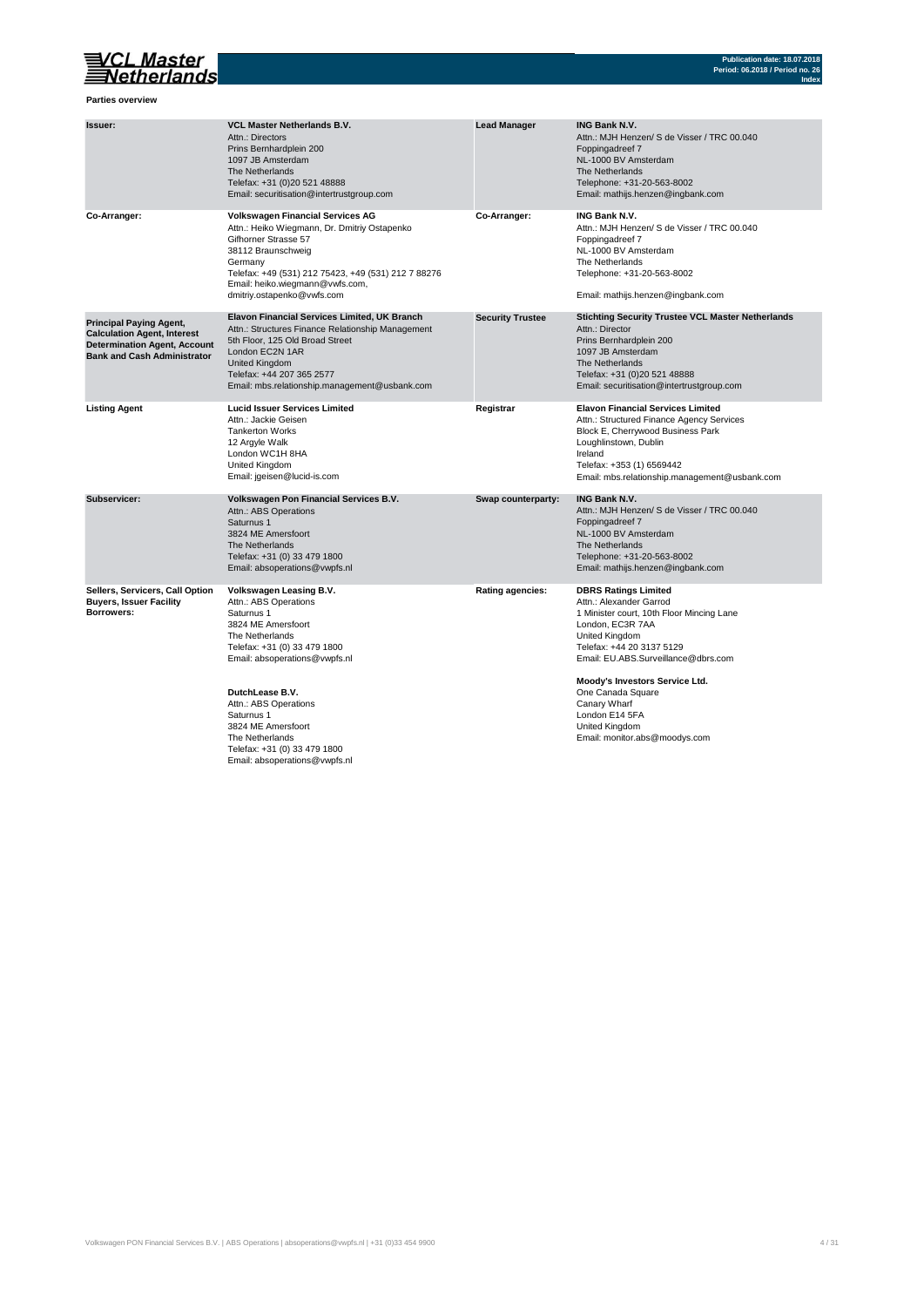**Parties overview**

| | | | |
|---|---|---|---|
| **Issuer:** | **VCL Master Netherlands B.V.**<br>Attn.: Directors<br>Prins Bernhardplein 200<br>1097 JB Amsterdam<br>The Netherlands<br>Telefax: +31 (0)20 521 48888<br>Email: securitisation@intertrustgroup.com | **Lead Manager** | **ING Bank N.V.**<br>Attn.: MJH Henzen/ S de Visser / TRC 00.040<br>Foppingadreef 7<br>NL-1000 BV Amsterdam<br>The Netherlands<br>Telephone: +31-20-563-8002<br>Email: mathijs.henzen@ingbank.com |
| **Co-Arranger:** | **Volkswagen Financial Services AG**<br>Attn.: Heiko Wiegmann, Dr. Dmitriy Ostapenko<br>Gifhorner Strasse 57<br>38112 Braunschweig<br>Germany<br>Telefax: +49 (531) 212 75423, +49 (531) 212 7 88276<br>Email: heiko.wiegmann@vwfs.com,<br>dmitriy.ostapenko@vwfs.com | **Co-Arranger:** | **ING Bank N.V.**<br>Attn.: MJH Henzen/ S de Visser / TRC 00.040<br>Foppingadreef 7<br>NL-1000 BV Amsterdam<br>The Netherlands<br>Telephone: +31-20-563-8002<br>Email: mathijs.henzen@ingbank.com |
| **Principal Paying Agent, Calculation Agent, Interest Determination Agent, Account Bank and Cash Administrator** | **Elavon Financial Services Limited, UK Branch**<br>Attn.: Structures Finance Relationship Management<br>5th Floor, 125 Old Broad Street<br>London EC2N 1AR<br>United Kingdom<br>Telefax: +44 207 365 2577<br>Email: mbs.relationship.management@usbank.com | **Security Trustee** | **Stichting Security Trustee VCL Master Netherlands**<br>Attn.: Director<br>Prins Bernhardplein 200<br>1097 JB Amsterdam<br>The Netherlands<br>Telefax: +31 (0)20 521 48888<br>Email: securitisation@intertrustgroup.com |
| **Listing Agent** | **Lucid Issuer Services Limited**<br>Attn.: Jackie Geisen<br>Tankerton Works<br>12 Argyle Walk<br>London WC1H 8HA<br>United Kingdom<br>Email: jgeisen@lucid-is.com | **Registrar** | **Elavon Financial Services Limited**<br>Attn.: Structured Finance Agency Services<br>Block E, Cherrywood Business Park<br>Loughlinstown, Dublin<br>Ireland<br>Telefax: +353 (1) 6569442<br>Email: mbs.relationship.management@usbank.com |
| **Subservicer:** | **Volkswagen Pon Financial Services B.V.**<br>Attn.: ABS Operations<br>Saturnus 1<br>3824 ME Amersfoort<br>The Netherlands<br>Telefax: +31 (0) 33 479 1800<br>Email: absoperations@vwpfs.nl | **Swap counterparty:** | **ING Bank N.V.**<br>Attn.: MJH Henzen/ S de Visser / TRC 00.040<br>Foppingadreef 7<br>NL-1000 BV Amsterdam<br>The Netherlands<br>Telephone: +31-20-563-8002<br>Email: mathijs.henzen@ingbank.com |
| **Sellers, Servicers, Call Option Buyers, Issuer Facility Borrowers:** | **Volkswagen Leasing B.V.**<br>Attn.: ABS Operations<br>Saturnus 1<br>3824 ME Amersfoort<br>The Netherlands<br>Telefax: +31 (0) 33 479 1800<br>Email: absoperations@vwpfs.nl<br><br>**DutchLease B.V.**<br>Attn.: ABS Operations<br>Saturnus 1<br>3824 ME Amersfoort<br>The Netherlands<br>Telefax: +31 (0) 33 479 1800<br>Email: absoperations@vwpfs.nl | **Rating agencies:** | **DBRS Ratings Limited**<br>Attn.: Alexander Garrod<br>1 Minister court, 10th Floor Mincing Lane<br>London, EC3R 7AA<br>United Kingdom<br>Telefax: +44 20 3137 5129<br>Email: EU.ABS.Surveillance@dbrs.com<br><br>**Moody's Investors Service Ltd.**<br>One Canada Square<br>Canary Wharf<br>London E14 5FA<br>United Kingdom<br>Email: monitor.abs@moodys.com |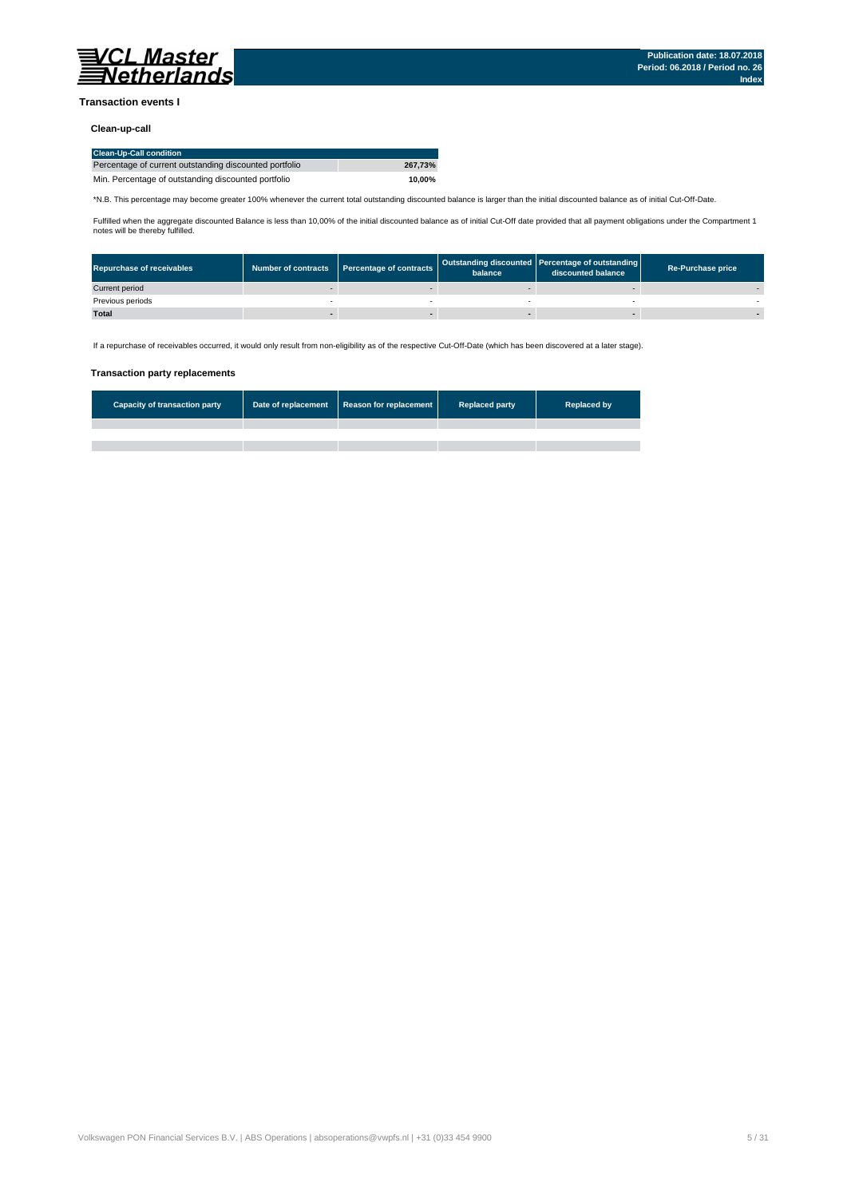## Transaction events I

### Clean-up-call

| Clean-Up-Call condition | |
|---|---|
| Percentage of current outstanding discounted portfolio | **267,73%** |
| Min. Percentage of outstanding discounted portfolio | **10,00%** |

*N.B. This percentage may become greater 100% whenever the current total outstanding discounted balance is larger than the initial discounted balance as of initial Cut-Off-Date.

Fulfilled when the aggregate discounted Balance is less than 10,00% of the initial discounted balance as of initial Cut-Off date provided that all payment obligations under the Compartment 1 notes will be thereby fulfilled.

| Repurchase of receivables | Number of contracts | Percentage of contracts | Outstanding discounted balance | Percentage of outstanding discounted balance | Re-Purchase price |
|---|---|---|---|---|---|
| Current period | - | - | - | - | - |
| Previous periods | - | - | - | - | - |
| **Total** | **-** | **-** | **-** | **-** | **-** |

If a repurchase of receivables occurred, it would only result from non-eligibility as of the respective Cut-Off-Date (which has been discovered at a later stage).

### Transaction party replacements

| Capacity of transaction party | Date of replacement | Reason for replacement | Replaced party | Replaced by |
|---|---|---|---|---|
| | | | | |
| | | | | |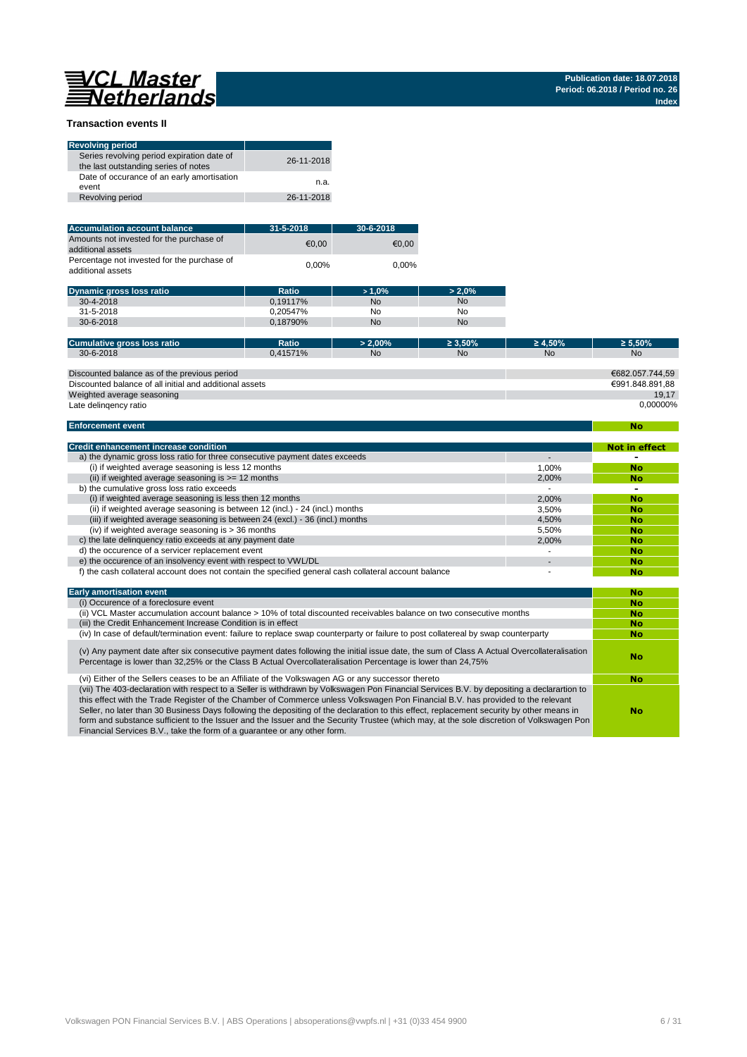## Transaction events II

| Revolving period | |
|---|---|
| Series revolving period expiration date of the last outstanding series of notes | 26-11-2018 |
| Date of occurance of an early amortisation event | n.a. |
| Revolving period | 26-11-2018 |

| Accumulation account balance | 31-5-2018 | 30-6-2018 |
|---|---|---|
| Amounts not invested for the purchase of additional assets | €0,00 | €0,00 |
| Percentage not invested for the purchase of additional assets | 0,00% | 0,00% |

| Dynamic gross loss ratio | Ratio | > 1,0% | > 2,0% |
|---|---|---|---|
| 30-4-2018 | 0,19117% | No | No |
| 31-5-2018 | 0,20547% | No | No |
| 30-6-2018 | 0,18790% | No | No |

| Cumulative gross loss ratio | Ratio | > 2,00% | ≥ 3,50% | ≥ 4,50% | ≥ 5,50% |
|---|---|---|---|---|---|
| 30-6-2018 | 0,41571% | No | No | No | No |

| | |
|---|---|
| Discounted balance as of the previous period | €682.057.744,59 |
| Discounted balance of all initial and additional assets | €991.848.891,88 |
| Weighted average seasoning | 19,17 |
| Late delinqency ratio | 0,00000% |

| Enforcement event | No |
|---|---|

| Credit enhancement increase condition | | Not in effect |
|---|---|---|
| a) the dynamic gross loss ratio for three consecutive payment dates exceeds | - | - |
| (i) if weighted average seasoning is less 12 months | 1,00% | No |
| (ii) if weighted average seasoning is >= 12 months | 2,00% | No |
| b) the cumulative gross loss ratio exceeds | - | - |
| (i) if weighted average seasoning is less then 12 months | 2,00% | No |
| (ii) if weighted average seasoning is between 12 (incl.) - 24 (incl.) months | 3,50% | No |
| (iii) if weighted average seasoning is between 24 (excl.) - 36 (incl.) months | 4,50% | No |
| (iv) if weighted average seasoning is > 36 months | 5,50% | No |
| c) the late delinquency ratio exceeds at any payment date | 2,00% | No |
| d) the occurence of a servicer replacement event | - | No |
| e) the occurence of an insolvency event with respect to VWL/DL | - | No |
| f) the cash collateral account does not contain the specified general cash collateral account balance | - | No |

| Early amortisation event | No |
|---|---|
| (i) Occurence of a foreclosure event | No |
| (ii) VCL Master accumulation account balance > 10% of total discounted receivables balance on two consecutive months | No |
| (iii) the Credit Enhancement Increase Condition is in effect | No |
| (iv) In case of default/termination event: failure to replace swap counterparty or failure to post collatereal by swap counterparty | No |
| (v) Any payment date after six consecutive payment dates following the initial issue date, the sum of Class A Actual Overcollateralisation Percentage is lower than 32,25% or the Class B Actual Overcollateralisation Percentage is lower than 24,75% | No |
| (vi) Either of the Sellers ceases to be an Affiliate of the Volkswagen AG or any successor thereto | No |
| (vii) The 403-declaration with respect to a Seller is withdrawn by Volkswagen Pon Financial Services B.V. by depositing a declarartion to this effect with the Trade Register of the Chamber of Commerce unless Volkswagen Pon Financial B.V. has provided to the relevant Seller, no later than 30 Business Days following the depositing of the declaration to this effect, replacement security by other means in form and substance sufficient to the Issuer and the Issuer and the Security Trustee (which may, at the sole discretion of Volkswagen Pon Financial Services B.V., take the form of a guarantee or any other form. | No |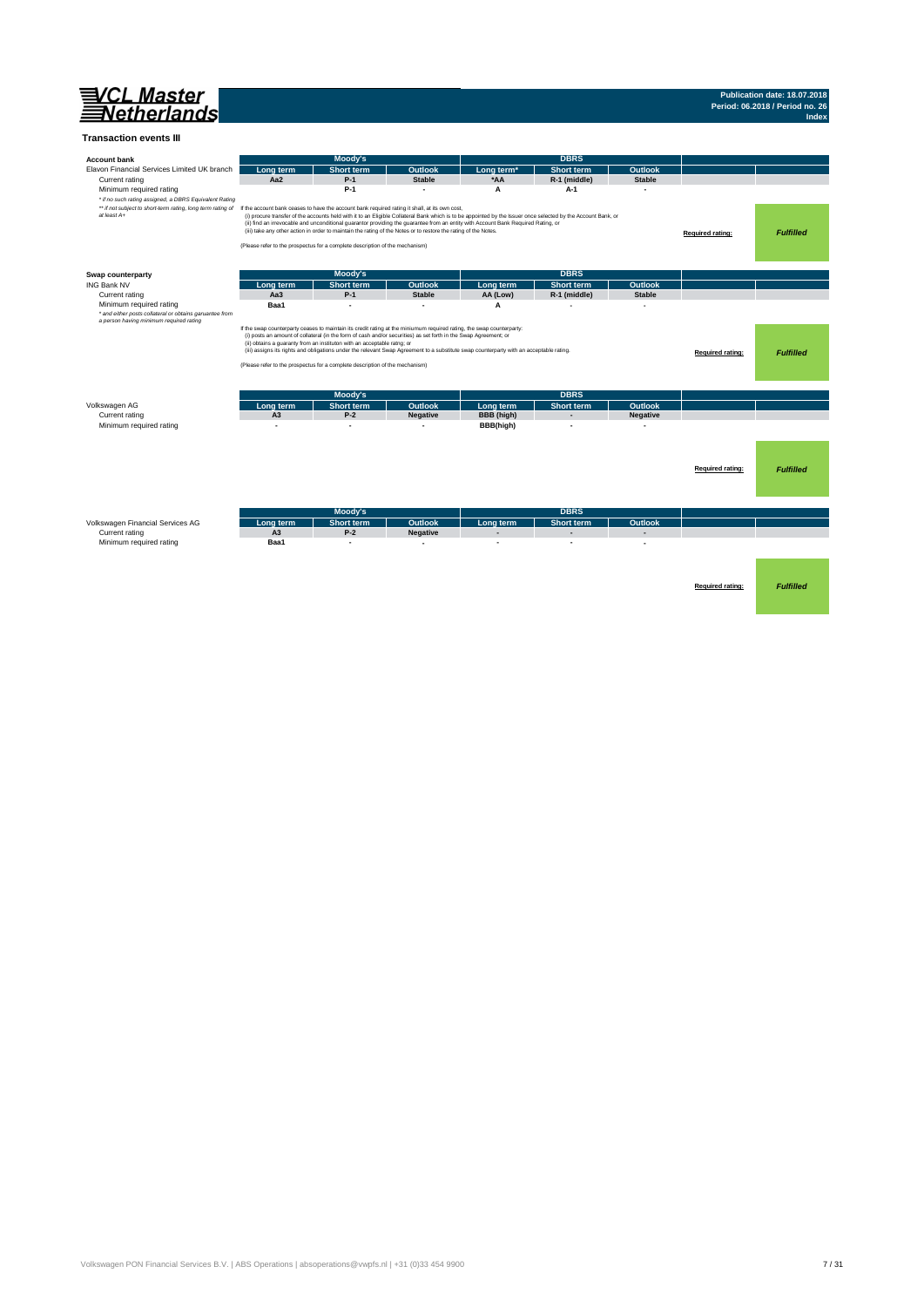# Transaction events III

## Account bank

| Elavon Financial Services Limited UK branch | Moody's Long term | Moody's Short term | Moody's Outlook | DBRS Long term* | DBRS Short term | DBRS Outlook | | |
|---|---|---|---|---|---|---|---|---|
| Current rating | Aa2 | P-1 | Stable | *AA | R-1 (middle) | Stable | | |
| Minimum required rating | | P-1 | - | A | A-1 | - | | |

*\* if no such rating assigned, a DBRS Equivalent Rating*

*\*\* if not subject to short-term rating, long term rating of at least A+*

If the account bank ceases to have the account bank required rating it shall, at its own cost,
(i) procure transfer of the accounts held with it to an Eligible Collateral Bank which is to be appointed by the Issuer once selected by the Account Bank, or
(ii) find an irrevocable and unconditional guarantor providing the guarantee from an entity with Account Bank Required Rating, or
(iii) take any other action in order to maintain the rating of the Notes or to restore the rating of the Notes.

(Please refer to the prospectus for a complete description of the mechanism)

**Required rating:** *Fulfilled*

## Swap counterparty

| ING Bank NV | Moody's Long term | Moody's Short term | Moody's Outlook | DBRS Long term | DBRS Short term | DBRS Outlook | | |
|---|---|---|---|---|---|---|---|---|
| Current rating | Aa3 | P-1 | Stable | AA (Low) | R-1 (middle) | Stable | | |
| Minimum required rating | Baa1 | - | - | A | - | - | | |

*\* and either posts collateral or obtains garuantee from a person having minimum required rating*

If the swap counterparty ceases to maintain its credit rating at the miniumum required rating, the swap counterparty:
(i) posts an amount of collateral (in the form of cash and/or securities) as set forth in the Swap Agreement; or
(ii) obtains a guaranty from an instituton with an acceptable rating; or
(iii) assigns its rights and obligations under the relevant Swap Agreement to a substitute swap counterparty with an acceptable rating.

(Please refer to the prospectus for a complete description of the mechanism)

**Required rating:** *Fulfilled*

| Volkswagen AG | Moody's Long term | Moody's Short term | Moody's Outlook | DBRS Long term | DBRS Short term | DBRS Outlook | | |
|---|---|---|---|---|---|---|---|---|
| Current rating | A3 | P-2 | Negative | BBB (high) | - | Negative | | |
| Minimum required rating | - | - | - | BBB(high) | - | - | | |

**Required rating:** *Fulfilled*

| Volkswagen Financial Services AG | Moody's Long term | Moody's Short term | Moody's Outlook | DBRS Long term | DBRS Short term | DBRS Outlook | | |
|---|---|---|---|---|---|---|---|---|
| Current rating | A3 | P-2 | Negative | - | - | - | | |
| Minimum required rating | Baa1 | - | - | - | - | - | | |

**Required rating:** *Fulfilled*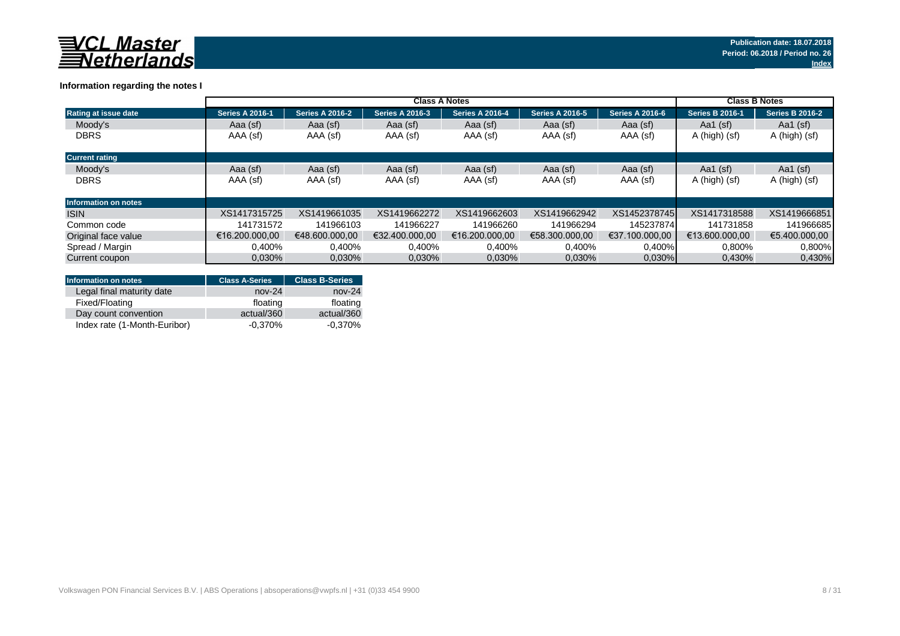# VCL Master Netherlands

**Publication date: 18.07.2018**
**Period: 06.2018 / Period no. 26**
**Index**

### Information regarding the notes I

| | Class A Notes | | | | | | Class B Notes | |
|---|---|---|---|---|---|---|---|---|
| **Rating at issue date** | **Series A 2016-1** | **Series A 2016-2** | **Series A 2016-3** | **Series A 2016-4** | **Series A 2016-5** | **Series A 2016-6** | **Series B 2016-1** | **Series B 2016-2** |
| Moody's | Aaa (sf) | Aaa (sf) | Aaa (sf) | Aaa (sf) | Aaa (sf) | Aaa (sf) | Aa1 (sf) | Aa1 (sf) |
| DBRS | AAA (sf) | AAA (sf) | AAA (sf) | AAA (sf) | AAA (sf) | AAA (sf) | A (high) (sf) | A (high) (sf) |
| **Current rating** | | | | | | | | |
| Moody's | Aaa (sf) | Aaa (sf) | Aaa (sf) | Aaa (sf) | Aaa (sf) | Aaa (sf) | Aa1 (sf) | Aa1 (sf) |
| DBRS | AAA (sf) | AAA (sf) | AAA (sf) | AAA (sf) | AAA (sf) | AAA (sf) | A (high) (sf) | A (high) (sf) |
| **Information on notes** | | | | | | | | |
| ISIN | XS1417315725 | XS1419661035 | XS1419662272 | XS1419662603 | XS1419662942 | XS1452378745 | XS1417318588 | XS1419666851 |
| Common code | 141731572 | 141966103 | 141966227 | 141966260 | 141966294 | 145237874 | 141731858 | 141966685 |
| Original face value | €16.200.000,00 | €48.600.000,00 | €32.400.000,00 | €16.200.000,00 | €58.300.000,00 | €37.100.000,00 | €13.600.000,00 | €5.400.000,00 |
| Spread / Margin | 0,400% | 0,400% | 0,400% | 0,400% | 0,400% | 0,400% | 0,800% | 0,800% |
| Current coupon | 0,030% | 0,030% | 0,030% | 0,030% | 0,030% | 0,030% | 0,430% | 0,430% |

| Information on notes | Class A-Series | Class B-Series |
|---|---|---|
| Legal final maturity date | nov-24 | nov-24 |
| Fixed/Floating | floating | floating |
| Day count convention | actual/360 | actual/360 |
| Index rate (1-Month-Euribor) | -0,370% | -0,370% |

Volkswagen PON Financial Services B.V. | ABS Operations | absoperations@vwpfs.nl | +31 (0)33 454 9900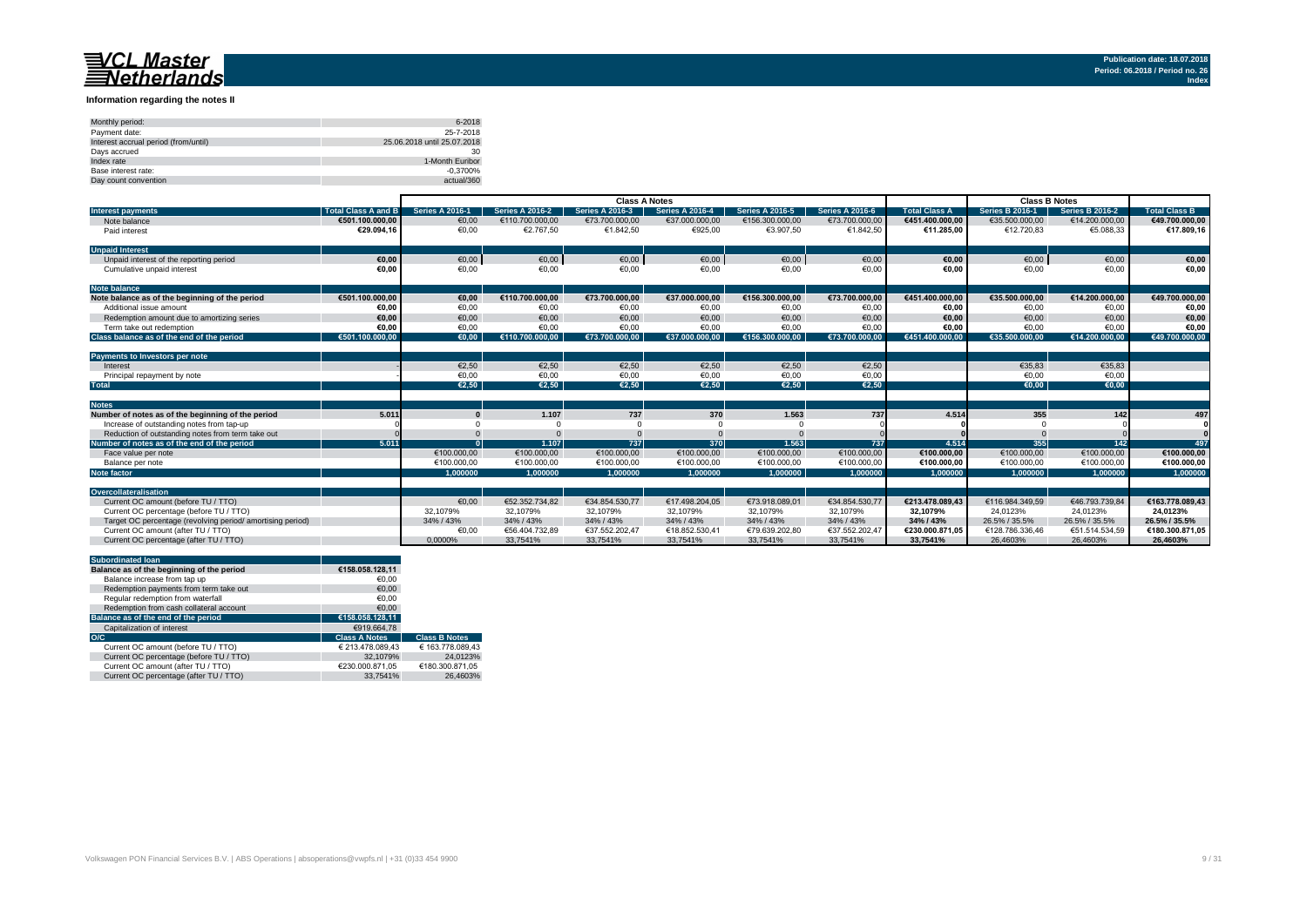VCL Master Netherlands

Publication date: 18.07.2018
Period: 06.2018 / Period no. 26
Index

## Information regarding the notes II

| | |
|---|---|
| Monthly period: | 6-2018 |
| Payment date: | 25-7-2018 |
| Interest accrual period (from/until) | 25.06.2018 until 25.07.2018 |
| Days accrued | 30 |
| Index rate | 1-Month Euribor |
| Base interest rate: | -0,3700% |
| Day count convention | actual/360 |

| | | Class A Notes | | | | | | | Class B Notes | | |
|---|---|---|---|---|---|---|---|---|---|---|---|
| **Interest payments** | **Total Class A and B** | **Series A 2016-1** | **Series A 2016-2** | **Series A 2016-3** | **Series A 2016-4** | **Series A 2016-5** | **Series A 2016-6** | **Total Class A** | **Series B 2016-1** | **Series B 2016-2** | **Total Class B** |
| Note balance | €501.100.000,00 | €0,00 | €110.700.000,00 | €73.700.000,00 | €37.000.000,00 | €156.300.000,00 | €73.700.000,00 | €451.400.000,00 | €35.500.000,00 | €14.200.000,00 | €49.700.000,00 |
| Paid interest | €29.094,16 | €0,00 | €2.767,50 | €1.842,50 | €925,00 | €3.907,50 | €1.842,50 | €11.285,00 | €12.720,83 | €5.088,33 | €17.809,16 |
| **Unpaid Interest** | | | | | | | | | | | |
| Unpaid interest of the reporting period | €0,00 | €0,00 | €0,00 | €0,00 | €0,00 | €0,00 | €0,00 | €0,00 | €0,00 | €0,00 | €0,00 |
| Cumulative unpaid interest | €0,00 | €0,00 | €0,00 | €0,00 | €0,00 | €0,00 | €0,00 | €0,00 | €0,00 | €0,00 | €0,00 |
| **Note balance** | | | | | | | | | | | |
| **Note balance as of the beginning of the period** | €501.100.000,00 | €0,00 | €110.700.000,00 | €73.700.000,00 | €37.000.000,00 | €156.300.000,00 | €73.700.000,00 | €451.400.000,00 | €35.500.000,00 | €14.200.000,00 | €49.700.000,00 |
| Additional issue amount | €0,00 | €0,00 | €0,00 | €0,00 | €0,00 | €0,00 | €0,00 | €0,00 | €0,00 | €0,00 | €0,00 |
| Redemption amount due to amortizing series | €0,00 | €0,00 | €0,00 | €0,00 | €0,00 | €0,00 | €0,00 | €0,00 | €0,00 | €0,00 | €0,00 |
| Term take out redemption | €0,00 | €0,00 | €0,00 | €0,00 | €0,00 | €0,00 | €0,00 | €0,00 | €0,00 | €0,00 | €0,00 |
| **Class balance as of the end of the period** | €501.100.000,00 | €0,00 | €110.700.000,00 | €73.700.000,00 | €37.000.000,00 | €156.300.000,00 | €73.700.000,00 | €451.400.000,00 | €35.500.000,00 | €14.200.000,00 | €49.700.000,00 |
| **Payments to Investors per note** | | | | | | | | | | | |
| Interest | - | €2,50 | €2,50 | €2,50 | €2,50 | €2,50 | €2,50 | | €35,83 | €35,83 | |
| Principal repayment by note | - | €0,00 | €0,00 | €0,00 | €0,00 | €0,00 | €0,00 | | €0,00 | €0,00 | |
| **Total** | | €2,50 | €2,50 | €2,50 | €2,50 | €2,50 | €2,50 | | €0,00 | €0,00 | |
| **Notes** | | | | | | | | | | | |
| **Number of notes as of the beginning of the period** | 5.011 | 0 | 1.107 | 737 | 370 | 1.563 | 737 | 4.514 | 355 | 142 | 497 |
| Increase of outstanding notes from tap-up | 0 | 0 | 0 | 0 | 0 | 0 | 0 | 0 | 0 | 0 | 0 |
| Reduction of outstanding notes from term take out | 0 | 0 | 0 | 0 | 0 | 0 | 0 | 0 | 0 | 0 | 0 |
| **Number of notes as of the end of the period** | 5.011 | 0 | 1.107 | 737 | 370 | 1.563 | 737 | 4.514 | 355 | 142 | 497 |
| Face value per note | | €100.000,00 | €100.000,00 | €100.000,00 | €100.000,00 | €100.000,00 | €100.000,00 | €100.000,00 | €100.000,00 | €100.000,00 | €100.000,00 |
| Balance per note | | €100.000,00 | €100.000,00 | €100.000,00 | €100.000,00 | €100.000,00 | €100.000,00 | €100.000,00 | €100.000,00 | €100.000,00 | €100.000,00 |
| **Note factor** | | 1,000000 | 1,000000 | 1,000000 | 1,000000 | 1,000000 | 1,000000 | 1,000000 | 1,000000 | 1,000000 | 1,000000 |
| **Overcollateralisation** | | | | | | | | | | | |
| Current OC amount (before TU / TTO) | | €0,00 | €52.352.734,82 | €34.854.530,77 | €17.498.204,05 | €73.918.089,01 | €34.854.530,77 | €213.478.089,43 | €116.984.349,59 | €46.793.739,84 | €163.778.089,43 |
| Current OC percentage (before TU / TTO) | | 32,1079% | 32,1079% | 32,1079% | 32,1079% | 32,1079% | 32,1079% | 32,1079% | 24,0123% | 24,0123% | 24,0123% |
| Target OC percentage (revolving period/ amortising period) | | 34% / 43% | 34% / 43% | 34% / 43% | 34% / 43% | 34% / 43% | 34% / 43% | 34% / 43% | 26.5% / 35.5% | 26.5% / 35.5% | 26.5% / 35.5% |
| Current OC amount (after TU / TTO) | | €0,00 | €56.404.732,89 | €37.552.202,47 | €18.852.530,41 | €79.639.202,80 | €37.552.202,47 | €230.000.871,05 | €128.786.336,46 | €51.514.534,59 | €180.300.871,05 |
| Current OC percentage (after TU / TTO) | | 0,0000% | 33,7541% | 33,7541% | 33,7541% | 33,7541% | 33,7541% | 33,7541% | 26,4603% | 26,4603% | 26,4603% |

| **Subordinated loan** | | |
|---|---|---|
| **Balance as of the beginning of the period** | €158.058.128,11 | |
| Balance increase from tap up | €0,00 | |
| Redemption payments from term take out | €0,00 | |
| Regular redemption from waterfall | €0,00 | |
| Redemption from cash collateral account | €0,00 | |
| **Balance as of the end of the period** | €158.058.128,11 | |
| Capitalization of interest | €919.664,78 | |
| **O/C** | **Class A Notes** | **Class B Notes** |
| Current OC amount (before TU / TTO) | € 213.478.089,43 | € 163.778.089,43 |
| Current OC percentage (before TU / TTO) | 32,1079% | 24,0123% |
| Current OC amount (after TU / TTO) | €230.000.871,05 | €180.300.871,05 |
| Current OC percentage (after TU / TTO) | 33,7541% | 26,4603% |

Volkswagen PON Financial Services B.V. | ABS Operations | absoperations@vwpfs.nl | +31 (0)33 454 9900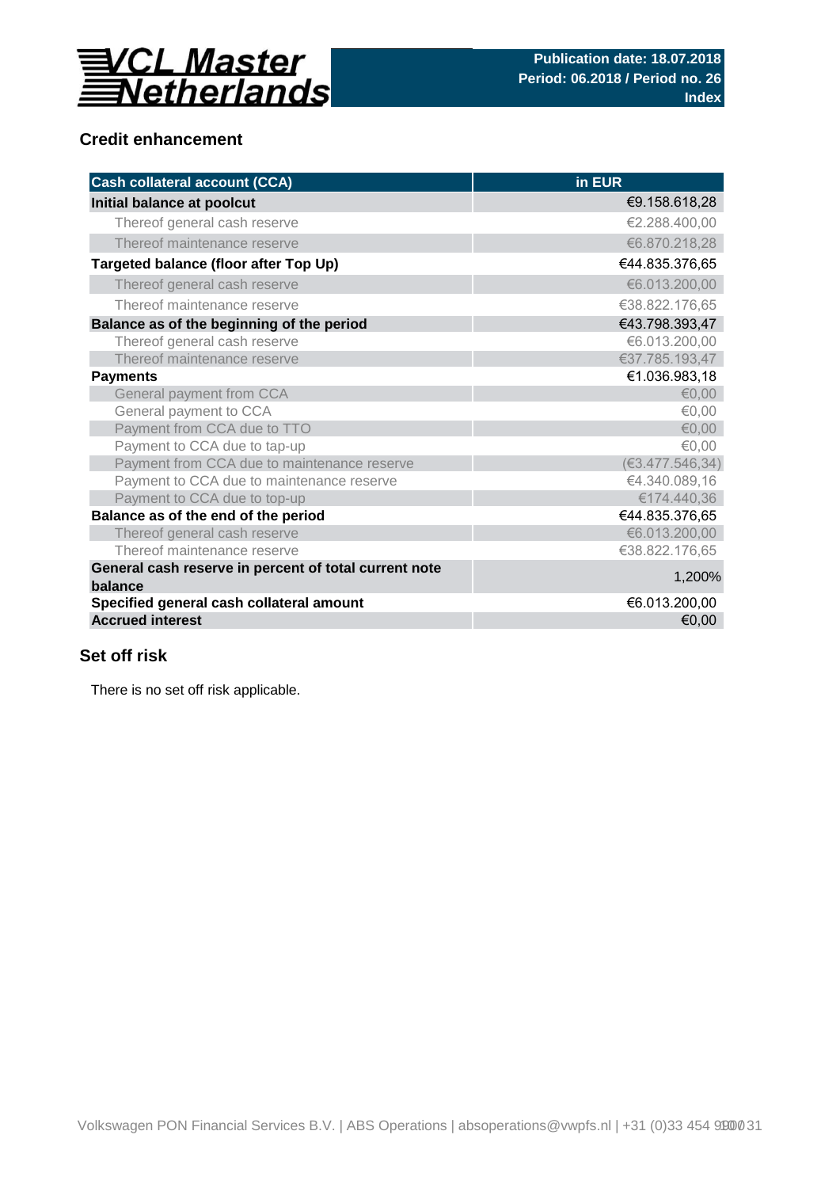## Credit enhancement

| Cash collateral account (CCA) | in EUR |
| --- | --- |
| **Initial balance at poolcut** | €9.158.618,28 |
| Thereof general cash reserve | €2.288.400,00 |
| Thereof maintenance reserve | €6.870.218,28 |
| **Targeted balance (floor after Top Up)** | €44.835.376,65 |
| Thereof general cash reserve | €6.013.200,00 |
| Thereof maintenance reserve | €38.822.176,65 |
| **Balance as of the beginning of the period** | €43.798.393,47 |
| Thereof general cash reserve | €6.013.200,00 |
| Thereof maintenance reserve | €37.785.193,47 |
| **Payments** | €1.036.983,18 |
| General payment from CCA | €0,00 |
| General payment to CCA | €0,00 |
| Payment from CCA due to TTO | €0,00 |
| Payment to CCA due to tap-up | €0,00 |
| Payment from CCA due to maintenance reserve | (€3.477.546,34) |
| Payment to CCA due to maintenance reserve | €4.340.089,16 |
| Payment to CCA due to top-up | €174.440,36 |
| **Balance as of the end of the period** | €44.835.376,65 |
| Thereof general cash reserve | €6.013.200,00 |
| Thereof maintenance reserve | €38.822.176,65 |
| **General cash reserve in percent of total current note balance** | 1,200% |
| **Specified general cash collateral amount** | €6.013.200,00 |
| **Accrued interest** | €0,00 |

## Set off risk

There is no set off risk applicable.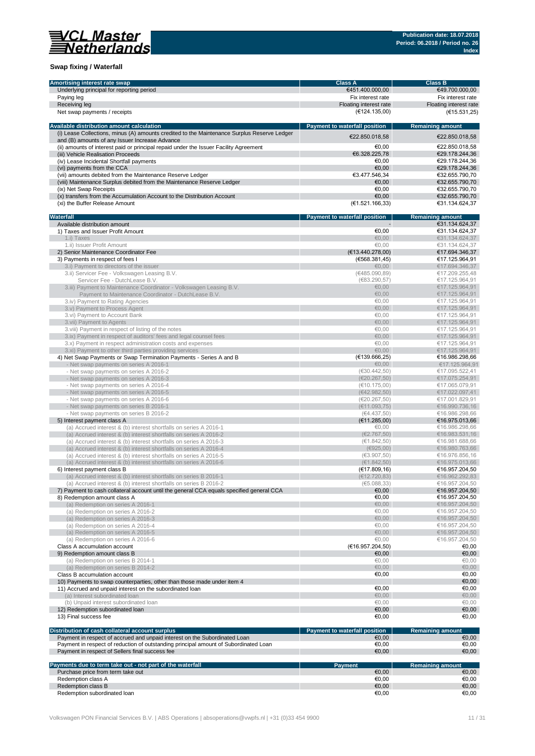## Swap fixing / Waterfall

| Amortising interest rate swap | Class A | Class B |
|---|---|---|
| Underlying principal for reporting period | €451.400.000,00 | €49.700.000,00 |
| Paying leg | Fix interest rate | Fix interest rate |
| Receiving leg | Floating interest rate | Floating interest rate |
| Net swap payments / receipts | (€124.135,00) | (€15.531,25) |

| Available distribution amount calculation | Payment to waterfall position | Remaining amount |
|---|---|---|
| (i) Lease Collections, minus (A) amounts credited to the Maintenance Surplus Reserve Ledger and (B) amounts of any Issuer Increase Advance | €22.850.018,58 | €22.850.018,58 |
| (ii) amounts of interest paid or principal repaid under the Issuer Facility Agreement | €0,00 | €22.850.018,58 |
| (iii) Vehicle Realisation Proceeds | €6.328.225,78 | €29.178.244,36 |
| (iv) Lease Incidental Shortfall payments | €0,00 | €29.178.244,36 |
| (vi) payments from the CCA | €0,00 | €29.178.244,36 |
| (vii) amounts debited from the Maintenance Reserve Ledger | €3.477.546,34 | €32.655.790,70 |
| (viii) Maintenance Surplus debited from the Maintenance Reserve Ledger | €0,00 | €32.655.790,70 |
| (ix) Net Swap Receipts | €0,00 | €32.655.790,70 |
| (x) transfers from the Accumulation Account to the Distribution Account | €0,00 | €32.655.790,70 |
| (xi) the Buffer Release Amount | (€1.521.166,33) | €31.134.624,37 |

| Waterfall | Payment to waterfall position | Remaining amount |
|---|---|---|
| Available distribution amount | - | €31.134.624,37 |
| 1) Taxes and Issuer Profit Amount | €0,00 | €31.134.624,37 |
| 1.i) Taxes | €0,00 | €31.134.624,37 |
| 1.ii) Issuer Profit Amount | €0,00 | €31.134.624,37 |
| 2) Senior Maintenance Coordinator Fee | (€13.440.278,00) | €17.694.346,37 |
| 3) Payments in respect of fees I | (€568.381,45) | €17.125.964,91 |
| 3.i) Payment to directors of the issuer | €0,00 | €17.694.346,37 |
| 3.ii) Servicer Fee - Volkswagen Leasing B.V. | (€485.090,89) | €17.209.255,48 |
| Servicer Fee - DutchLease B.V. | (€83.290,57) | €17.125.964,91 |
| 3.iii) Payment to Maintenance Coordinator - Volkswagen Leasing B.V. | €0,00 | €17.125.964,91 |
| Payment to Maintenance Coordinator - DutchLease B.V. | €0,00 | €17.125.964,91 |
| 3.iv) Payment to Rating Agencies | €0,00 | €17.125.964,91 |
| 3.v) Payment to Process Agent | €0,00 | €17.125.964,91 |
| 3.vi) Payment to Account Bank | €0,00 | €17.125.964,91 |
| 3.vii) Payment to Agents | €0,00 | €17.125.964,91 |
| 3.viii) Payment in respect of listing of the notes | €0,00 | €17.125.964,91 |
| 3.ix) Payment in respect of auditors' fees and legal counsel fees | €0,00 | €17.125.964,91 |
| 3.x) Payment in respect administration costs and expenses | €0,00 | €17.125.964,91 |
| 3.xi) Payment to other third parties providing services | €0,00 | €17.125.964,91 |
| 4) Net Swap Payments or Swap Termination Payments - Series A and B | (€139.666,25) | €16.986.298,66 |
| - Net swap payments on series A 2016-1 | €0,00 | €17.125.964,91 |
| - Net swap payments on series A 2016-2 | (€30.442,50) | €17.095.522,41 |
| - Net swap payments on series A 2016-3 | (€20.267,50) | €17.075.254,91 |
| - Net swap payments on series A 2016-4 | (€10.175,00) | €17.065.079,91 |
| - Net swap payments on series A 2016-5 | (€42.982,50) | €17.022.097,41 |
| - Net swap payments on series A 2016-6 | (€20.267,50) | €17.001.829,91 |
| - Net swap payments on series B 2016-1 | (€11.093,75) | €16.990.736,16 |
| - Net swap payments on series B 2016-2 | (€4.437,50) | €16.986.298,66 |
| 5) Interest payment class A | (€11.285,00) | €16.975.013,66 |
| (a) Accrued interest & (b) interest shortfalls on series A 2016-1 | €0,00 | €16.986.298,66 |
| (a) Accrued interest & (b) interest shortfalls on series A 2016-2 | (€2.767,50) | €16.983.531,16 |
| (a) Accrued interest & (b) interest shortfalls on series A 2016-3 | (€1.842,50) | €16.981.688,66 |
| (a) Accrued interest & (b) interest shortfalls on series A 2016-4 | (€925,00) | €16.980.763,66 |
| (a) Accrued interest & (b) interest shortfalls on series A 2016-5 | (€3.907,50) | €16.976.856,16 |
| (a) Accrued interest & (b) interest shortfalls on series A 2016-6 | (€1.842,50) | €16.975.013,66 |
| 6) Interest payment class B | (€17.809,16) | €16.957.204,50 |
| (a) Accrued interest & (b) interest shortfalls on series B 2016-1 | (€12.720,83) | €16.962.292,83 |
| (a) Accrued interest & (b) interest shortfalls on series B 2016-2 | (€5.088,33) | €16.957.204,50 |
| 7) Payment to cash collateral account until the general CCA equals specified general CCA | €0,00 | €16.957.204,50 |
| 8) Redemption amount class A | €0,00 | €16.957.204,50 |
| (a) Redemption on series A 2016-1 | €0,00 | €16.957.204,50 |
| (a) Redemption on series A 2016-2 | €0,00 | €16.957.204,50 |
| (a) Redemption on series A 2016-3 | €0,00 | €16.957.204,50 |
| (a) Redemption on series A 2016-4 | €0,00 | €16.957.204,50 |
| (a) Redemption on series A 2016-5 | €0,00 | €16.957.204,50 |
| (a) Redemption on series A 2016-6 | €0,00 | €16.957.204,50 |
| Class A accumulation account | (€16.957.204,50) | €0,00 |
| 9) Redemption amount class B | €0,00 | €0,00 |
| (a) Redemption on series B 2014-1 | €0,00 | €0,00 |
| (a) Redemption on series B 2014-2 | €0,00 | €0,00 |
| Class B accumulation account | €0,00 | €0,00 |
| 10) Payments to swap counterparties, other than those made under item 4 | | €0,00 |
| 11) Accrued and unpaid interest on the subordinated loan | €0,00 | €0,00 |
| (a) Interest subordinated loan | €0,00 | €0,00 |
| (b) Unpaid interest subordinated loan | €0,00 | €0,00 |
| 12) Redemption subordinated loan | €0,00 | €0,00 |
| 13) Final success fee | €0,00 | €0,00 |

| Distribution of cash collateral account surplus | Payment to waterfall position | Remaining amount |
|---|---|---|
| Payment in respect of accrued and unpaid interest on the Subordinated Loan | €0,00 | €0,00 |
| Payment in respect of reduction of outstanding principal amount of Subordinated Loan | €0,00 | €0,00 |
| Payment in respect of Sellers final success fee | €0,00 | €0,00 |

| Payments due to term take out - not part of the waterfall | Payment | Remaining amount |
|---|---|---|
| Purchase price from term take out | €0,00 | €0,00 |
| Redemption class A | €0,00 | €0,00 |
| Redemption class B | €0,00 | €0,00 |
| Redemption subordinated loan | €0,00 | €0,00 |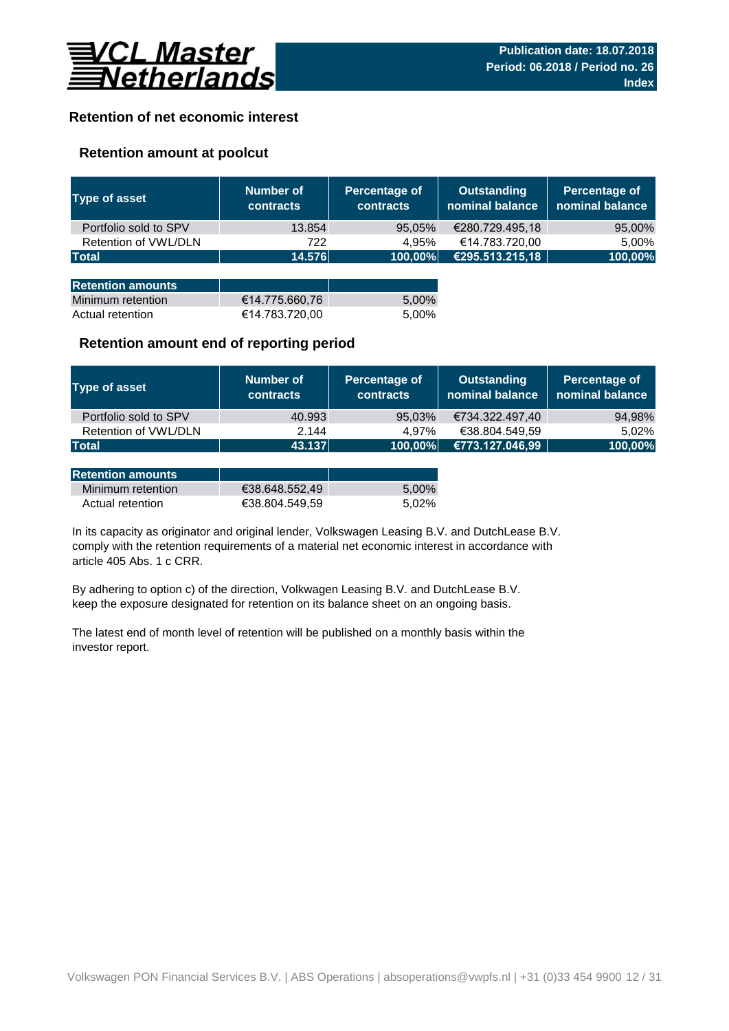# Retention of net economic interest

## Retention amount at poolcut

| Type of asset | Number of contracts | Percentage of contracts | Outstanding nominal balance | Percentage of nominal balance |
|---|---|---|---|---|
| Portfolio sold to SPV | 13.854 | 95,05% | €280.729.495,18 | 95,00% |
| Retention of VWL/DLN | 722 | 4,95% | €14.783.720,00 | 5,00% |
| **Total** | **14.576** | **100,00%** | **€295.513.215,18** | **100,00%** |

| Retention amounts | | |
|---|---|---|
| Minimum retention | €14.775.660,76 | 5,00% |
| Actual retention | €14.783.720,00 | 5,00% |

## Retention amount end of reporting period

| Type of asset | Number of contracts | Percentage of contracts | Outstanding nominal balance | Percentage of nominal balance |
|---|---|---|---|---|
| Portfolio sold to SPV | 40.993 | 95,03% | €734.322.497,40 | 94,98% |
| Retention of VWL/DLN | 2.144 | 4,97% | €38.804.549,59 | 5,02% |
| **Total** | **43.137** | **100,00%** | **€773.127.046,99** | **100,00%** |

| Retention amounts | | |
|---|---|---|
| Minimum retention | €38.648.552,49 | 5,00% |
| Actual retention | €38.804.549,59 | 5,02% |

In its capacity as originator and original lender, Volkswagen Leasing B.V. and DutchLease B.V. comply with the retention requirements of a material net economic interest in accordance with article 405 Abs. 1 c CRR.

By adhering to option c) of the direction, Volkswagen Leasing B.V. and DutchLease B.V. keep the exposure designated for retention on its balance sheet on an ongoing basis.

The latest end of month level of retention will be published on a monthly basis within the investor report.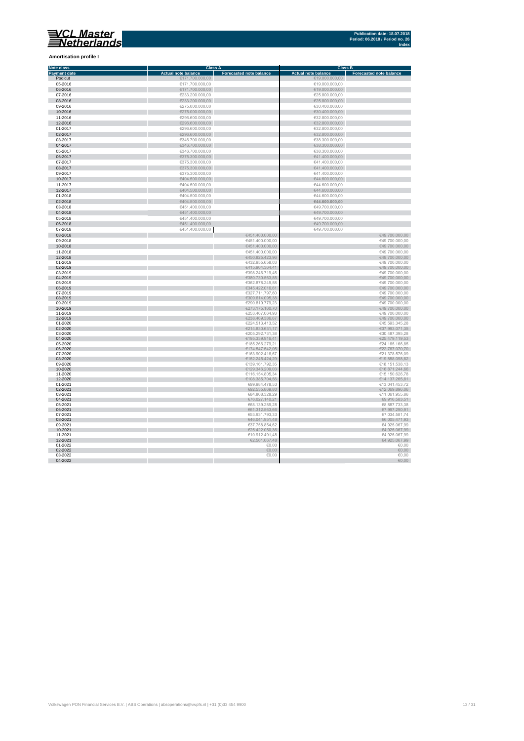**Amortisation profile I**

| Note class | Class A | | Class B | |
|---|---|---|---|---|
| Payment date | Actual note balance | Forecasted note balance | Actual note balance | Forecasted note balance |
| Poolcut | €171.700.000,00 | | €19.000.000,00 | |
| 05-2016 | €171.700.000,00 | | €19.000.000,00 | |
| 06-2016 | €171.700.000,00 | | €19.000.000,00 | |
| 07-2016 | €233.200.000,00 | | €25.800.000,00 | |
| 08-2016 | €233.200.000,00 | | €25.800.000,00 | |
| 09-2016 | €275.000.000,00 | | €30.400.000,00 | |
| 10-2016 | €275.000.000,00 | | €30.400.000,00 | |
| 11-2016 | €296.600.000,00 | | €32.800.000,00 | |
| 12-2016 | €296.600.000,00 | | €32.800.000,00 | |
| 01-2017 | €296.600.000,00 | | €32.800.000,00 | |
| 02-2017 | €296.600.000,00 | | €32.800.000,00 | |
| 03-2017 | €346.700.000,00 | | €38.300.000,00 | |
| 04-2017 | €346.700.000,00 | | €38.300.000,00 | |
| 05-2017 | €346.700.000,00 | | €38.300.000,00 | |
| 06-2017 | €375.300.000,00 | | €41.400.000,00 | |
| 07-2017 | €375.300.000,00 | | €41.400.000,00 | |
| 08-2017 | €375.300.000,00 | | €41.400.000,00 | |
| 09-2017 | €375.300.000,00 | | €41.400.000,00 | |
| 10-2017 | €404.500.000,00 | | €44.600.000,00 | |
| 11-2017 | €404.500.000,00 | | €44.600.000,00 | |
| 12-2017 | €404.500.000,00 | | €44.600.000,00 | |
| 01-2018 | €404.500.000,00 | | €44.600.000,00 | |
| 02-2018 | €404.500.000,00 | | €44.600.000,00 | |
| 03-2018 | €451.400.000,00 | | €49.700.000,00 | |
| 04-2018 | €451.400.000,00 | | €49.700.000,00 | |
| 05-2018 | €451.400.000,00 | | €49.700.000,00 | |
| 06-2018 | €451.400.000,00 | | €49.700.000,00 | |
| 07-2018 | €451.400.000,00 | | €49.700.000,00 | |
| 08-2018 | | €451.400.000,00 | | €49.700.000,00 |
| 09-2018 | | €451.400.000,00 | | €49.700.000,00 |
| 10-2018 | | €451.400.000,00 | | €49.700.000,00 |
| 11-2018 | | €451.400.000,00 | | €49.700.000,00 |
| 12-2018 | | €450.825.423,96 | | €49.700.000,00 |
| 01-2019 | | €432.955.658,03 | | €49.700.000,00 |
| 02-2019 | | €415.904.364,41 | | €49.700.000,00 |
| 03-2019 | | €398.246.719,45 | | €49.700.000,00 |
| 04-2019 | | €380.730.563,85 | | €49.700.000,00 |
| 05-2019 | | €362.878.249,58 | | €49.700.000,00 |
| 06-2019 | | €345.422.016,61 | | €49.700.000,00 |
| 07-2019 | | €327.711.797,60 | | €49.700.000,00 |
| 08-2019 | | €309.614.095,38 | | €49.700.000,00 |
| 09-2019 | | €290.819.779,23 | | €49.700.000,00 |
| 10-2019 | | €273.175.160,70 | | €49.700.000,00 |
| 11-2019 | | €253.467.064,93 | | €49.700.000,00 |
| 12-2019 | | €238.469.386,67 | | €49.700.000,00 |
| 01-2020 | | €224.513.413,52 | | €45.593.345,28 |
| 02-2020 | | €214.830.631,17 | | €37.993.071,35 |
| 03-2020 | | €205.292.731,38 | | €30.487.395,28 |
| 04-2020 | | €195.339.916,41 | | €25.479.119,53 |
| 05-2020 | | €185.266.279,21 | | €24.165.166,85 |
| 06-2020 | | €174.547.542,05 | | €22.767.070,70 |
| 07-2020 | | €163.902.416,67 | | €21.378.576,09 |
| 08-2020 | | €152.245.424,29 | | €19.858.098,82 |
| 09-2020 | | €139.161.792,35 | | €18.151.538,13 |
| 10-2020 | | €129.346.209,03 | | €16.871.244,66 |
| 11-2020 | | €116.154.805,34 | | €15.150.626,78 |
| 12-2020 | | €108.385.704,56 | | €14.137.265,81 |
| 01-2021 | | €99.984.478,53 | | €13.041.453,72 |
| 02-2021 | | €92.535.869,80 | | €12.069.896,06 |
| 03-2021 | | €84.808.328,29 | | €11.061.955,86 |
| 04-2021 | | €76.027.140,21 | | €9.916.583,51 |
| 05-2021 | | €68.139.289,28 | | €8.887.733,38 |
| 06-2021 | | €61.312.563,66 | | €7.997.290,91 |
| 07-2021 | | €53.931.793,33 | | €7.034.581,74 |
| 08-2021 | | €46.041.951,48 | | €6.005.471,93 |
| 09-2021 | | €37.758.854,62 | | €4.925.067,99 |
| 10-2021 | | €25.422.050,36 | | €4.925.067,99 |
| 11-2021 | | €10.912.491,48 | | €4.925.067,99 |
| 12-2021 | | €2.561.067,48 | | €4.925.067,99 |
| 01-2022 | | €0,00 | | €0,00 |
| 02-2022 | | €0,00 | | €0,00 |
| 03-2022 | | €0,00 | | €0,00 |
| 04-2022 | | | | €0,00 |

Volkswagen PON Financial Services B.V. | ABS Operations | absoperations@vwpfs.nl | +31 (0)33 454 9900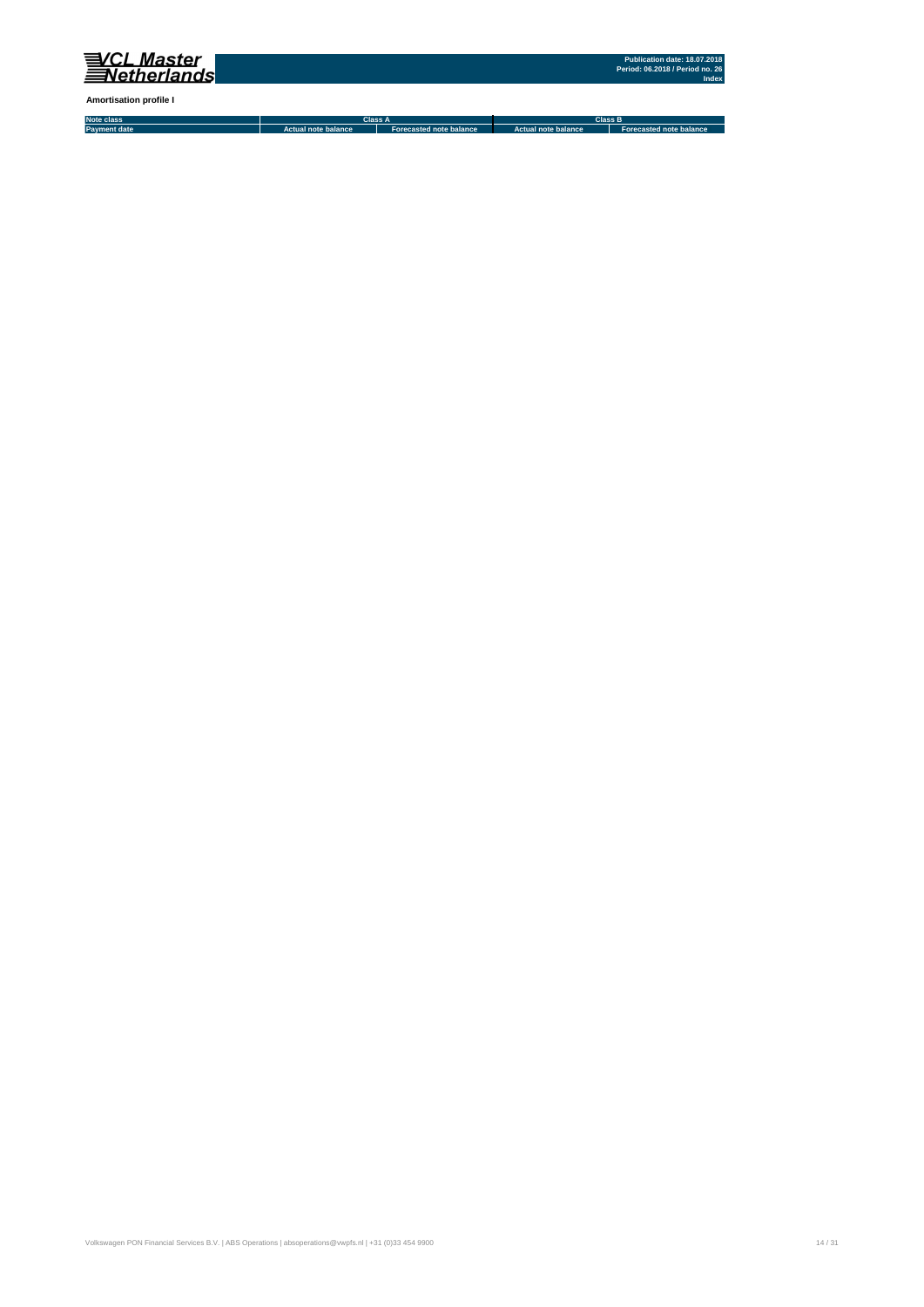**Amortisation profile I**

| Note class | Class A | | Class B | |
|---|---|---|---|---|
| Payment date | Actual note balance | Forecasted note balance | Actual note balance | Forecasted note balance |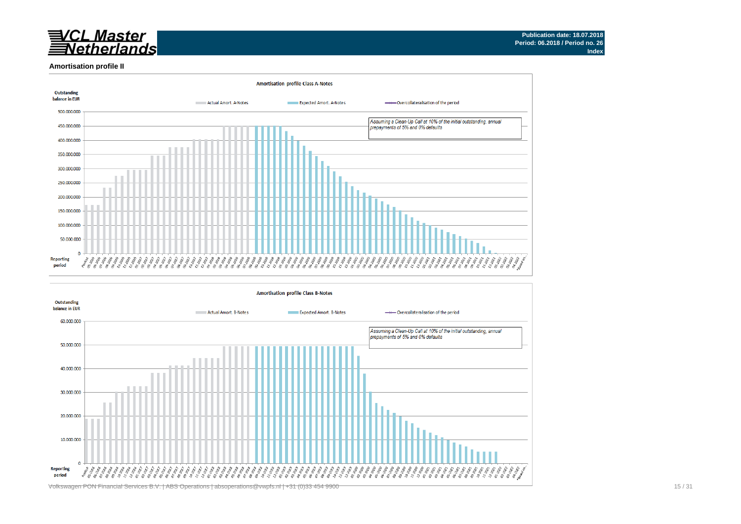**Publication date: 18.07.2018**
**Period: 06.2018 / Period no. 26**
**Index**

## Amortisation profile II

### Amortisation profile Class A-Notes

Outstanding balance in EUR

Actual Amort. A-Notes | Expected Amort. A-Notes | Overcollateralisation of the period

*Assuming a Clean-Up Call at 10% of the initial outstanding, annual prepayments of 5% and 0% defaults*

Reporting period

### Amortisation profile Class B-Notes

Outstanding balance in EUR

Actual Amort. B-Notes | Expected Amort. B-Notes | Overcollateralisation of the period

*Assuming a Clean-Up Call at 10% of the initial outstanding, annual prepayments of 5% and 0% defaults*

Reporting period

Volkswagen PON Financial Services B.V. | ABS Operations | absoperations@vwpfs.nl | +31 (0)33 454 9900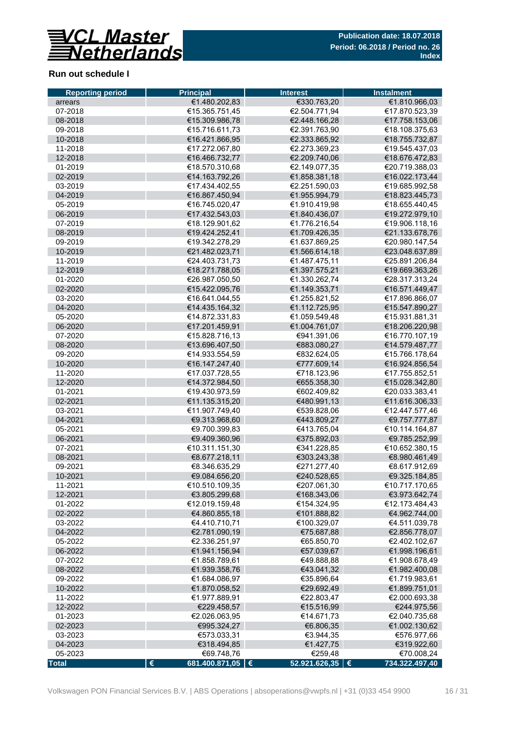## Run out schedule I

| Reporting period | Principal | Interest | Instalment |
|---|---|---|---|
| arrears | €1.480.202,83 | €330.763,20 | €1.810.966,03 |
| 07-2018 | €15.365.751,45 | €2.504.771,94 | €17.870.523,39 |
| 08-2018 | €15.309.986,78 | €2.448.166,28 | €17.758.153,06 |
| 09-2018 | €15.716.611,73 | €2.391.763,90 | €18.108.375,63 |
| 10-2018 | €16.421.866,95 | €2.333.865,92 | €18.755.732,87 |
| 11-2018 | €17.272.067,80 | €2.273.369,23 | €19.545.437,03 |
| 12-2018 | €16.466.732,77 | €2.209.740,06 | €18.676.472,83 |
| 01-2019 | €18.570.310,68 | €2.149.077,35 | €20.719.388,03 |
| 02-2019 | €14.163.792,26 | €1.858.381,18 | €16.022.173,44 |
| 03-2019 | €17.434.402,55 | €2.251.590,03 | €19.685.992,58 |
| 04-2019 | €16.867.450,94 | €1.955.994,79 | €18.823.445,73 |
| 05-2019 | €16.745.020,47 | €1.910.419,98 | €18.655.440,45 |
| 06-2019 | €17.432.543,03 | €1.840.436,07 | €19.272.979,10 |
| 07-2019 | €18.129.901,62 | €1.776.216,54 | €19.906.118,16 |
| 08-2019 | €19.424.252,41 | €1.709.426,35 | €21.133.678,76 |
| 09-2019 | €19.342.278,29 | €1.637.869,25 | €20.980.147,54 |
| 10-2019 | €21.482.023,71 | €1.566.614,18 | €23.048.637,89 |
| 11-2019 | €24.403.731,73 | €1.487.475,11 | €25.891.206,84 |
| 12-2019 | €18.271.788,05 | €1.397.575,21 | €19.669.363,26 |
| 01-2020 | €26.987.050,50 | €1.330.262,74 | €28.317.313,24 |
| 02-2020 | €15.422.095,76 | €1.149.353,71 | €16.571.449,47 |
| 03-2020 | €16.641.044,55 | €1.255.821,52 | €17.896.866,07 |
| 04-2020 | €14.435.164,32 | €1.112.725,95 | €15.547.890,27 |
| 05-2020 | €14.872.331,83 | €1.059.549,48 | €15.931.881,31 |
| 06-2020 | €17.201.459,91 | €1.004.761,07 | €18.206.220,98 |
| 07-2020 | €15.828.716,13 | €941.391,06 | €16.770.107,19 |
| 08-2020 | €13.696.407,50 | €883.080,27 | €14.579.487,77 |
| 09-2020 | €14.933.554,59 | €832.624,05 | €15.766.178,64 |
| 10-2020 | €16.147.247,40 | €777.609,14 | €16.924.856,54 |
| 11-2020 | €17.037.728,55 | €718.123,96 | €17.755.852,51 |
| 12-2020 | €14.372.984,50 | €655.358,30 | €15.028.342,80 |
| 01-2021 | €19.430.973,59 | €602.409,82 | €20.033.383,41 |
| 02-2021 | €11.135.315,20 | €480.991,13 | €11.616.306,33 |
| 03-2021 | €11.907.749,40 | €539.828,06 | €12.447.577,46 |
| 04-2021 | €9.313.968,60 | €443.809,27 | €9.757.777,87 |
| 05-2021 | €9.700.399,83 | €413.765,04 | €10.114.164,87 |
| 06-2021 | €9.409.360,96 | €375.892,03 | €9.785.252,99 |
| 07-2021 | €10.311.151,30 | €341.228,85 | €10.652.380,15 |
| 08-2021 | €8.677.218,11 | €303.243,38 | €8.980.461,49 |
| 09-2021 | €8.346.635,29 | €271.277,40 | €8.617.912,69 |
| 10-2021 | €9.084.656,20 | €240.528,65 | €9.325.184,85 |
| 11-2021 | €10.510.109,35 | €207.061,30 | €10.717.170,65 |
| 12-2021 | €3.805.299,68 | €168.343,06 | €3.973.642,74 |
| 01-2022 | €12.019.159,48 | €154.324,95 | €12.173.484,43 |
| 02-2022 | €4.860.855,18 | €101.888,82 | €4.962.744,00 |
| 03-2022 | €4.410.710,71 | €100.329,07 | €4.511.039,78 |
| 04-2022 | €2.781.090,19 | €75.687,88 | €2.856.778,07 |
| 05-2022 | €2.336.251,97 | €65.850,70 | €2.402.102,67 |
| 06-2022 | €1.941.156,94 | €57.039,67 | €1.998.196,61 |
| 07-2022 | €1.858.789,61 | €49.888,88 | €1.908.678,49 |
| 08-2022 | €1.939.358,76 | €43.041,32 | €1.982.400,08 |
| 09-2022 | €1.684.086,97 | €35.896,64 | €1.719.983,61 |
| 10-2022 | €1.870.058,52 | €29.692,49 | €1.899.751,01 |
| 11-2022 | €1.977.889,91 | €22.803,47 | €2.000.693,38 |
| 12-2022 | €229.458,57 | €15.516,99 | €244.975,56 |
| 01-2023 | €2.026.063,95 | €14.671,73 | €2.040.735,68 |
| 02-2023 | €995.324,27 | €6.806,35 | €1.002.130,62 |
| 03-2023 | €573.033,31 | €3.944,35 | €576.977,66 |
| 04-2023 | €318.494,85 | €1.427,75 | €319.922,60 |
| 05-2023 | €69.748,76 | €259,48 | €70.008,24 |
| **Total** | **€ 681.400.871,05** | **€ 52.921.626,35** | **€ 734.322.497,40** |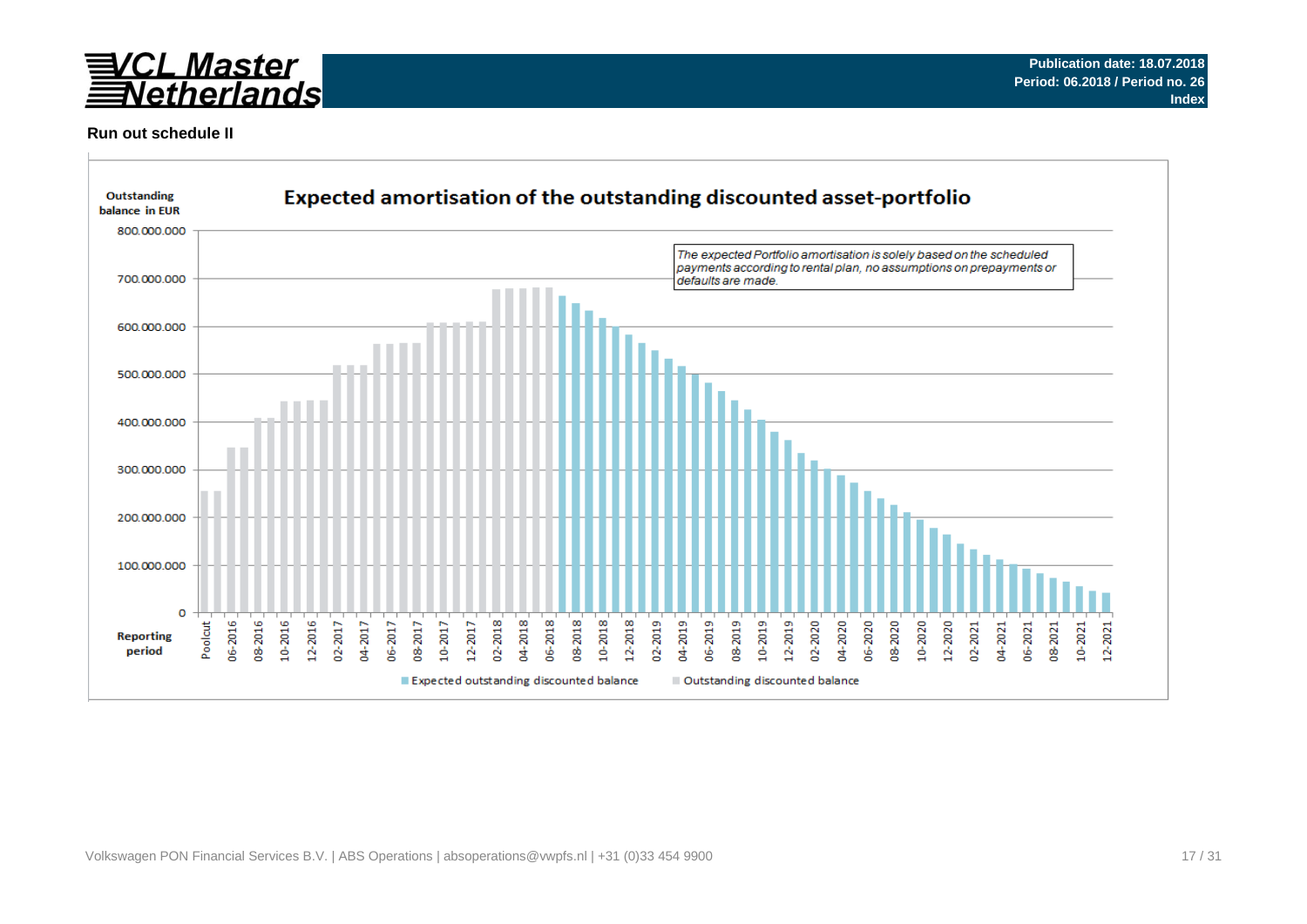## Run out schedule II

**Expected amortisation of the outstanding discounted asset-portfolio**

*The expected Portfolio amortisation is solely based on the scheduled payments according to rental plan, no assumptions on prepayments or defaults are made.*

Outstanding balance in EUR

Reporting period

Expected outstanding discounted balance | Outstanding discounted balance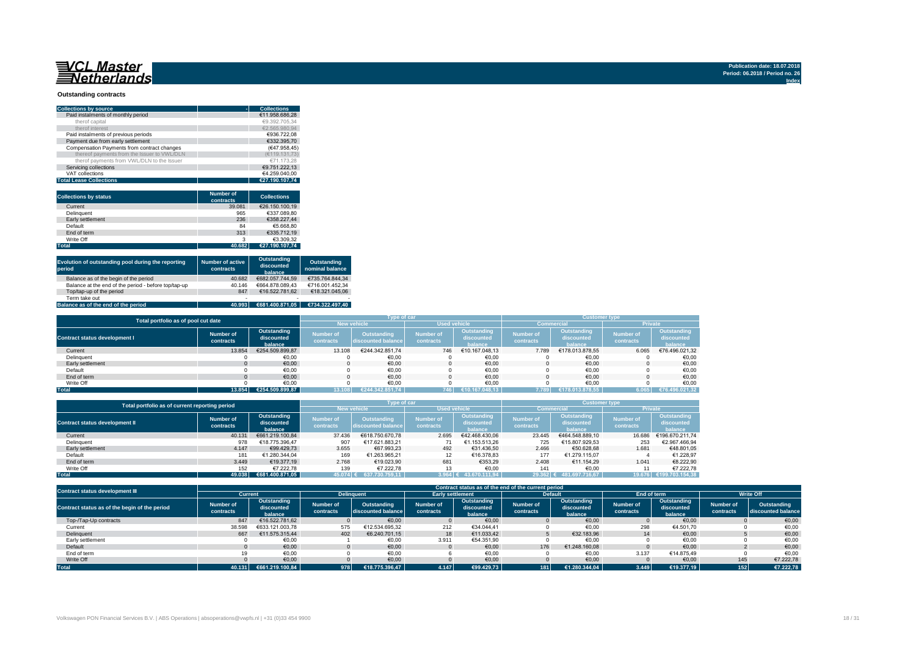**VCL Master Netherlands**

Publication date: 18.07.2018
Period: 06.2018 / Period no. 26
Index

## Outstanding contracts

| Collections by source | - | Collections |
|---|---|---|
| Paid instalments of monthly period | | €11.958.686,28 |
| therof capital | | €9.392.705,34 |
| therof interest | | €2.565.980,94 |
| Paid instalments of previous periods | | €936.722,08 |
| Payment due from early settlement | | €332.395,70 |
| Compensation Payments from contract changes | | (€47.958,45) |
| thereof payments from the Issuer to VWL/DLN | | (€119.131,73) |
| therof payments from VWL/DLN to the Issuer | | €71.173,28 |
| Servicing collections | | €9.751.222,13 |
| VAT collections | | €4.259.040,00 |
| **Total Lease Collections** | | **€27.190.107,74** |

| Collections by status | Number of contracts | Collections |
|---|---|---|
| Current | 39.081 | €26.150.100,19 |
| Delinquent | 965 | €337.089,80 |
| Early settlement | 236 | €358.227,44 |
| Default | 84 | €5.668,80 |
| End of term | 313 | €335.712,19 |
| Write Off | 3 | €3.309,32 |
| **Total** | **40.682** | **€27.190.107,74** |

| Evolution of outstanding pool during the reporting period | Number of active contracts | Outstanding discounted balance | Outstanding nominal balance |
|---|---|---|---|
| Balance as of the begin of the period | 40.682 | €682.057.744,59 | €735.764.844,34 |
| Balance at the end of the period - before top/tap-up | 40.146 | €664.878.089,43 | €716.001.452,34 |
| Top/tap-up of the period | 847 | €16.522.781,62 | €18.321.045,06 |
| Term take out | - | - | - |
| **Balance as of the end of the period** | **40.993** | **€681.400.871,05** | **€734.322.497,40** |

| Total portfolio as of pool cut date | | | Type of car | | | | Customer type | | | |
|---|---|---|---|---|---|---|---|---|---|---|
| | | | New vehicle | | Used vehicle | | Commercial | | Private | |
| Contract status development I | Number of contracts | Outstanding discounted balance | Number of contracts | Outstanding discounted balance | Number of contracts | Outstanding discounted balance | Number of contracts | Outstanding discounted balance | Number of contracts | Outstanding discounted balance |
| Current | 13.854 | €254.509.899,87 | 13.108 | €244.342.851,74 | 746 | €10.167.048,13 | 7.789 | €178.013.878,55 | 6.065 | €76.496.021,32 |
| Delinquent | 0 | €0,00 | 0 | €0,00 | 0 | €0,00 | 0 | €0,00 | 0 | €0,00 |
| Early settlement | 0 | €0,00 | 0 | €0,00 | 0 | €0,00 | 0 | €0,00 | 0 | €0,00 |
| Default | 0 | €0,00 | 0 | €0,00 | 0 | €0,00 | 0 | €0,00 | 0 | €0,00 |
| End of term | 0 | €0,00 | 0 | €0,00 | 0 | €0,00 | 0 | €0,00 | 0 | €0,00 |
| Write Off | 0 | €0,00 | 0 | €0,00 | 0 | €0,00 | 0 | €0,00 | 0 | €0,00 |
| **Total** | **13.854** | **€254.509.899,87** | **13.108** | **€244.342.851,74** | **746** | **€10.167.048,13** | **7.789** | **€178.013.878,55** | **6.065** | **€76.496.021,32** |

| Total portfolio as of current reporting period | | | Type of car | | | | Customer type | | | |
|---|---|---|---|---|---|---|---|---|---|---|
| | | | New vehicle | | Used vehicle | | Commercial | | Private | |
| Contract status development II | Number of contracts | Outstanding discounted balance | Number of contracts | Outstanding discounted balance | Number of contracts | Outstanding discounted balance | Number of contracts | Outstanding discounted balance | Number of contracts | Outstanding discounted balance |
| Current | 40.131 | €661.219.100,84 | 37.436 | €618.750.670,78 | 2.695 | €42.468.430,06 | 23.445 | €464.548.889,10 | 16.686 | €196.670.211,74 |
| Delinquent | 978 | €18.775.396,47 | 907 | €17.621.883,21 | 71 | €1.153.513,26 | 725 | €15.807.929,53 | 253 | €2.967.466,94 |
| Early settlement | 4.147 | €99.429,73 | 3.655 | €67.993,23 | 492 | €31.436,50 | 2.466 | €50.628,68 | 1.681 | €48.801,05 |
| Default | 181 | €1.280.344,04 | 169 | €1.263.965,21 | 12 | €16.378,83 | 177 | €1.279.115,07 | 4 | €1.228,97 |
| End of term | 3.449 | €19.377,19 | 2.768 | €19.023,90 | 681 | €353,29 | 2.408 | €11.154,29 | 1.041 | €8.222,90 |
| Write Off | 152 | €7.222,78 | 139 | €7.222,78 | 13 | €0,00 | 141 | €0,00 | 11 | €7.222,78 |
| **Total** | **49.038** | **€681.400.871,05** | **45.074** | **€ 637.730.759,11** | **3.964** | **€ 43.670.111,94** | **29.362** | **€ 481.697.716,67** | **19.676** | **€199.703.154,38** |

| Contract status development III | Contract status as of the end of the current period | | | | | | | | | | | |
|---|---|---|---|---|---|---|---|---|---|---|---|---|
| | Current | | Delinquent | | Early settlement | | Default | | End of term | | Write Off | |
| Contract status as of the begin of the period | Number of contracts | Outstanding discounted balance | Number of contracts | Outstanding discounted balance | Number of contracts | Outstanding discounted balance | Number of contracts | Outstanding discounted balance | Number of contracts | Outstanding discounted balance | Number of contracts | Outstanding discounted balance |
| Top-/Tap-Up contracts | 847 | €16.522.781,62 | 0 | €0,00 | 0 | €0,00 | 0 | €0,00 | 0 | €0,00 | 0 | €0,00 |
| Current | 38.598 | €633.121.003,78 | 575 | €12.534.695,32 | 212 | €34.044,41 | 0 | €0,00 | 298 | €4.501,70 | 0 | €0,00 |
| Delinquent | 667 | €11.575.315,44 | 402 | €6.240.701,15 | 18 | €11.033,42 | 5 | €32.183,96 | 14 | €0,00 | 5 | €0,00 |
| Early settlement | 0 | €0,00 | 1 | €0,00 | 3.911 | €54.351,90 | 0 | €0,00 | 0 | €0,00 | 0 | €0,00 |
| Default | 0 | €0,00 | 0 | €0,00 | 0 | €0,00 | 176 | €1.248.160,08 | 0 | €0,00 | 2 | €0,00 |
| End of term | 19 | €0,00 | 0 | €0,00 | 6 | €0,00 | 0 | €0,00 | 3.137 | €14.875,49 | 0 | €0,00 |
| Write Off | 0 | €0,00 | 0 | €0,00 | 0 | €0,00 | 0 | €0,00 | 0 | €0,00 | 145 | €7.222,78 |
| **Total** | **40.131** | **€661.219.100,84** | **978** | **€18.775.396,47** | **4.147** | **€99.429,73** | **181** | **€1.280.344,04** | **3.449** | **€19.377,19** | **152** | **€7.222,78** |

Volkswagen PON Financial Services B.V. | ABS Operations | absoperations@vwpfs.nl | +31 (0)33 454 9900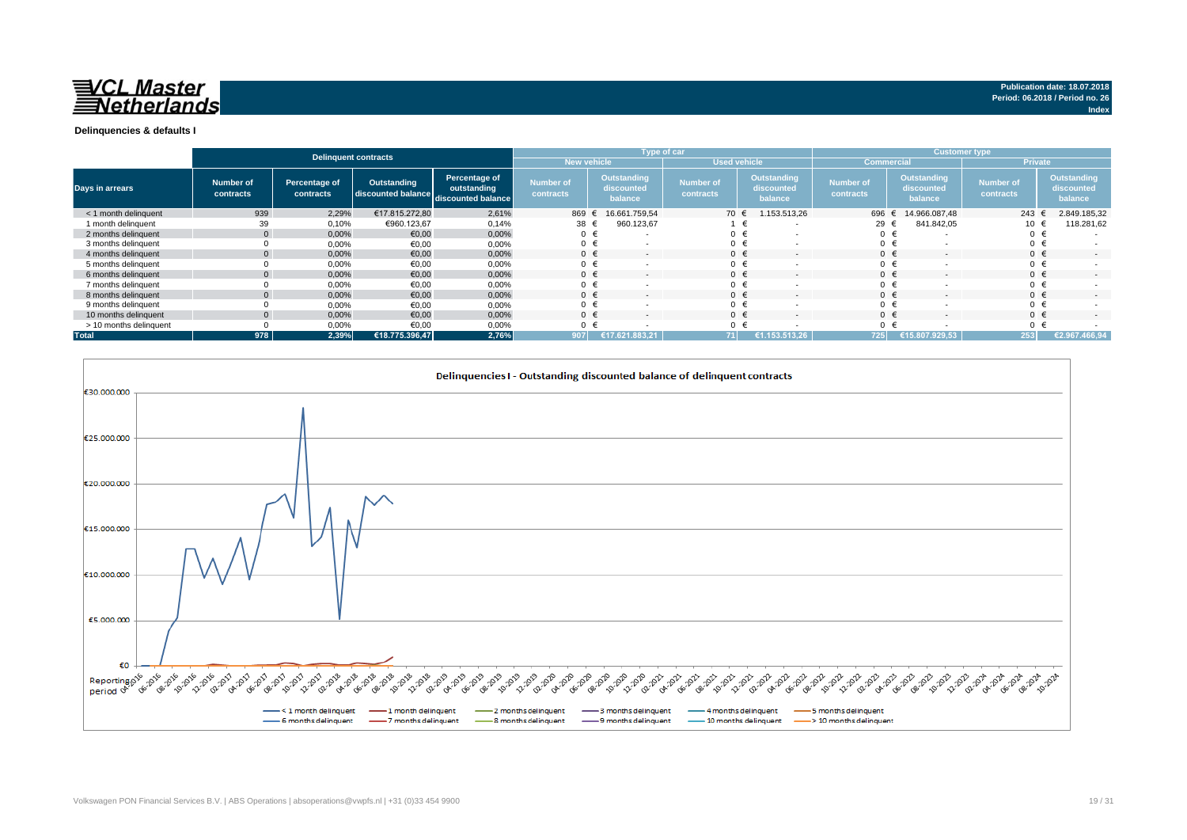**VCL Master Netherlands**

Publication date: 18.07.2018
Period: 06.2018 / Period no. 26
Index

## Delinquencies & defaults I

| Days in arrears | Delinquent contracts | | | | Type of car | | | | Customer type | | | |
|---|---|---|---|---|---|---|---|---|---|---|---|---|
| | | | | | New vehicle | | Used vehicle | | Commercial | | Private | |
| | Number of contracts | Percentage of contracts | Outstanding discounted balance | Percentage of outstanding discounted balance | Number of contracts | Outstanding discounted balance | Number of contracts | Outstanding discounted balance | Number of contracts | Outstanding discounted balance | Number of contracts | Outstanding discounted balance |
| < 1 month delinquent | 939 | 2,29% | €17.815.272,80 | 2,61% | 869 | € 16.661.759,54 | 70 | € 1.153.513,26 | 696 | € 14.966.087,48 | 243 | € 2.849.185,32 |
| 1 month delinquent | 39 | 0,10% | €960.123,67 | 0,14% | 38 | € 960.123,67 | 1 | € - | 29 | € 841.842,05 | 10 | € 118.281,62 |
| 2 months delinquent | 0 | 0,00% | €0,00 | 0,00% | 0 | € - | 0 | € - | 0 | € - | 0 | € - |
| 3 months delinquent | 0 | 0,00% | €0,00 | 0,00% | 0 | € - | 0 | € - | 0 | € - | 0 | € - |
| 4 months delinquent | 0 | 0,00% | €0,00 | 0,00% | 0 | € - | 0 | € - | 0 | € - | 0 | € - |
| 5 months delinquent | 0 | 0,00% | €0,00 | 0,00% | 0 | € - | 0 | € - | 0 | € - | 0 | € - |
| 6 months delinquent | 0 | 0,00% | €0,00 | 0,00% | 0 | € - | 0 | € - | 0 | € - | 0 | € - |
| 7 months delinquent | 0 | 0,00% | €0,00 | 0,00% | 0 | € - | 0 | € - | 0 | € - | 0 | € - |
| 8 months delinquent | 0 | 0,00% | €0,00 | 0,00% | 0 | € - | 0 | € - | 0 | € - | 0 | € - |
| 9 months delinquent | 0 | 0,00% | €0,00 | 0,00% | 0 | € - | 0 | € - | 0 | € - | 0 | € - |
| 10 months delinquent | 0 | 0,00% | €0,00 | 0,00% | 0 | € - | 0 | € - | 0 | € - | 0 | € - |
| > 10 months delinquent | 0 | 0,00% | €0,00 | 0,00% | 0 | € - | 0 | € - | 0 | € - | 0 | € - |
| **Total** | **978** | **2,39%** | **€18.775.396,47** | **2,76%** | **907** | **€17.621.883,21** | **71** | **€1.153.513,26** | **725** | **€15.807.929,53** | **253** | **€2.967.466,94** |

**Delinquencies I - Outstanding discounted balance of delinquent contracts**

Legend: < 1 month delinquent; 1 month delinquent; 2 months delinquent; 3 months delinquent; 4 months delinquent; 5 months delinquent; 6 months delinquent; 7 months delinquent; 8 months delinquent; 9 months delinquent; 10 months delinquent; > 10 months delinquent

Y-axis: €0 – €30.000.000; X-axis: Reporting period 04-2016 – 10-2024

Volkswagen PON Financial Services B.V. | ABS Operations | absoperations@vwpfs.nl | +31 (0)33 454 9900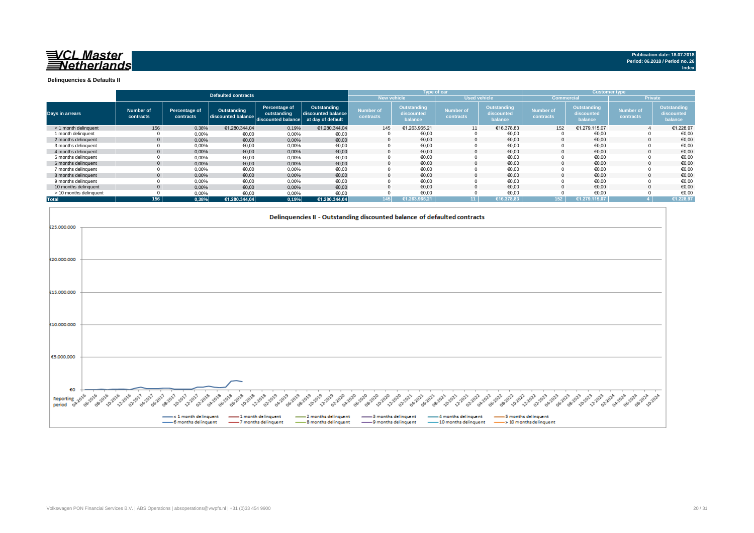# VCL Master Netherlands

Publication date: 18.07.2018
Period: 06.2018 / Period no. 26
Index

## Delinquencies & Defaults II

| Days in arrears | Defaulted contracts | | | | | Type of car | | | | Customer type | | | |
|---|---|---|---|---|---|---|---|---|---|---|---|---|---|
| | | | | | | New vehicle | | Used vehicle | | Commercial | | Private | |
| | Number of contracts | Percentage of contracts | Outstanding discounted balance | Percentage of outstanding discounted balance | Outstanding discounted balance at day of default | Number of contracts | Outstanding discounted balance | Number of contracts | Outstanding discounted balance | Number of contracts | Outstanding discounted balance | Number of contracts | Outstanding discounted balance |
| < 1 month delinquent | 156 | 0,38% | €1.280.344,04 | 0,19% | €1.280.344,04 | 145 | €1.263.965,21 | 11 | €16.378,83 | 152 | €1.279.115,07 | 4 | €1.228,97 |
| 1 month delinquent | 0 | 0,00% | €0,00 | 0,00% | €0,00 | 0 | €0,00 | 0 | €0,00 | 0 | €0,00 | 0 | €0,00 |
| 2 months delinquent | 0 | 0,00% | €0,00 | 0,00% | €0,00 | 0 | €0,00 | 0 | €0,00 | 0 | €0,00 | 0 | €0,00 |
| 3 months delinquent | 0 | 0,00% | €0,00 | 0,00% | €0,00 | 0 | €0,00 | 0 | €0,00 | 0 | €0,00 | 0 | €0,00 |
| 4 months delinquent | 0 | 0,00% | €0,00 | 0,00% | €0,00 | 0 | €0,00 | 0 | €0,00 | 0 | €0,00 | 0 | €0,00 |
| 5 months delinquent | 0 | 0,00% | €0,00 | 0,00% | €0,00 | 0 | €0,00 | 0 | €0,00 | 0 | €0,00 | 0 | €0,00 |
| 6 months delinquent | 0 | 0,00% | €0,00 | 0,00% | €0,00 | 0 | €0,00 | 0 | €0,00 | 0 | €0,00 | 0 | €0,00 |
| 7 months delinquent | 0 | 0,00% | €0,00 | 0,00% | €0,00 | 0 | €0,00 | 0 | €0,00 | 0 | €0,00 | 0 | €0,00 |
| 8 months delinquent | 0 | 0,00% | €0,00 | 0,00% | €0,00 | 0 | €0,00 | 0 | €0,00 | 0 | €0,00 | 0 | €0,00 |
| 9 months delinquent | 0 | 0,00% | €0,00 | 0,00% | €0,00 | 0 | €0,00 | 0 | €0,00 | 0 | €0,00 | 0 | €0,00 |
| 10 months delinquent | 0 | 0,00% | €0,00 | 0,00% | €0,00 | 0 | €0,00 | 0 | €0,00 | 0 | €0,00 | 0 | €0,00 |
| > 10 months delinquent | 0 | 0,00% | €0,00 | 0,00% | €0,00 | 0 | €0,00 | 0 | €0,00 | 0 | €0,00 | 0 | €0,00 |
| **Total** | **156** | **0,38%** | **€1.280.344,04** | **0,19%** | **€1.280.344,04** | **145** | **€1.263.965,21** | **11** | **€16.378,83** | **152** | **€1.279.115,07** | **4** | **€1.228,97** |

Delinquencies II - Outstanding discounted balance of defaulted contracts

Volkswagen PON Financial Services B.V. | ABS Operations | absoperations@vwpfs.nl | +31 (0)33 454 9900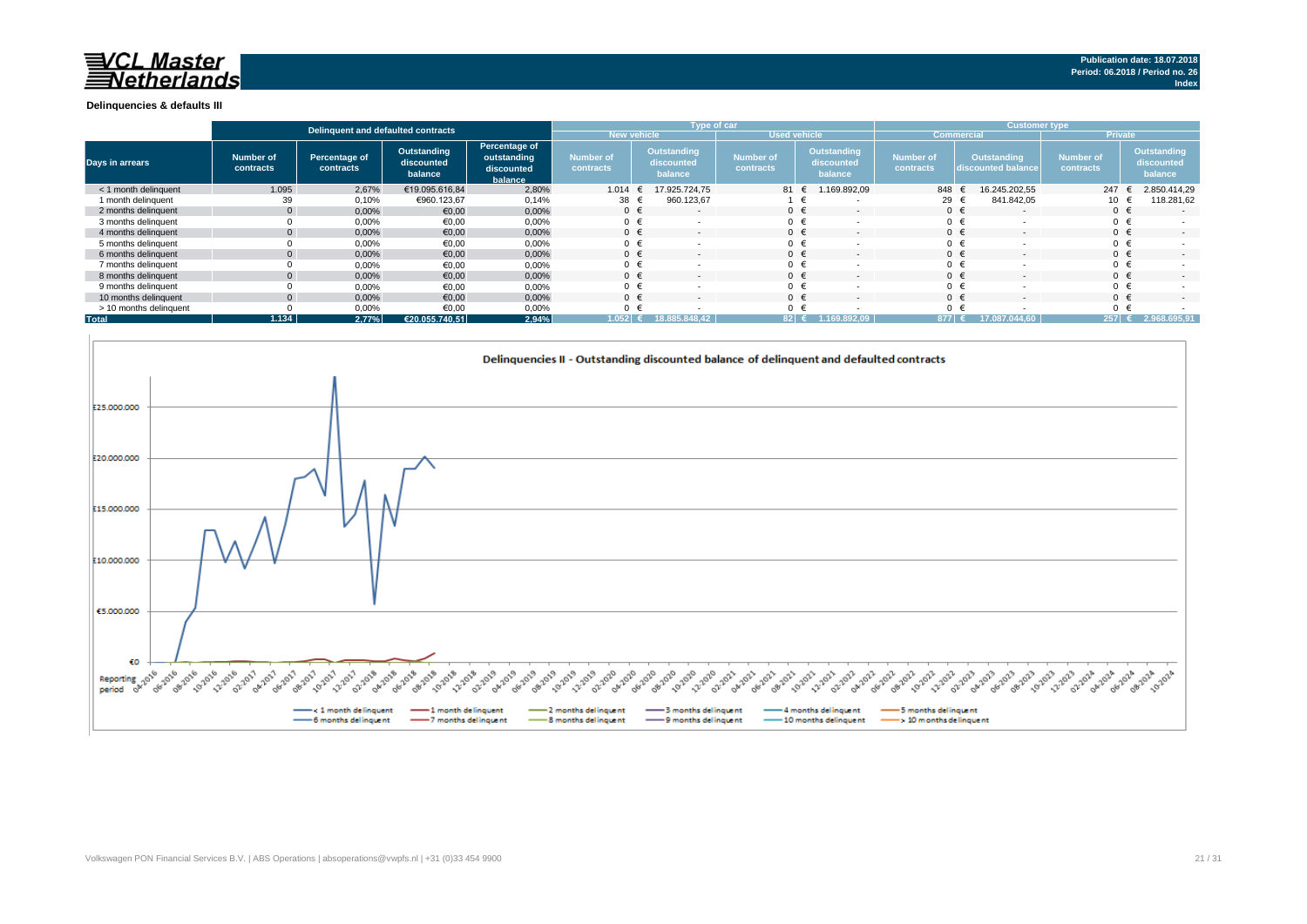**Publication date: 18.07.2018**
**Period: 06.2018 / Period no. 26**
**Index**

### Delinquencies & defaults III

| Days in arrears | Delinquent and defaulted contracts | | | | Type of car | | | | Customer type | | | |
|---|---|---|---|---|---|---|---|---|---|---|---|---|
| | | | | | New vehicle | | Used vehicle | | Commercial | | Private | |
| | Number of contracts | Percentage of contracts | Outstanding discounted balance | Percentage of outstanding discounted balance | Number of contracts | Outstanding discounted balance | Number of contracts | Outstanding discounted balance | Number of contracts | Outstanding discounted balance | Number of contracts | Outstanding discounted balance |
| < 1 month delinquent | 1.095 | 2,67% | €19.095.616,84 | 2,80% | 1.014 | € 17.925.724,75 | 81 | € 1.169.892,09 | 848 | € 16.245.202,55 | 247 | € 2.850.414,29 |
| 1 month delinquent | 39 | 0,10% | €960.123,67 | 0,14% | 38 | € 960.123,67 | 1 | € - | 29 | € 841.842,05 | 10 | € 118.281,62 |
| 2 months delinquent | 0 | 0,00% | €0,00 | 0,00% | 0 | € - | 0 | € - | 0 | € - | 0 | € - |
| 3 months delinquent | 0 | 0,00% | €0,00 | 0,00% | 0 | € - | 0 | € - | 0 | € - | 0 | € - |
| 4 months delinquent | 0 | 0,00% | €0,00 | 0,00% | 0 | € - | 0 | € - | 0 | € - | 0 | € - |
| 5 months delinquent | 0 | 0,00% | €0,00 | 0,00% | 0 | € - | 0 | € - | 0 | € - | 0 | € - |
| 6 months delinquent | 0 | 0,00% | €0,00 | 0,00% | 0 | € - | 0 | € - | 0 | € - | 0 | € - |
| 7 months delinquent | 0 | 0,00% | €0,00 | 0,00% | 0 | € - | 0 | € - | 0 | € - | 0 | € - |
| 8 months delinquent | 0 | 0,00% | €0,00 | 0,00% | 0 | € - | 0 | € - | 0 | € - | 0 | € - |
| 9 months delinquent | 0 | 0,00% | €0,00 | 0,00% | 0 | € - | 0 | € - | 0 | € - | 0 | € - |
| 10 months delinquent | 0 | 0,00% | €0,00 | 0,00% | 0 | € - | 0 | € - | 0 | € - | 0 | € - |
| > 10 months delinquent | 0 | 0,00% | €0,00 | 0,00% | 0 | € - | 0 | € - | 0 | € - | 0 | € - |
| **Total** | **1.134** | **2,77%** | **€20.055.740,51** | **2,94%** | **1.052** | **€ 18.885.848,42** | **82** | **€ 1.169.892,09** | **877** | **€ 17.087.044,60** | **257** | **€ 2.968.695,91** |

**Delinquencies II - Outstanding discounted balance of delinquent and defaulted contracts**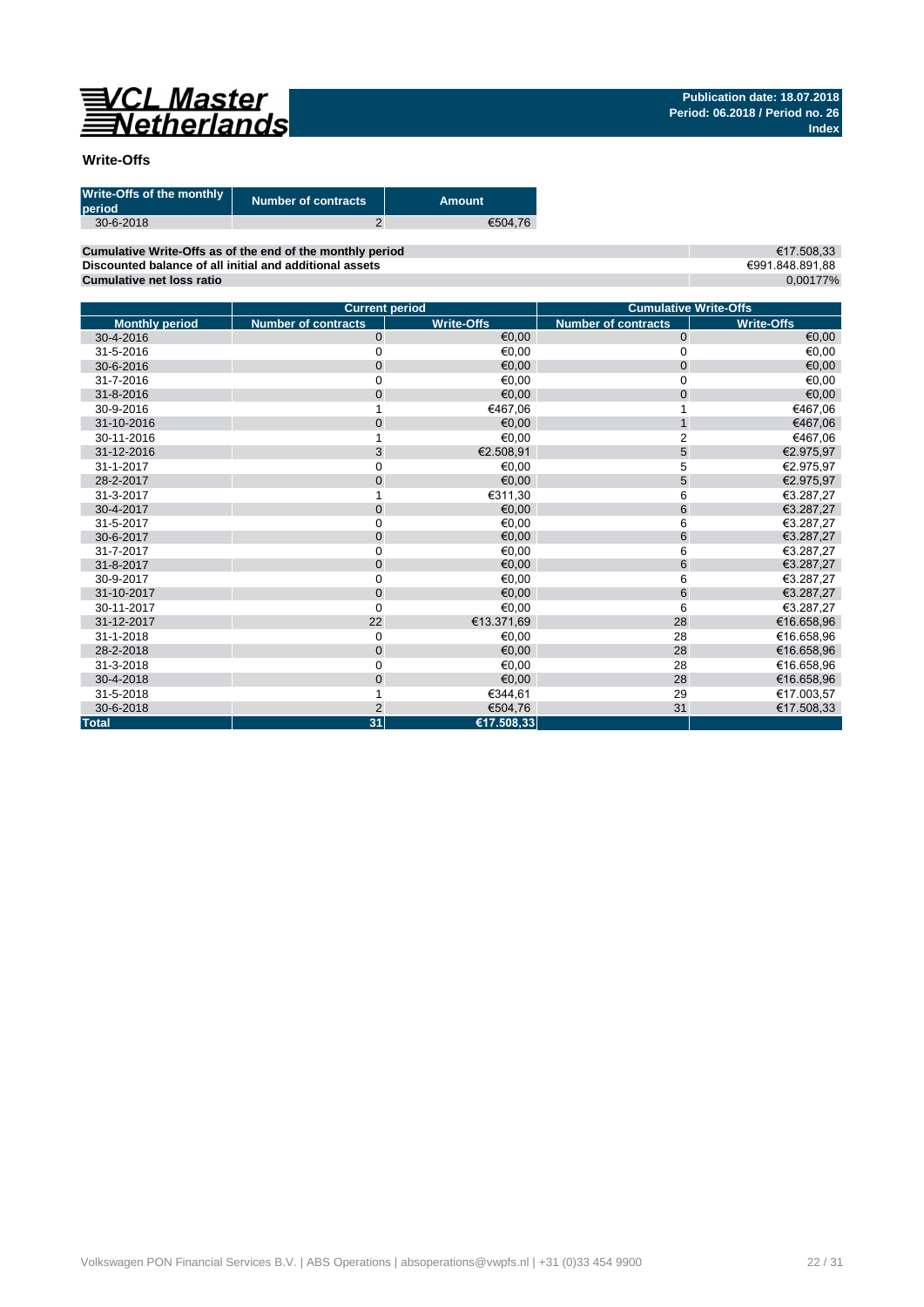## Write-Offs

| Write-Offs of the monthly period | Number of contracts | Amount |
|---|---|---|
| 30-6-2018 | 2 | €504,76 |

| | |
|---|---|
| **Cumulative Write-Offs as of the end of the monthly period** | €17.508,33 |
| **Discounted balance of all initial and additional assets** | €991.848.891,88 |
| **Cumulative net loss ratio** | 0,00177% |

| | Current period | | Cumulative Write-Offs | |
|---|---|---|---|---|
| **Monthly period** | **Number of contracts** | **Write-Offs** | **Number of contracts** | **Write-Offs** |
| 30-4-2016 | 0 | €0,00 | 0 | €0,00 |
| 31-5-2016 | 0 | €0,00 | 0 | €0,00 |
| 30-6-2016 | 0 | €0,00 | 0 | €0,00 |
| 31-7-2016 | 0 | €0,00 | 0 | €0,00 |
| 31-8-2016 | 0 | €0,00 | 0 | €0,00 |
| 30-9-2016 | 1 | €467,06 | 1 | €467,06 |
| 31-10-2016 | 0 | €0,00 | 1 | €467,06 |
| 30-11-2016 | 1 | €0,00 | 2 | €467,06 |
| 31-12-2016 | 3 | €2.508,91 | 5 | €2.975,97 |
| 31-1-2017 | 0 | €0,00 | 5 | €2.975,97 |
| 28-2-2017 | 0 | €0,00 | 5 | €2.975,97 |
| 31-3-2017 | 1 | €311,30 | 6 | €3.287,27 |
| 30-4-2017 | 0 | €0,00 | 6 | €3.287,27 |
| 31-5-2017 | 0 | €0,00 | 6 | €3.287,27 |
| 30-6-2017 | 0 | €0,00 | 6 | €3.287,27 |
| 31-7-2017 | 0 | €0,00 | 6 | €3.287,27 |
| 31-8-2017 | 0 | €0,00 | 6 | €3.287,27 |
| 30-9-2017 | 0 | €0,00 | 6 | €3.287,27 |
| 31-10-2017 | 0 | €0,00 | 6 | €3.287,27 |
| 30-11-2017 | 0 | €0,00 | 6 | €3.287,27 |
| 31-12-2017 | 22 | €13.371,69 | 28 | €16.658,96 |
| 31-1-2018 | 0 | €0,00 | 28 | €16.658,96 |
| 28-2-2018 | 0 | €0,00 | 28 | €16.658,96 |
| 31-3-2018 | 0 | €0,00 | 28 | €16.658,96 |
| 30-4-2018 | 0 | €0,00 | 28 | €16.658,96 |
| 31-5-2018 | 1 | €344,61 | 29 | €17.003,57 |
| 30-6-2018 | 2 | €504,76 | 31 | €17.508,33 |
| **Total** | **31** | **€17.508,33** | | |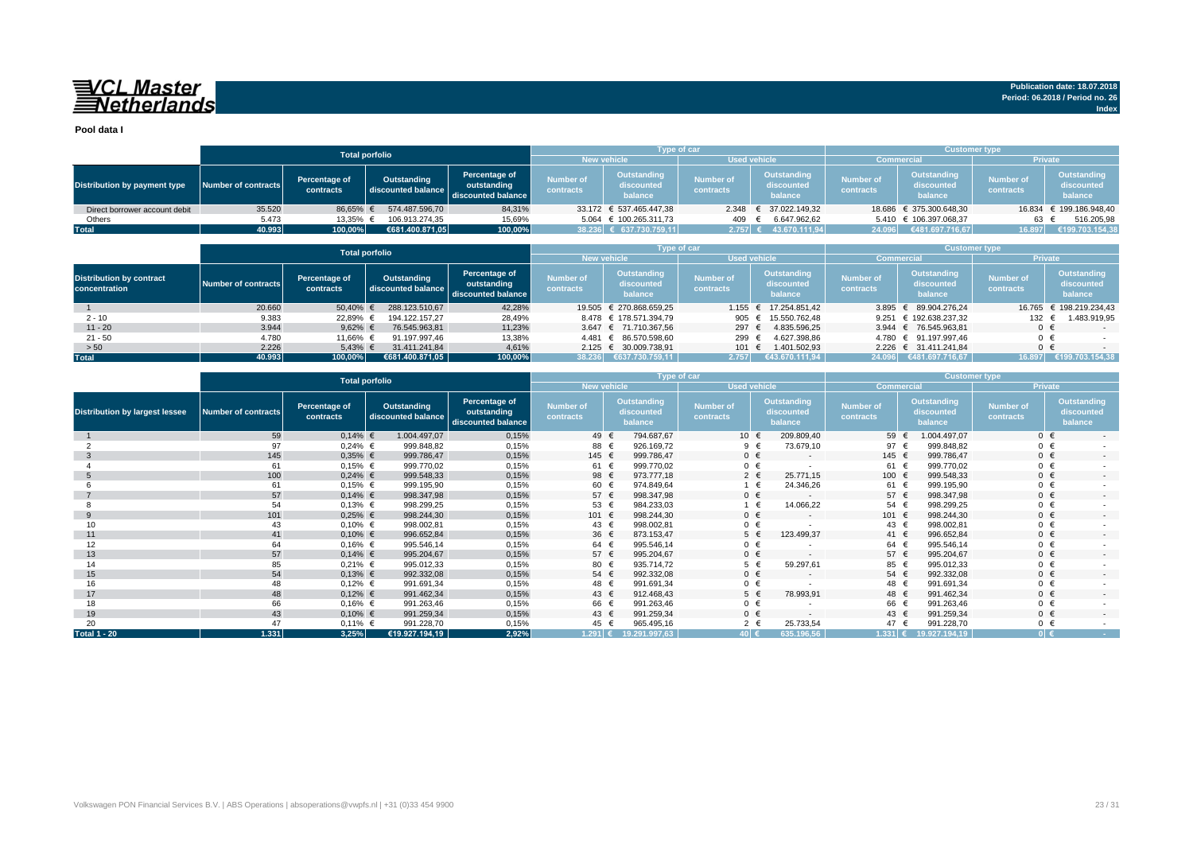# VCL Master Netherlands

Publication date: 18.07.2018
Period: 06.2018 / Period no. 26
Index

**Pool data I**

| Distribution by payment type | Total porfolio | | | | Type of car | | | | Customer type | | | |
|---|---|---|---|---|---|---|---|---|---|---|---|---|
| | | | | | New vehicle | | Used vehicle | | Commercial | | Private | |
| | Number of contracts | Percentage of contracts | Outstanding discounted balance | Percentage of outstanding discounted balance | Number of contracts | Outstanding discounted balance | Number of contracts | Outstanding discounted balance | Number of contracts | Outstanding discounted balance | Number of contracts | Outstanding discounted balance |
| Direct borrower account debit | 35.520 | 86,65% | € 574.487.596,70 | 84,31% | 33.172 | € 537.465.447,38 | 2.348 | € 37.022.149,32 | 18.686 | € 375.300.648,30 | 16.834 | € 199.186.948,40 |
| Others | 5.473 | 13,35% | € 106.913.274,35 | 15,69% | 5.064 | € 100.265.311,73 | 409 | € 6.647.962,62 | 5.410 | € 106.397.068,37 | 63 | € 516.205,98 |
| **Total** | **40.993** | **100,00%** | **€681.400.871,05** | **100,00%** | **38.236** | **€ 637.730.759,11** | **2.757** | **€ 43.670.111,94** | **24.096** | **€481.697.716,67** | **16.897** | **€199.703.154,38** |

| Distribution by contract concentration | Total porfolio | | | | Type of car | | | | Customer type | | | |
|---|---|---|---|---|---|---|---|---|---|---|---|---|
| | | | | | New vehicle | | Used vehicle | | Commercial | | Private | |
| | Number of contracts | Percentage of contracts | Outstanding discounted balance | Percentage of outstanding discounted balance | Number of contracts | Outstanding discounted balance | Number of contracts | Outstanding discounted balance | Number of contracts | Outstanding discounted balance | Number of contracts | Outstanding discounted balance |
| 1 | 20.660 | 50,40% | € 288.123.510,67 | 42,28% | 19.505 | € 270.868.659,25 | 1.155 | € 17.254.851,42 | 3.895 | € 89.904.276,24 | 16.765 | € 198.219.234,43 |
| 2 - 10 | 9.383 | 22,89% | € 194.122.157,27 | 28,49% | 8.478 | € 178.571.394,79 | 905 | € 15.550.762,48 | 9.251 | € 192.638.237,32 | 132 | € 1.483.919,95 |
| 11 - 20 | 3.944 | 9,62% | € 76.545.963,81 | 11,23% | 3.647 | € 71.710.367,56 | 297 | € 4.835.596,25 | 3.944 | € 76.545.963,81 | 0 | € - |
| 21 - 50 | 4.780 | 11,66% | € 91.197.997,46 | 13,38% | 4.481 | € 86.570.598,60 | 299 | € 4.627.398,86 | 4.780 | € 91.197.997,46 | 0 | € - |
| > 50 | 2.226 | 5,43% | € 31.411.241,84 | 4,61% | 2.125 | € 30.009.738,91 | 101 | € 1.401.502,93 | 2.226 | € 31.411.241,84 | 0 | € - |
| **Total** | **40.993** | **100,00%** | **€681.400.871,05** | **100,00%** | **38.236** | **€637.730.759,11** | **2.757** | **€43.670.111,94** | **24.096** | **€481.697.716,67** | **16.897** | **€199.703.154,38** |

| Distribution by largest lessee | Total porfolio | | | | Type of car | | | | Customer type | | | |
|---|---|---|---|---|---|---|---|---|---|---|---|---|
| | | | | | New vehicle | | Used vehicle | | Commercial | | Private | |
| | Number of contracts | Percentage of contracts | Outstanding discounted balance | Percentage of outstanding discounted balance | Number of contracts | Outstanding discounted balance | Number of contracts | Outstanding discounted balance | Number of contracts | Outstanding discounted balance | Number of contracts | Outstanding discounted balance |
| 1 | 59 | 0,14% | € 1.004.497,07 | 0,15% | 49 | € 794.687,67 | 10 | € 209.809,40 | 59 | € 1.004.497,07 | 0 | € - |
| 2 | 97 | 0,24% | € 999.848,82 | 0,15% | 88 | € 926.169,72 | 9 | € 73.679,10 | 97 | € 999.848,82 | 0 | € - |
| 3 | 145 | 0,35% | € 999.786,47 | 0,15% | 145 | € 999.786,47 | 0 | € - | 145 | € 999.786,47 | 0 | € - |
| 4 | 61 | 0,15% | € 999.770,02 | 0,15% | 61 | € 999.770,02 | 0 | € - | 61 | € 999.770,02 | 0 | € - |
| 5 | 100 | 0,24% | € 999.548,33 | 0,15% | 98 | € 973.777,18 | 2 | € 25.771,15 | 100 | € 999.548,33 | 0 | € - |
| 6 | 61 | 0,15% | € 999.195,90 | 0,15% | 60 | € 974.849,64 | 1 | € 24.346,26 | 61 | € 999.195,90 | 0 | € - |
| 7 | 57 | 0,14% | € 998.347,98 | 0,15% | 57 | € 998.347,98 | 0 | € - | 57 | € 998.347,98 | 0 | € - |
| 8 | 54 | 0,13% | € 998.299,25 | 0,15% | 53 | € 984.233,03 | 1 | € 14.066,22 | 54 | € 998.299,25 | 0 | € - |
| 9 | 101 | 0,25% | € 998.244,30 | 0,15% | 101 | € 998.244,30 | 0 | € - | 101 | € 998.244,30 | 0 | € - |
| 10 | 43 | 0,10% | € 998.002,81 | 0,15% | 43 | € 998.002,81 | 0 | € - | 43 | € 998.002,81 | 0 | € - |
| 11 | 41 | 0,10% | € 996.652,84 | 0,15% | 36 | € 873.153,47 | 5 | € 123.499,37 | 41 | € 996.652,84 | 0 | € - |
| 12 | 64 | 0,16% | € 995.546,14 | 0,15% | 64 | € 995.546,14 | 0 | € - | 64 | € 995.546,14 | 0 | € - |
| 13 | 57 | 0,14% | € 995.204,67 | 0,15% | 57 | € 995.204,67 | 0 | € - | 57 | € 995.204,67 | 0 | € - |
| 14 | 85 | 0,21% | € 995.012,33 | 0,15% | 80 | € 935.714,72 | 5 | € 59.297,61 | 85 | € 995.012,33 | 0 | € - |
| 15 | 54 | 0,13% | € 992.332,08 | 0,15% | 54 | € 992.332,08 | 0 | € - | 54 | € 992.332,08 | 0 | € - |
| 16 | 48 | 0,12% | € 991.691,34 | 0,15% | 48 | € 991.691,34 | 0 | € - | 48 | € 991.691,34 | 0 | € - |
| 17 | 48 | 0,12% | € 991.462,34 | 0,15% | 43 | € 912.468,43 | 5 | € 78.993,91 | 48 | € 991.462,34 | 0 | € - |
| 18 | 66 | 0,16% | € 991.263,46 | 0,15% | 66 | € 991.263,46 | 0 | € - | 66 | € 991.263,46 | 0 | € - |
| 19 | 43 | 0,10% | € 991.259,34 | 0,15% | 43 | € 991.259,34 | 0 | € - | 43 | € 991.259,34 | 0 | € - |
| 20 | 47 | 0,11% | € 991.228,70 | 0,15% | 45 | € 965.495,16 | 2 | € 25.733,54 | 47 | € 991.228,70 | 0 | € - |
| **Total 1 - 20** | **1.331** | **3,25%** | **€19.927.194,19** | **2,92%** | **1.291** | **€ 19.291.997,63** | **40** | **€ 635.196,56** | **1.331** | **€ 19.927.194,19** | **0** | **€ -** |

Volkswagen PON Financial Services B.V. | ABS Operations | absoperations@vwpfs.nl | +31 (0)33 454 9900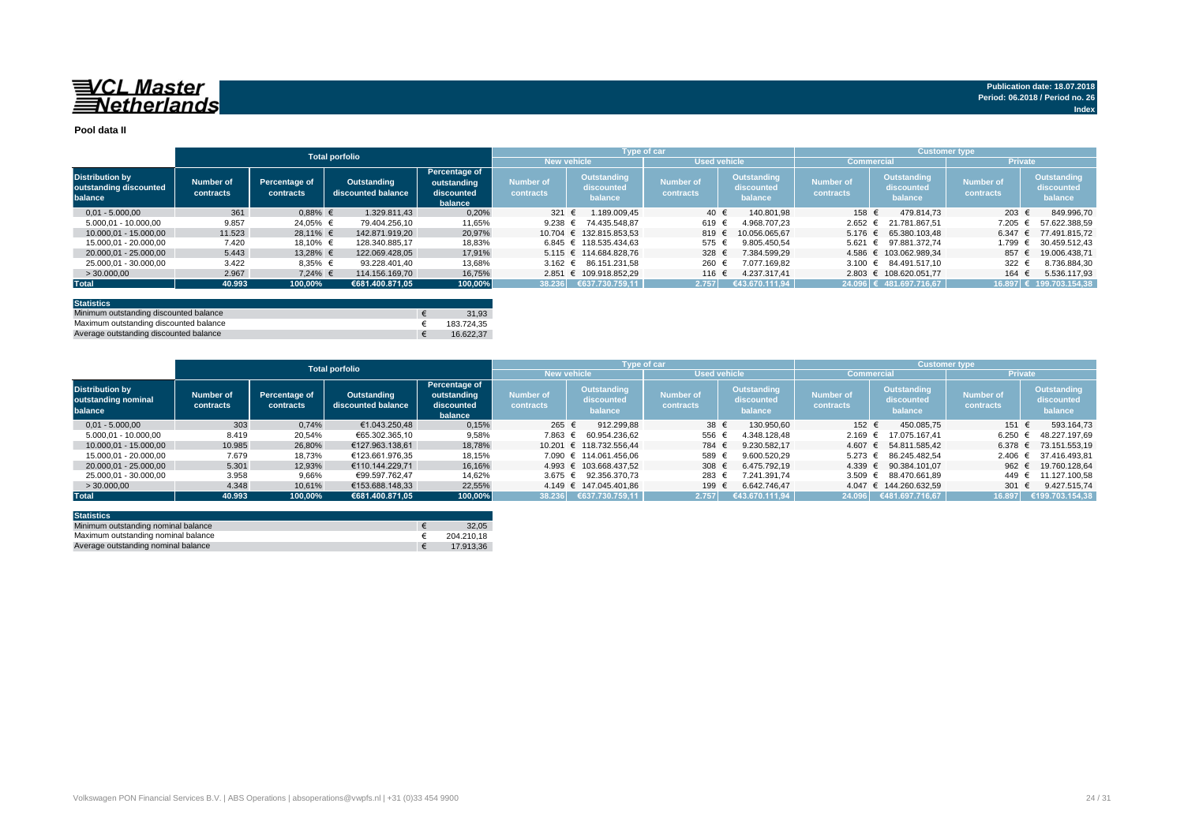**Publication date: 18.07.2018**
**Period: 06.2018 / Period no. 26**

## Pool data II

| Distribution by outstanding discounted balance | Total porfolio | | | | Type of car | | | | Customer type | | | |
|---|---|---|---|---|---|---|---|---|---|---|---|---|
| | | | | | New vehicle | | Used vehicle | | Commercial | | Private | |
| | Number of contracts | Percentage of contracts | Outstanding discounted balance | Percentage of outstanding discounted balance | Number of contracts | Outstanding discounted balance | Number of contracts | Outstanding discounted balance | Number of contracts | Outstanding discounted balance | Number of contracts | Outstanding discounted balance |
| 0,01 - 5.000,00 | 361 | 0,88% | € 1.329.811,43 | 0,20% | 321 | € 1.189.009,45 | 40 | € 140.801,98 | 158 | € 479.814,73 | 203 | € 849.996,70 |
| 5.000,01 - 10.000,00 | 9.857 | 24,05% | € 79.404.256,10 | 11,65% | 9.238 | € 74.435.548,87 | 619 | € 4.968.707,23 | 2.652 | € 21.781.867,51 | 7.205 | € 57.622.388,59 |
| 10.000,01 - 15.000,00 | 11.523 | 28,11% | € 142.871.919,20 | 20,97% | 10.704 | € 132.815.853,53 | 819 | € 10.056.065,67 | 5.176 | € 65.380.103,48 | 6.347 | € 77.491.815,72 |
| 15.000,01 - 20.000,00 | 7.420 | 18,10% | € 128.340.885,17 | 18,83% | 6.845 | € 118.535.434,63 | 575 | € 9.805.450,54 | 5.621 | € 97.881.372,74 | 1.799 | € 30.459.512,43 |
| 20.000,01 - 25.000,00 | 5.443 | 13,28% | € 122.069.428,05 | 17,91% | 5.115 | € 114.684.828,76 | 328 | € 7.384.599,29 | 4.586 | € 103.062.989,34 | 857 | € 19.006.438,71 |
| 25.000,01 - 30.000,00 | 3.422 | 8,35% | € 93.228.401,40 | 13,68% | 3.162 | € 86.151.231,58 | 260 | € 7.077.169,82 | 3.100 | € 84.491.517,10 | 322 | € 8.736.884,30 |
| > 30.000,00 | 2.967 | 7,24% | € 114.156.169,70 | 16,75% | 2.851 | € 109.918.852,29 | 116 | € 4.237.317,41 | 2.803 | € 108.620.051,77 | 164 | € 5.536.117,93 |
| **Total** | **40.993** | **100,00%** | **€681.400.871,05** | **100,00%** | **38.236** | **€637.730.759,11** | **2.757** | **€43.670.111,94** | **24.096** | **€ 481.697.716,67** | **16.897** | **€ 199.703.154,38** |

| Statistics | |
|---|---|
| Minimum outstanding discounted balance | € 31,93 |
| Maximum outstanding discounted balance | € 183.724,35 |
| Average outstanding discounted balance | € 16.622,37 |

| Distribution by outstanding nominal balance | Total porfolio | | | | Type of car | | | | Customer type | | | |
|---|---|---|---|---|---|---|---|---|---|---|---|---|
| | | | | | New vehicle | | Used vehicle | | Commercial | | Private | |
| | Number of contracts | Percentage of contracts | Outstanding discounted balance | Percentage of outstanding discounted balance | Number of contracts | Outstanding discounted balance | Number of contracts | Outstanding discounted balance | Number of contracts | Outstanding discounted balance | Number of contracts | Outstanding discounted balance |
| 0,01 - 5.000,00 | 303 | 0,74% | €1.043.250,48 | 0,15% | 265 | € 912.299,88 | 38 | € 130.950,60 | 152 | € 450.085,75 | 151 | € 593.164,73 |
| 5.000,01 - 10.000,00 | 8.419 | 20,54% | €65.302.365,10 | 9,58% | 7.863 | € 60.954.236,62 | 556 | € 4.348.128,48 | 2.169 | € 17.075.167,41 | 6.250 | € 48.227.197,69 |
| 10.000,01 - 15.000,00 | 10.985 | 26,80% | €127.963.138,61 | 18,78% | 10.201 | € 118.732.556,44 | 784 | € 9.230.582,17 | 4.607 | € 54.811.585,42 | 6.378 | € 73.151.553,19 |
| 15.000,01 - 20.000,00 | 7.679 | 18,73% | €123.661.976,35 | 18,15% | 7.090 | € 114.061.456,06 | 589 | € 9.600.520,29 | 5.273 | € 86.245.482,54 | 2.406 | € 37.416.493,81 |
| 20.000,01 - 25.000,00 | 5.301 | 12,93% | €110.144.229,71 | 16,16% | 4.993 | € 103.668.437,52 | 308 | € 6.475.792,19 | 4.339 | € 90.384.101,07 | 962 | € 19.760.128,64 |
| 25.000,01 - 30.000,00 | 3.958 | 9,66% | €99.597.762,47 | 14,62% | 3.675 | € 92.356.370,73 | 283 | € 7.241.391,74 | 3.509 | € 88.470.661,89 | 449 | € 11.127.100,58 |
| > 30.000,00 | 4.348 | 10,61% | €153.688.148,33 | 22,55% | 4.149 | € 147.045.401,86 | 199 | € 6.642.746,47 | 4.047 | € 144.260.632,59 | 301 | € 9.427.515,74 |
| **Total** | **40.993** | **100,00%** | **€681.400.871,05** | **100,00%** | **38.236** | **€637.730.759,11** | **2.757** | **€43.670.111,94** | **24.096** | **€481.697.716,67** | **16.897** | **€199.703.154,38** |

| Statistics | |
|---|---|
| Minimum outstanding nominal balance | € 32,05 |
| Maximum outstanding nominal balance | € 204.210,18 |
| Average outstanding nominal balance | € 17.913,36 |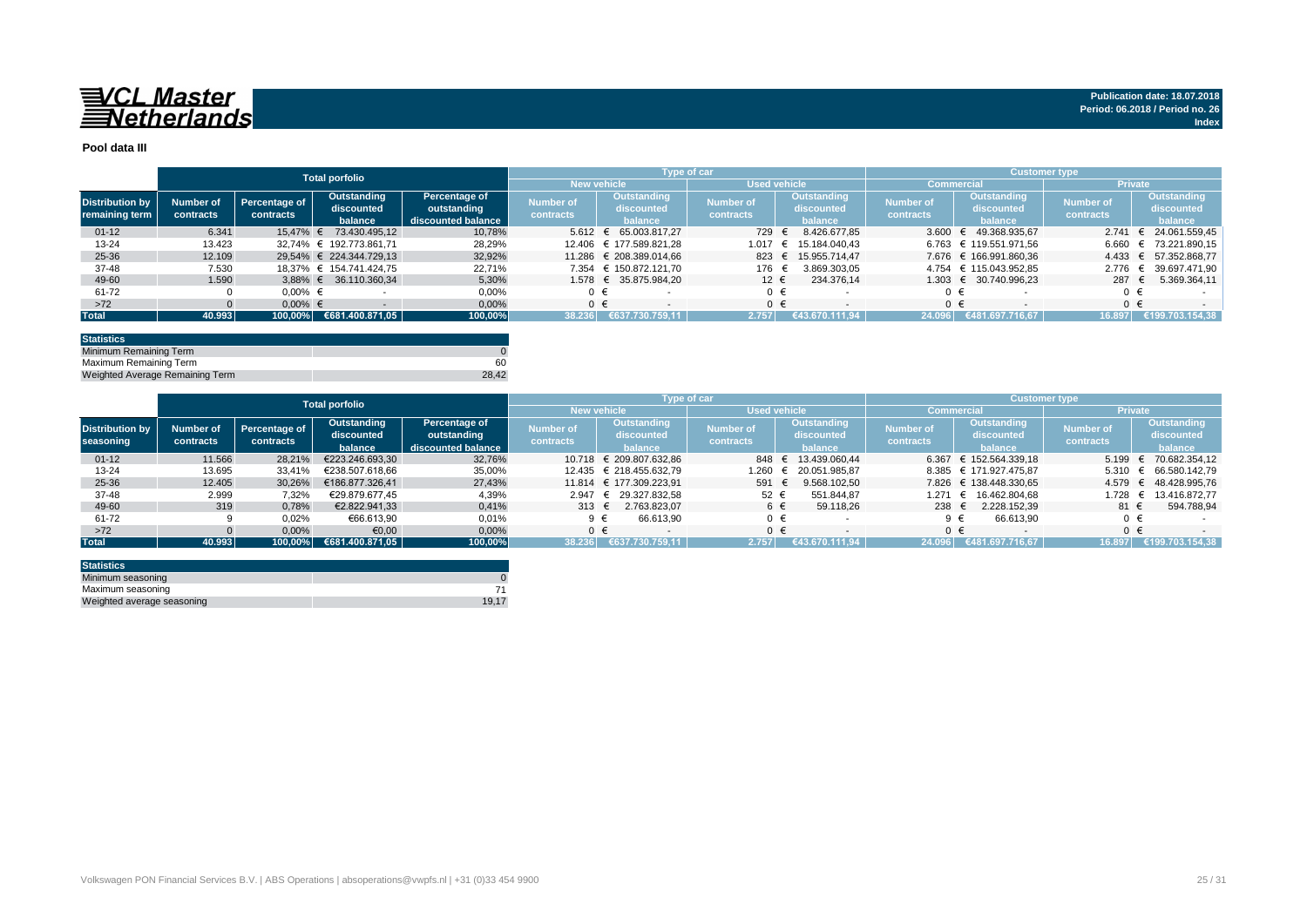**VCL Master Netherlands**

**Publication date: 18.07.2018**
**Period: 06.2018 / Period no. 26**
**Index**

## Pool data III

| | Total porfolio | | | | Type of car | | | | Customer type | | | |
|---|---|---|---|---|---|---|---|---|---|---|---|---|
| | | | | | New vehicle | | Used vehicle | | Commercial | | Private | |
| Distribution by remaining term | Number of contracts | Percentage of contracts | Outstanding discounted balance | Percentage of outstanding discounted balance | Number of contracts | Outstanding discounted balance | Number of contracts | Outstanding discounted balance | Number of contracts | Outstanding discounted balance | Number of contracts | Outstanding discounted balance |
| 01-12 | 6.341 | 15,47% | € 73.430.495,12 | 10,78% | 5.612 | € 65.003.817,27 | 729 | € 8.426.677,85 | 3.600 | € 49.368.935,67 | 2.741 | € 24.061.559,45 |
| 13-24 | 13.423 | 32,74% | € 192.773.861,71 | 28,29% | 12.406 | € 177.589.821,28 | 1.017 | € 15.184.040,43 | 6.763 | € 119.551.971,56 | 6.660 | € 73.221.890,15 |
| 25-36 | 12.109 | 29,54% | € 224.344.729,13 | 32,92% | 11.286 | € 208.389.014,66 | 823 | € 15.955.714,47 | 7.676 | € 166.991.860,36 | 4.433 | € 57.352.868,77 |
| 37-48 | 7.530 | 18,37% | € 154.741.424,75 | 22,71% | 7.354 | € 150.872.121,70 | 176 | € 3.869.303,05 | 4.754 | € 115.043.952,85 | 2.776 | € 39.697.471,90 |
| 49-60 | 1.590 | 3,88% | € 36.110.360,34 | 5,30% | 1.578 | € 35.875.984,20 | 12 | € 234.376,14 | 1.303 | € 30.740.996,23 | 287 | € 5.369.364,11 |
| 61-72 | 0 | 0,00% | € - | 0,00% | 0 | € - | 0 | € - | 0 | € - | 0 | € - |
| >72 | 0 | 0,00% | € - | 0,00% | 0 | € - | 0 | € - | 0 | € - | 0 | € - |
| **Total** | **40.993** | **100,00%** | **€681.400.871,05** | **100,00%** | **38.236** | **€637.730.759,11** | **2.757** | **€43.670.111,94** | **24.096** | **€481.697.716,67** | **16.897** | **€199.703.154,38** |

| Statistics | |
|---|---|
| Minimum Remaining Term | 0 |
| Maximum Remaining Term | 60 |
| Weighted Average Remaining Term | 28,42 |

| | Total porfolio | | | | Type of car | | | | Customer type | | | |
|---|---|---|---|---|---|---|---|---|---|---|---|---|
| | | | | | New vehicle | | Used vehicle | | Commercial | | Private | |
| Distribution by seasoning | Number of contracts | Percentage of contracts | Outstanding discounted balance | Percentage of outstanding discounted balance | Number of contracts | Outstanding discounted balance | Number of contracts | Outstanding discounted balance | Number of contracts | Outstanding discounted balance | Number of contracts | Outstanding discounted balance |
| 01-12 | 11.566 | 28,21% | €223.246.693,30 | 32,76% | 10.718 | € 209.807.632,86 | 848 | € 13.439.060,44 | 6.367 | € 152.564.339,18 | 5.199 | € 70.682.354,12 |
| 13-24 | 13.695 | 33,41% | €238.507.618,66 | 35,00% | 12.435 | € 218.455.632,79 | 1.260 | € 20.051.985,87 | 8.385 | € 171.927.475,87 | 5.310 | € 66.580.142,79 |
| 25-36 | 12.405 | 30,26% | €186.877.326,41 | 27,43% | 11.814 | € 177.309.223,91 | 591 | € 9.568.102,50 | 7.826 | € 138.448.330,65 | 4.579 | € 48.428.995,76 |
| 37-48 | 2.999 | 7,32% | €29.879.677,45 | 4,39% | 2.947 | € 29.327.832,58 | 52 | € 551.844,87 | 1.271 | € 16.462.804,68 | 1.728 | € 13.416.872,77 |
| 49-60 | 319 | 0,78% | €2.822.941,33 | 0,41% | 313 | € 2.763.823,07 | 6 | € 59.118,26 | 238 | € 2.228.152,39 | 81 | € 594.788,94 |
| 61-72 | 9 | 0,02% | €66.613,90 | 0,01% | 9 | € 66.613,90 | 0 | € - | 9 | € 66.613,90 | 0 | € - |
| >72 | 0 | 0,00% | €0,00 | 0,00% | 0 | € - | 0 | € - | 0 | € - | 0 | € - |
| **Total** | **40.993** | **100,00%** | **€681.400.871,05** | **100,00%** | **38.236** | **€637.730.759,11** | **2.757** | **€43.670.111,94** | **24.096** | **€481.697.716,67** | **16.897** | **€199.703.154,38** |

| Statistics | |
|---|---|
| Minimum seasoning | 0 |
| Maximum seasoning | 71 |
| Weighted average seasoning | 19,17 |

Volkswagen PON Financial Services B.V. | ABS Operations | absoperations@vwpfs.nl | +31 (0)33 454 9900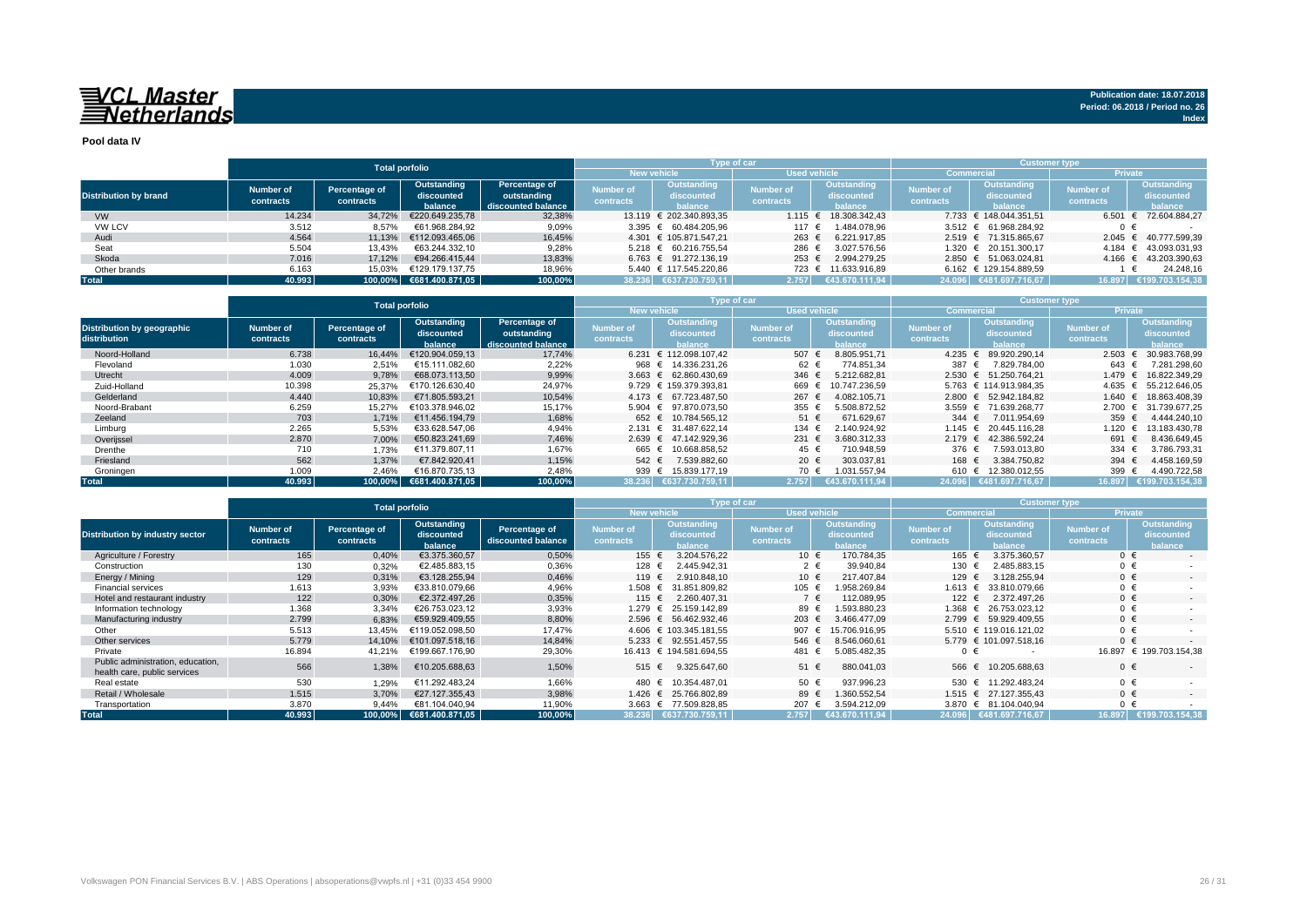**Publication date: 18.07.2018**
**Period: 06.2018 / Period no. 26**
**Index**

## Pool data IV

| Distribution by brand | Total porfolio | | | | Type of car | | | | Customer type | | | |
|---|---|---|---|---|---|---|---|---|---|---|---|---|
| | | | | | New vehicle | | Used vehicle | | Commercial | | Private | |
| | Number of contracts | Percentage of contracts | Outstanding discounted balance | Percentage of outstanding discounted balance | Number of contracts | Outstanding discounted balance | Number of contracts | Outstanding discounted balance | Number of contracts | Outstanding discounted balance | Number of contracts | Outstanding discounted balance |
| VW | 14.234 | 34,72% | €220.649.235,78 | 32,38% | 13.119 | € 202.340.893,35 | 1.115 | € 18.308.342,43 | 7.733 | € 148.044.351,51 | 6.501 | € 72.604.884,27 |
| VW LCV | 3.512 | 8,57% | €61.968.284,92 | 9,09% | 3.395 | € 60.484.205,96 | 117 | € 1.484.078,96 | 3.512 | € 61.968.284,92 | 0 | € - |
| Audi | 4.564 | 11,13% | €112.093.465,06 | 16,45% | 4.301 | € 105.871.547,21 | 263 | € 6.221.917,85 | 2.519 | € 71.315.865,67 | 2.045 | € 40.777.599,39 |
| Seat | 5.504 | 13,43% | €63.244.332,10 | 9,28% | 5.218 | € 60.216.755,54 | 286 | € 3.027.576,56 | 1.320 | € 20.151.300,17 | 4.184 | € 43.093.031,93 |
| Skoda | 7.016 | 17,12% | €94.266.415,44 | 13,83% | 6.763 | € 91.272.136,19 | 253 | € 2.994.279,25 | 2.850 | € 51.063.024,81 | 4.166 | € 43.203.390,63 |
| Other brands | 6.163 | 15,03% | €129.179.137,75 | 18,96% | 5.440 | € 117.545.220,86 | 723 | € 11.633.916,89 | 6.162 | € 129.154.889,59 | 1 | € 24.248,16 |
| **Total** | **40.993** | **100,00%** | **€681.400.871,05** | **100,00%** | **38.236** | **€637.730.759,11** | **2.757** | **€43.670.111,94** | **24.096** | **€481.697.716,67** | **16.897** | **€199.703.154,38** |

| Distribution by geographic distribution | Total porfolio | | | | Type of car | | | | Customer type | | | |
|---|---|---|---|---|---|---|---|---|---|---|---|---|
| | | | | | New vehicle | | Used vehicle | | Commercial | | Private | |
| | Number of contracts | Percentage of contracts | Outstanding discounted balance | Percentage of outstanding discounted balance | Number of contracts | Outstanding discounted balance | Number of contracts | Outstanding discounted balance | Number of contracts | Outstanding discounted balance | Number of contracts | Outstanding discounted balance |
| Noord-Holland | 6.738 | 16,44% | €120.904.059,13 | 17,74% | 6.231 | € 112.098.107,42 | 507 | € 8.805.951,71 | 4.235 | € 89.920.290,14 | 2.503 | € 30.983.768,99 |
| Flevoland | 1.030 | 2,51% | €15.111.082,60 | 2,22% | 968 | € 14.336.231,26 | 62 | € 774.851,34 | 387 | € 7.829.784,00 | 643 | € 7.281.298,60 |
| Utrecht | 4.009 | 9,78% | €68.073.113,50 | 9,99% | 3.663 | € 62.860.430,69 | 346 | € 5.212.682,81 | 2.530 | € 51.250.764,21 | 1.479 | € 16.822.349,29 |
| Zuid-Holland | 10.398 | 25,37% | €170.126.630,40 | 24,97% | 9.729 | € 159.379.393,81 | 669 | € 10.747.236,59 | 5.763 | € 114.913.984,35 | 4.635 | € 55.212.646,05 |
| Gelderland | 4.440 | 10,83% | €71.805.593,21 | 10,54% | 4.173 | € 67.723.487,50 | 267 | € 4.082.105,71 | 2.800 | € 52.942.184,82 | 1.640 | € 18.863.408,39 |
| Noord-Brabant | 6.259 | 15,27% | €103.378.946,02 | 15,17% | 5.904 | € 97.870.073,50 | 355 | € 5.508.872,52 | 3.559 | € 71.639.268,77 | 2.700 | € 31.739.677,25 |
| Zeeland | 703 | 1,71% | €11.456.194,79 | 1,68% | 652 | € 10.784.565,12 | 51 | € 671.629,67 | 344 | € 7.011.954,69 | 359 | € 4.444.240,10 |
| Limburg | 2.265 | 5,53% | €33.628.547,06 | 4,94% | 2.131 | € 31.487.622,14 | 134 | € 2.140.924,92 | 1.145 | € 20.445.116,28 | 1.120 | € 13.183.430,78 |
| Overijssel | 2.870 | 7,00% | €50.823.241,69 | 7,46% | 2.639 | € 47.142.929,36 | 231 | € 3.680.312,33 | 2.179 | € 42.386.592,24 | 691 | € 8.436.649,45 |
| Drenthe | 710 | 1,73% | €11.379.807,11 | 1,67% | 665 | € 10.668.858,52 | 45 | € 710.948,59 | 376 | € 7.593.013,80 | 334 | € 3.786.793,31 |
| Friesland | 562 | 1,37% | €7.842.920,41 | 1,15% | 542 | € 7.539.882,60 | 20 | € 303.037,81 | 168 | € 3.384.750,82 | 394 | € 4.458.169,59 |
| Groningen | 1.009 | 2,46% | €16.870.735,13 | 2,48% | 939 | € 15.839.177,19 | 70 | € 1.031.557,94 | 610 | € 12.380.012,55 | 399 | € 4.490.722,58 |
| **Total** | **40.993** | **100,00%** | **€681.400.871,05** | **100,00%** | **38.236** | **€637.730.759,11** | **2.757** | **€43.670.111,94** | **24.096** | **€481.697.716,67** | **16.897** | **€199.703.154,38** |

| Distribution by industry sector | Total porfolio | | | | Type of car | | | | Customer type | | | |
|---|---|---|---|---|---|---|---|---|---|---|---|---|
| | | | | | New vehicle | | Used vehicle | | Commercial | | Private | |
| | Number of contracts | Percentage of contracts | Outstanding discounted balance | Percentage of discounted balance | Number of contracts | Outstanding discounted balance | Number of contracts | Outstanding discounted balance | Number of contracts | Outstanding discounted balance | Number of contracts | Outstanding discounted balance |
| Agriculture / Forestry | 165 | 0,40% | €3.375.360,57 | 0,50% | 155 | € 3.204.576,22 | 10 | € 170.784,35 | 165 | € 3.375.360,57 | 0 | € - |
| Construction | 130 | 0,32% | €2.485.883,15 | 0,36% | 128 | € 2.445.942,31 | 2 | € 39.940,84 | 130 | € 2.485.883,15 | 0 | € - |
| Energy / Mining | 129 | 0,31% | €3.128.255,94 | 0,46% | 119 | € 2.910.848,10 | 10 | € 217.407,84 | 129 | € 3.128.255,94 | 0 | € - |
| Financial services | 1.613 | 3,93% | €33.810.079,66 | 4,96% | 1.508 | € 31.851.809,82 | 105 | € 1.958.269,84 | 1.613 | € 33.810.079,66 | 0 | € - |
| Hotel and restaurant industry | 122 | 0,30% | €2.372.497,26 | 0,35% | 115 | € 2.260.407,31 | 7 | € 112.089,95 | 122 | € 2.372.497,26 | 0 | € - |
| Manufacturing industry | 2.799 | 6,83% | €59.929.409,55 | 8,80% | 2.596 | € 56.462.932,46 | 203 | € 3.466.477,09 | 2.799 | € 59.929.409,55 | 0 | € - |
| Information technology | 1.368 | 3,34% | €26.753.023,12 | 3,93% | 1.279 | € 25.159.142,89 | 89 | € 1.593.880,23 | 1.368 | € 26.753.023,12 | 0 | € - |
| Other | 5.513 | 13,45% | €119.052.098,50 | 17,47% | 4.606 | € 103.345.181,55 | 907 | € 15.706.916,95 | 5.510 | € 119.016.121,02 | 0 | € - |
| Other services | 5.779 | 14,10% | €101.097.518,16 | 14,84% | 5.233 | € 92.551.457,55 | 546 | € 8.546.060,61 | 5.779 | € 101.097.518,16 | 0 | € - |
| Private | 16.894 | 41,21% | €199.667.176,90 | 29,30% | 16.413 | € 194.581.694,55 | 481 | € 5.085.482,35 | 0 | € - | 16.897 | € 199.703.154,38 |
| Public administration, education, health care, public services | 566 | 1,38% | €10.205.688,63 | 1,50% | 515 | € 9.325.647,60 | 51 | € 880.041,03 | 566 | € 10.205.688,63 | 0 | € - |
| Real estate | 530 | 1,29% | €11.292.483,24 | 1,66% | 480 | € 10.354.487,01 | 50 | € 937.996,23 | 530 | € 11.292.483,24 | 0 | € - |
| Retail / Wholesale | 1.515 | 3,70% | €27.127.355,43 | 3,98% | 1.426 | € 25.766.802,89 | 89 | € 1.360.552,54 | 1.515 | € 27.127.355,43 | 0 | € - |
| Transportation | 3.870 | 9,44% | €81.104.040,94 | 11,90% | 3.663 | € 77.509.828,85 | 207 | € 3.594.212,09 | 3.870 | € 81.104.040,94 | 0 | € - |
| **Total** | **40.993** | **100,00%** | **€681.400.871,05** | **100,00%** | **38.236** | **€637.730.759,11** | **2.757** | **€43.670.111,94** | **24.096** | **€481.697.716,67** | **16.897** | **€199.703.154,38** |

Volkswagen PON Financial Services B.V. | ABS Operations | absoperations@vwpfs.nl | +31 (0)33 454 9900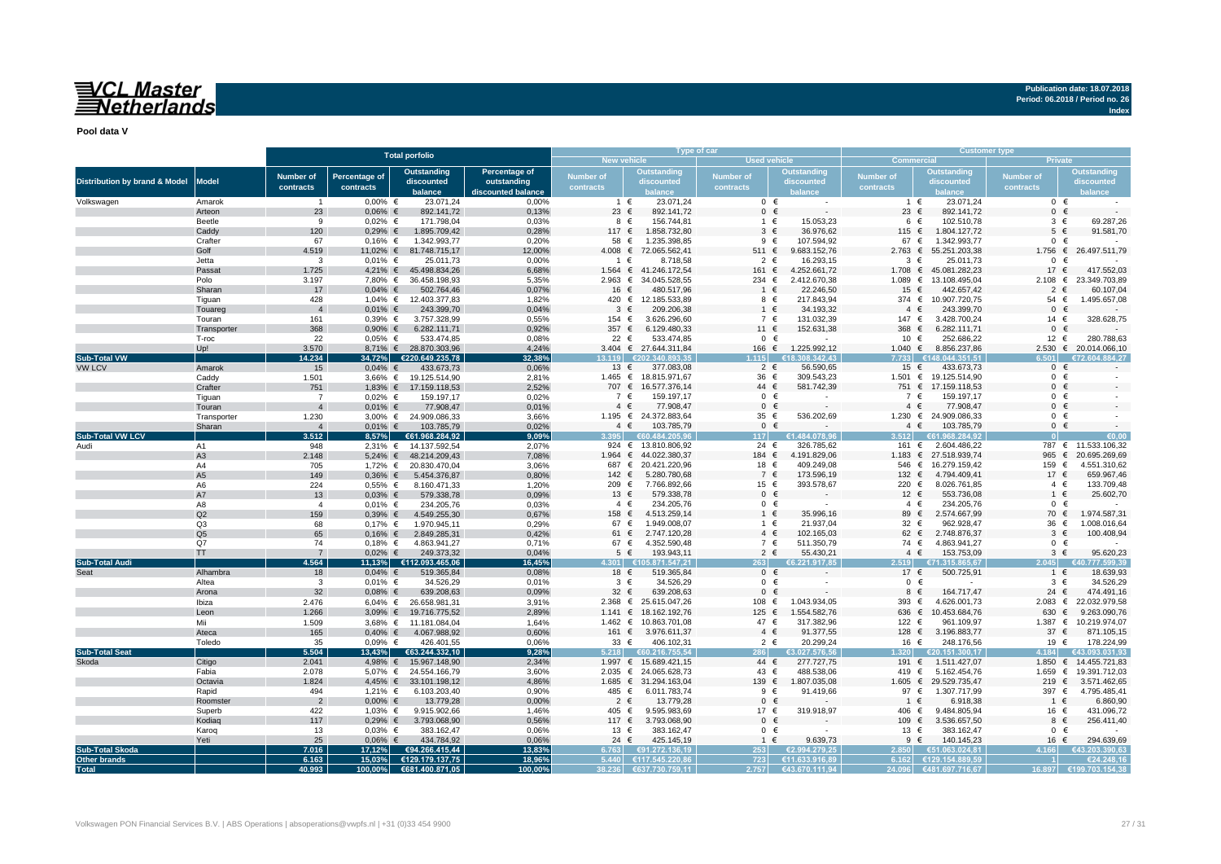**VCL Master Netherlands**

**Publication date: 18.07.2018**
**Period: 06.2018 / Period no. 26**
**Index**

**Pool data V**

| Distribution by brand & Model | Model | Total porfolio | | | | Type of car | | | | Customer type | | | |
|---|---|---|---|---|---|---|---|---|---|---|---|---|---|
| | | | | | | New vehicle | | Used vehicle | | Commercial | | Private | |
| | | Number of contracts | Percentage of contracts | Outstanding discounted balance | Percentage of outstanding discounted balance | Number of contracts | Outstanding discounted balance | Number of contracts | Outstanding discounted balance | Number of contracts | Outstanding discounted balance | Number of contracts | Outstanding discounted balance |
| Volkswagen | Amarok | 1 | 0,00% | € 23.071,24 | 0,00% | 1 | € 23.071,24 | 0 | € - | 1 | € 23.071,24 | 0 | € - |
| | Arteon | 23 | 0,06% | € 892.141,72 | 0,13% | 23 | € 892.141,72 | 0 | € - | 23 | € 892.141,72 | 0 | € - |
| | Beetle | 9 | 0,02% | € 171.798,04 | 0,03% | 8 | € 156.744,81 | 1 | € 15.053,23 | 6 | € 102.510,78 | 3 | € 69.287,26 |
| | Caddy | 120 | 0,29% | € 1.895.709,42 | 0,28% | 117 | € 1.858.732,80 | 3 | € 36.976,62 | 115 | € 1.804.127,72 | 5 | € 91.581,70 |
| | Crafter | 67 | 0,16% | € 1.342.993,77 | 0,20% | 58 | € 1.235.398,85 | 9 | € 107.594,92 | 67 | € 1.342.993,77 | 0 | € - |
| | Golf | 4.519 | 11,02% | € 81.748.715,17 | 12,00% | 4.008 | € 72.065.562,41 | 511 | € 9.683.152,76 | 2.763 | € 55.251.203,38 | 1.756 | € 26.497.511,79 |
| | Jetta | 3 | 0,01% | € 25.011,73 | 0,00% | 1 | € 8.718,58 | 2 | € 16.293,15 | 3 | € 25.011,73 | 0 | € - |
| | Passat | 1.725 | 4,21% | € 45.498.834,26 | 6,68% | 1.564 | € 41.246.172,54 | 161 | € 4.252.661,72 | 1.708 | € 45.081.282,23 | 17 | € 417.552,03 |
| | Polo | 3.197 | 7,80% | € 36.458.198,93 | 5,35% | 2.963 | € 34.045.528,55 | 234 | € 2.412.670,38 | 1.089 | € 13.108.495,04 | 2.108 | € 23.349.703,89 |
| | Sharan | 17 | 0,04% | € 502.764,46 | 0,07% | 16 | € 480.517,96 | 1 | € 22.246,50 | 15 | € 442.657,42 | 2 | € 60.107,04 |
| | Tiguan | 428 | 1,04% | € 12.403.377,83 | 1,82% | 420 | € 12.185.533,89 | 8 | € 217.843,94 | 374 | € 10.907.720,75 | 54 | € 1.495.657,08 |
| | Touareg | 4 | 0,01% | € 243.399,70 | 0,04% | 3 | € 209.206,38 | 1 | € 34.193,32 | 4 | € 243.399,70 | 0 | € - |
| | Touran | 161 | 0,39% | € 3.757.328,99 | 0,55% | 154 | € 3.626.296,60 | 7 | € 131.032,39 | 147 | € 3.428.700,24 | 14 | € 328.628,75 |
| | Transporter | 368 | 0,90% | € 6.282.111,71 | 0,92% | 357 | € 6.129.480,33 | 11 | € 152.631,38 | 368 | € 6.282.111,71 | 0 | € - |
| | T-roc | 22 | 0,05% | € 533.474,85 | 0,08% | 22 | € 533.474,85 | 0 | € - | 10 | € 252.686,22 | 12 | € 280.788,63 |
| | Up! | 3.570 | 8,71% | € 28.870.303,96 | 4,24% | 3.404 | € 27.644.311,84 | 166 | € 1.225.992,12 | 1.040 | € 8.856.237,86 | 2.530 | € 20.014.066,10 |
| **Sub-Total VW** | | **14.234** | **34,72%** | **€220.649.235,78** | **32,38%** | **13.119** | **€202.340.893,35** | **1.115** | **€18.308.342,43** | **7.733** | **€148.044.351,51** | **6.501** | **€72.604.884,27** |
| VW LCV | Amarok | 15 | 0,04% | € 433.673,73 | 0,06% | 13 | € 377.083,08 | 2 | € 56.590,65 | 15 | € 433.673,73 | 0 | € - |
| | Caddy | 1.501 | 3,66% | € 19.125.514,90 | 2,81% | 1.465 | € 18.815.971,67 | 36 | € 309.543,23 | 1.501 | € 19.125.514,90 | 0 | € - |
| | Crafter | 751 | 1,83% | € 17.159.118,53 | 2,52% | 707 | € 16.577.376,14 | 44 | € 581.742,39 | 751 | € 17.159.118,53 | 0 | € - |
| | Tiguan | 7 | 0,02% | € 159.197,17 | 0,02% | 7 | € 159.197,17 | 0 | € - | 7 | € 159.197,17 | 0 | € - |
| | Touran | 4 | 0,01% | € 77.908,47 | 0,01% | 4 | € 77.908,47 | 0 | € - | 4 | € 77.908,47 | 0 | € - |
| | Transporter | 1.230 | 3,00% | € 24.909.086,33 | 3,66% | 1.195 | € 24.372.883,64 | 35 | € 536.202,69 | 1.230 | € 24.909.086,33 | 0 | € - |
| | Sharan | 4 | 0,01% | € 103.785,79 | 0,02% | 4 | € 103.785,79 | 0 | € - | 4 | € 103.785,79 | 0 | € - |
| **Sub-Total VW LCV** | | **3.512** | **8,57%** | **€61.968.284,92** | **9,09%** | **3.395** | **€60.484.205,96** | **117** | **€1.484.078,96** | **3.512** | **€61.968.284,92** | **0** | **€0,00** |
| Audi | A1 | 948 | 2,31% | € 14.137.592,54 | 2,07% | 924 | € 13.810.806,92 | 24 | € 326.785,62 | 161 | € 2.604.486,22 | 787 | € 11.533.106,32 |
| | A3 | 2.148 | 5,24% | € 48.214.209,43 | 7,08% | 1.964 | € 44.022.380,37 | 184 | € 4.191.829,06 | 1.183 | € 27.518.939,74 | 965 | € 20.695.269,69 |
| | A4 | 705 | 1,72% | € 20.830.470,04 | 3,06% | 687 | € 20.421.220,96 | 18 | € 409.249,08 | 546 | € 16.279.159,42 | 159 | € 4.551.310,62 |
| | A5 | 149 | 0,36% | € 5.454.376,87 | 0,80% | 142 | € 5.280.780,68 | 7 | € 173.596,19 | 132 | € 4.794.409,41 | 17 | € 659.967,46 |
| | A6 | 224 | 0,55% | € 8.160.471,33 | 1,20% | 209 | € 7.766.892,66 | 15 | € 393.578,67 | 220 | € 8.026.761,85 | 4 | € 133.709,48 |
| | A7 | 13 | 0,03% | € 579.338,78 | 0,09% | 13 | € 579.338,78 | 0 | € - | 12 | € 553.736,08 | 1 | € 25.602,70 |
| | A8 | 4 | 0,01% | € 234.205,76 | 0,03% | 4 | € 234.205,76 | 0 | € - | 4 | € 234.205,76 | 0 | € - |
| | Q2 | 159 | 0,39% | € 4.549.255,30 | 0,67% | 158 | € 4.513.259,14 | 1 | € 35.996,16 | 89 | € 2.574.667,99 | 70 | € 1.974.587,31 |
| | Q3 | 68 | 0,17% | € 1.970.945,11 | 0,29% | 67 | € 1.949.008,07 | 1 | € 21.937,04 | 32 | € 962.928,47 | 36 | € 1.008.016,64 |
| | Q5 | 65 | 0,16% | € 2.849.285,31 | 0,42% | 61 | € 2.747.120,28 | 4 | € 102.165,03 | 62 | € 2.748.876,37 | 3 | € 100.408,94 |
| | Q7 | 74 | 0,18% | € 4.863.941,27 | 0,71% | 67 | € 4.352.590,48 | 7 | € 511.350,79 | 74 | € 4.863.941,27 | 0 | € - |
| | TT | 7 | 0,02% | € 249.373,32 | 0,04% | 5 | € 193.943,11 | 2 | € 55.430,21 | 4 | € 153.753,09 | 3 | € 95.620,23 |
| **Sub-Total Audi** | | **4.564** | **11,13%** | **€112.093.465,06** | **16,45%** | **4.301** | **€105.871.547,21** | **263** | **€6.221.917,85** | **2.519** | **€71.315.865,67** | **2.045** | **€40.777.599,39** |
| Seat | Alhambra | 18 | 0,04% | € 519.365,84 | 0,08% | 18 | € 519.365,84 | 0 | € - | 17 | € 500.725,91 | 1 | € 18.639,93 |
| | Altea | 3 | 0,01% | € 34.526,29 | 0,01% | 3 | € 34.526,29 | 0 | € - | 0 | € - | 3 | € 34.526,29 |
| | Arona | 32 | 0,08% | € 639.208,63 | 0,09% | 32 | € 639.208,63 | 0 | € - | 8 | € 164.717,47 | 24 | € 474.491,16 |
| | Ibiza | 2.476 | 6,04% | € 26.658.981,31 | 3,91% | 2.368 | € 25.615.047,26 | 108 | € 1.043.934,05 | 393 | € 4.626.001,73 | 2.083 | € 22.032.979,58 |
| | Leon | 1.266 | 3,09% | € 19.716.775,52 | 2,89% | 1.141 | € 18.162.192,76 | 125 | € 1.554.582,76 | 636 | € 10.453.684,76 | 630 | € 9.263.090,76 |
| | Mii | 1.509 | 3,68% | € 11.181.084,04 | 1,64% | 1.462 | € 10.863.701,08 | 47 | € 317.382,96 | 122 | € 961.109,97 | 1.387 | € 10.219.974,07 |
| | Ateca | 165 | 0,40% | € 4.067.988,92 | 0,60% | 161 | € 3.976.611,37 | 4 | € 91.377,55 | 128 | € 3.196.883,77 | 37 | € 871.105,15 |
| | Toledo | 35 | 0,09% | € 426.401,55 | 0,06% | 33 | € 406.102,31 | 2 | € 20.299,24 | 16 | € 248.176,56 | 19 | € 178.224,99 |
| **Sub-Total Seat** | | **5.504** | **13,43%** | **€63.244.332,10** | **9,28%** | **5.218** | **€60.216.755,54** | **286** | **€3.027.576,56** | **1.320** | **€20.151.300,17** | **4.184** | **€43.093.031,93** |
| Skoda | Citigo | 2.041 | 4,98% | € 15.967.148,90 | 2,34% | 1.997 | € 15.689.421,15 | 44 | € 277.727,75 | 191 | € 1.511.427,07 | 1.850 | € 14.455.721,83 |
| | Fabia | 2.078 | 5,07% | € 24.554.166,79 | 3,60% | 2.035 | € 24.065.628,73 | 43 | € 488.538,06 | 419 | € 5.162.454,76 | 1.659 | € 19.391.712,03 |
| | Octavia | 1.824 | 4,45% | € 33.101.198,12 | 4,86% | 1.685 | € 31.294.163,04 | 139 | € 1.807.035,08 | 1.605 | € 29.529.735,47 | 219 | € 3.571.462,65 |
| | Rapid | 494 | 1,21% | € 6.103.203,40 | 0,90% | 485 | € 6.011.783,74 | 9 | € 91.419,66 | 97 | € 1.307.717,99 | 397 | € 4.795.485,41 |
| | Roomster | 2 | 0,00% | € 13.779,28 | 0,00% | 2 | € 13.779,28 | 0 | € - | 1 | € 6.918,38 | 1 | € 6.860,90 |
| | Superb | 422 | 1,03% | € 9.915.902,66 | 1,46% | 405 | € 9.595.983,69 | 17 | € 319.918,97 | 406 | € 9.484.805,94 | 16 | € 431.096,72 |
| | Kodiaq | 117 | 0,29% | € 3.793.068,90 | 0,56% | 117 | € 3.793.068,90 | 0 | € - | 109 | € 3.536.657,50 | 8 | € 256.411,40 |
| | Karoq | 13 | 0,03% | € 383.162,47 | 0,06% | 13 | € 383.162,47 | 0 | € - | 13 | € 383.162,47 | 0 | € - |
| | Yeti | 25 | 0,06% | € 434.784,92 | 0,06% | 24 | € 425.145,19 | 1 | € 9.639,73 | 9 | € 140.145,23 | 16 | € 294.639,69 |
| **Sub-Total Skoda** | | **7.016** | **17,12%** | **€94.266.415,44** | **13,83%** | **6.763** | **€91.272.136,19** | **253** | **€2.994.279,25** | **2.850** | **€51.063.024,81** | **4.166** | **€43.203.390,63** |
| **Other brands** | | **6.163** | **15,03%** | **€129.179.137,75** | **18,96%** | **5.440** | **€117.545.220,86** | **723** | **€11.633.916,89** | **6.162** | **€129.154.889,59** | **1** | **€24.248,16** |
| **Total** | | **40.993** | **100,00%** | **€681.400.871,05** | **100,00%** | **38.236** | **€637.730.759,11** | **2.757** | **€43.670.111,94** | **24.096** | **€481.697.716,67** | **16.897** | **€199.703.154,38** |

Volkswagen PON Financial Services B.V. | ABS Operations | absoperations@vwpfs.nl | +31 (0)33 454 9900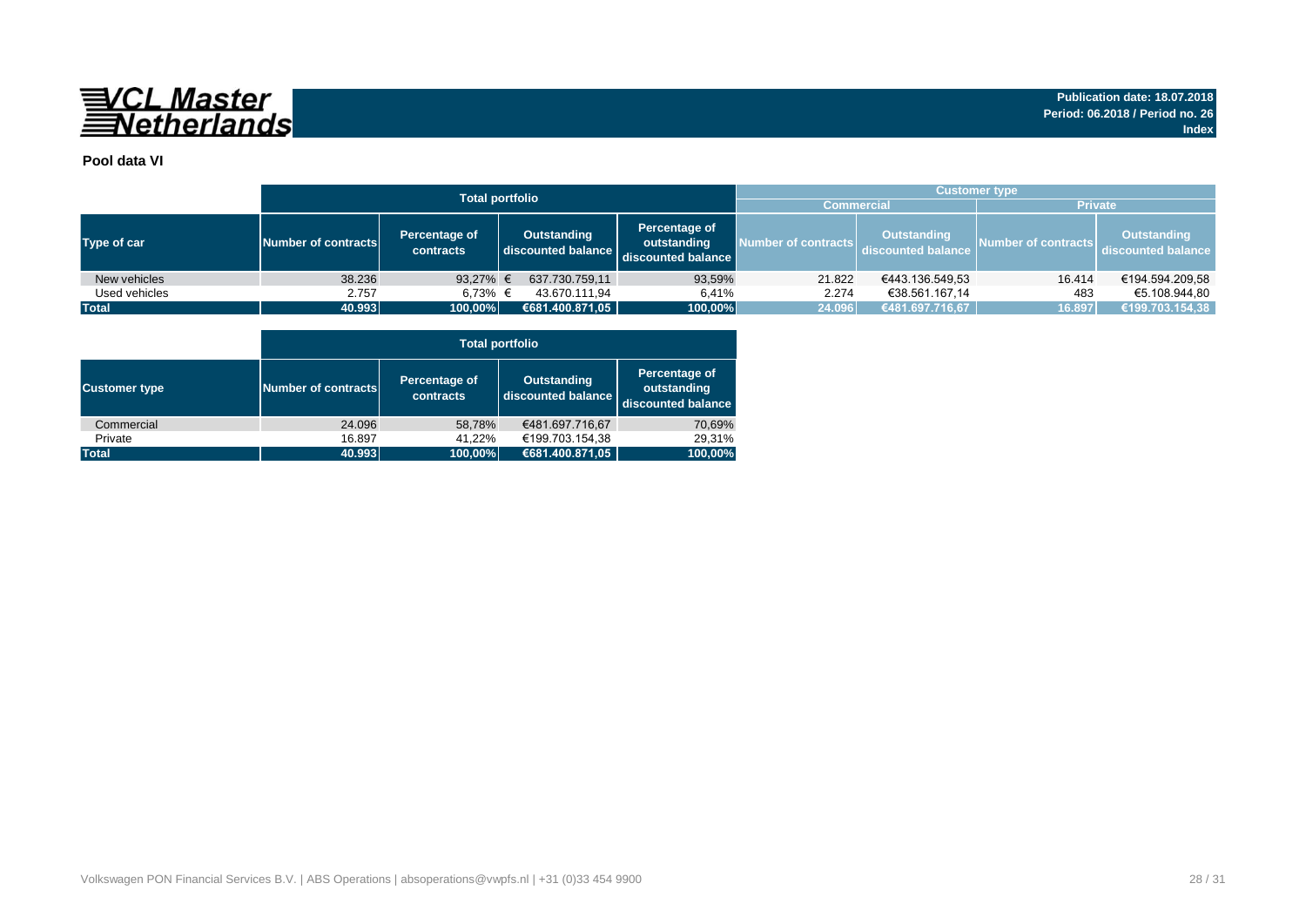**VCL Master Netherlands**

Publication date: 18.07.2018
Period: 06.2018 / Period no. 26
Index

**Pool data VI**

| | Total portfolio | | | | Customer type | | | |
|---|---|---|---|---|---|---|---|---|
| | | | | | Commercial | | Private | |
| Type of car | Number of contracts | Percentage of contracts | Outstanding discounted balance | Percentage of outstanding discounted balance | Number of contracts | Outstanding discounted balance | Number of contracts | Outstanding discounted balance |
| New vehicles | 38.236 | 93,27% | € 637.730.759,11 | 93,59% | 21.822 | €443.136.549,53 | 16.414 | €194.594.209,58 |
| Used vehicles | 2.757 | 6,73% | € 43.670.111,94 | 6,41% | 2.274 | €38.561.167,14 | 483 | €5.108.944,80 |
| **Total** | **40.993** | **100,00%** | **€681.400.871,05** | **100,00%** | **24.096** | **€481.697.716,67** | **16.897** | **€199.703.154,38** |

| | Total portfolio | | | |
|---|---|---|---|---|
| Customer type | Number of contracts | Percentage of contracts | Outstanding discounted balance | Percentage of outstanding discounted balance |
| Commercial | 24.096 | 58,78% | €481.697.716,67 | 70,69% |
| Private | 16.897 | 41,22% | €199.703.154,38 | 29,31% |
| **Total** | **40.993** | **100,00%** | **€681.400.871,05** | **100,00%** |

Volkswagen PON Financial Services B.V. | ABS Operations | absoperations@vwpfs.nl | +31 (0)33 454 9900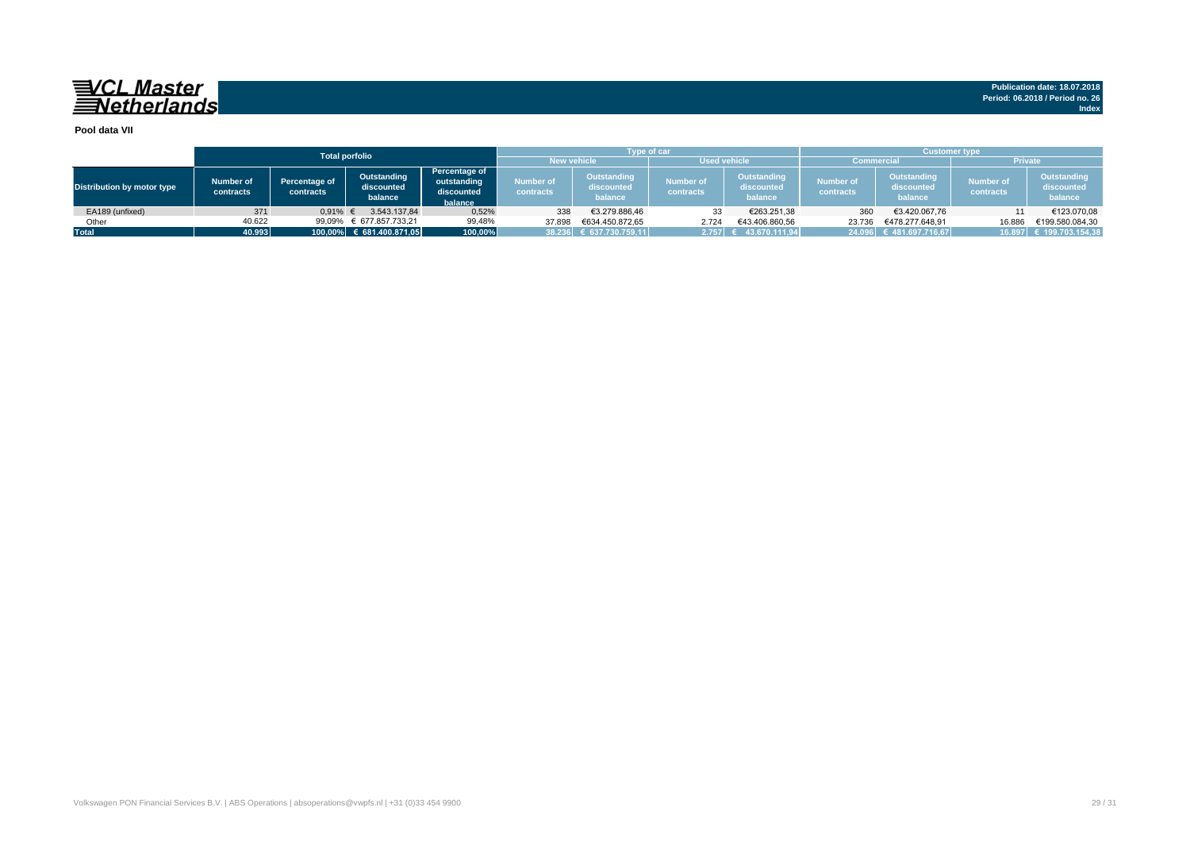**VCL Master Netherlands**

**Publication date: 18.07.2018**
**Period: 06.2018 / Period no. 26**
**Index**

**Pool data VII**

| Distribution by motor type | Total porfolio | | | | Type of car | | | | Customer type | | | |
|---|---|---|---|---|---|---|---|---|---|---|---|---|
| | | | | | New vehicle | | Used vehicle | | Commercial | | Private | |
| | Number of contracts | Percentage of contracts | Outstanding discounted balance | Percentage of outstanding discounted balance | Number of contracts | Outstanding discounted balance | Number of contracts | Outstanding discounted balance | Number of contracts | Outstanding discounted balance | Number of contracts | Outstanding discounted balance |
| EA189 (unfixed) | 371 | 0,91% | € 3.543.137,84 | 0,52% | 338 | €3.279.886,46 | 33 | €263.251,38 | 360 | €3.420.067,76 | 11 | €123.070,08 |
| Other | 40.622 | 99,09% | € 677.857.733,21 | 99,48% | 37.898 | €634.450.872,65 | 2.724 | €43.406.860,56 | 23.736 | €478.277.648,91 | 16.886 | €199.580.084,30 |
| **Total** | **40.993** | **100,00%** | **€ 681.400.871,05** | **100,00%** | **38.236** | **€ 637.730.759,11** | **2.757** | **€ 43.670.111,94** | **24.096** | **€ 481.697.716,67** | **16.897** | **€ 199.703.154,38** |

Volkswagen PON Financial Services B.V. | ABS Operations | absoperations@vwpfs.nl | +31 (0)33 454 9900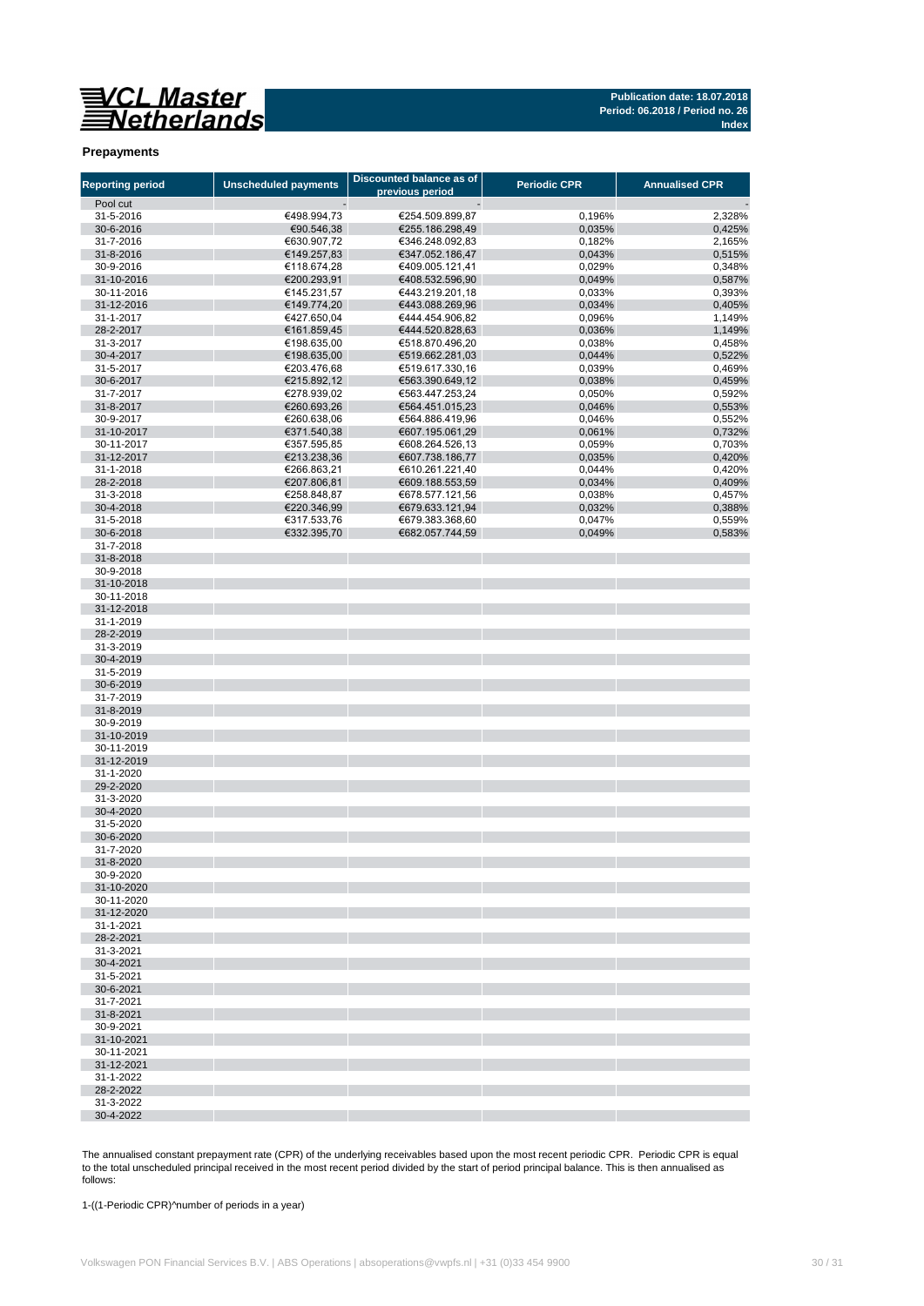**VCL Master Netherlands**

**Publication date: 18.07.2018**
**Period: 06.2018 / Period no. 26**
**Index**

## Prepayments

| Reporting period | Unscheduled payments | Discounted balance as of previous period | Periodic CPR | Annualised CPR |
|---|---|---|---|---|
| Pool cut | - | - | | - |
| 31-5-2016 | €498.994,73 | €254.509.899,87 | 0,196% | 2,328% |
| 30-6-2016 | €90.546,38 | €255.186.298,49 | 0,035% | 0,425% |
| 31-7-2016 | €630.907,72 | €346.248.092,83 | 0,182% | 2,165% |
| 31-8-2016 | €149.257,83 | €347.052.186,47 | 0,043% | 0,515% |
| 30-9-2016 | €118.674,28 | €409.005.121,41 | 0,029% | 0,348% |
| 31-10-2016 | €200.293,91 | €408.532.596,90 | 0,049% | 0,587% |
| 30-11-2016 | €145.231,57 | €443.219.201,18 | 0,033% | 0,393% |
| 31-12-2016 | €149.774,20 | €443.088.269,96 | 0,034% | 0,405% |
| 31-1-2017 | €427.650,04 | €444.454.906,82 | 0,096% | 1,149% |
| 28-2-2017 | €161.859,45 | €444.520.828,63 | 0,036% | 1,149% |
| 31-3-2017 | €198.635,00 | €518.870.496,20 | 0,038% | 0,458% |
| 30-4-2017 | €198.635,00 | €519.662.281,03 | 0,044% | 0,522% |
| 31-5-2017 | €203.476,68 | €519.617.330,16 | 0,039% | 0,469% |
| 30-6-2017 | €215.892,12 | €563.390.649,12 | 0,038% | 0,459% |
| 31-7-2017 | €278.939,02 | €563.447.253,24 | 0,050% | 0,592% |
| 31-8-2017 | €260.693,26 | €564.451.015,23 | 0,046% | 0,553% |
| 30-9-2017 | €260.638,06 | €564.886.419,96 | 0,046% | 0,552% |
| 31-10-2017 | €371.540,38 | €607.195.061,29 | 0,061% | 0,732% |
| 30-11-2017 | €357.595,85 | €608.264.526,13 | 0,059% | 0,703% |
| 31-12-2017 | €213.238,36 | €607.738.186,77 | 0,035% | 0,420% |
| 31-1-2018 | €266.863,21 | €610.261.221,40 | 0,044% | 0,420% |
| 28-2-2018 | €207.806,81 | €609.188.553,59 | 0,034% | 0,409% |
| 31-3-2018 | €258.848,87 | €678.577.121,56 | 0,038% | 0,457% |
| 30-4-2018 | €220.346,99 | €679.633.121,94 | 0,032% | 0,388% |
| 31-5-2018 | €317.533,76 | €679.383.368,60 | 0,047% | 0,559% |
| 30-6-2018 | €332.395,70 | €682.057.744,59 | 0,049% | 0,583% |
| 31-7-2018 | | | | |
| 31-8-2018 | | | | |
| 30-9-2018 | | | | |
| 31-10-2018 | | | | |
| 30-11-2018 | | | | |
| 31-12-2018 | | | | |
| 31-1-2019 | | | | |
| 28-2-2019 | | | | |
| 31-3-2019 | | | | |
| 30-4-2019 | | | | |
| 31-5-2019 | | | | |
| 30-6-2019 | | | | |
| 31-7-2019 | | | | |
| 31-8-2019 | | | | |
| 30-9-2019 | | | | |
| 31-10-2019 | | | | |
| 30-11-2019 | | | | |
| 31-12-2019 | | | | |
| 31-1-2020 | | | | |
| 29-2-2020 | | | | |
| 31-3-2020 | | | | |
| 30-4-2020 | | | | |
| 31-5-2020 | | | | |
| 30-6-2020 | | | | |
| 31-7-2020 | | | | |
| 31-8-2020 | | | | |
| 30-9-2020 | | | | |
| 31-10-2020 | | | | |
| 30-11-2020 | | | | |
| 31-12-2020 | | | | |
| 31-1-2021 | | | | |
| 28-2-2021 | | | | |
| 31-3-2021 | | | | |
| 30-4-2021 | | | | |
| 31-5-2021 | | | | |
| 30-6-2021 | | | | |
| 31-7-2021 | | | | |
| 31-8-2021 | | | | |
| 30-9-2021 | | | | |
| 31-10-2021 | | | | |
| 30-11-2021 | | | | |
| 31-12-2021 | | | | |
| 31-1-2022 | | | | |
| 28-2-2022 | | | | |
| 31-3-2022 | | | | |
| 30-4-2022 | | | | |

The annualised constant prepayment rate (CPR) of the underlying receivables based upon the most recent periodic CPR. Periodic CPR is equal to the total unscheduled principal received in the most recent period divided by the start of period principal balance. This is then annualised as follows:

1-((1-Periodic CPR)^number of periods in a year)

Volkswagen PON Financial Services B.V. | ABS Operations | absoperations@vwpfs.nl | +31 (0)33 454 9900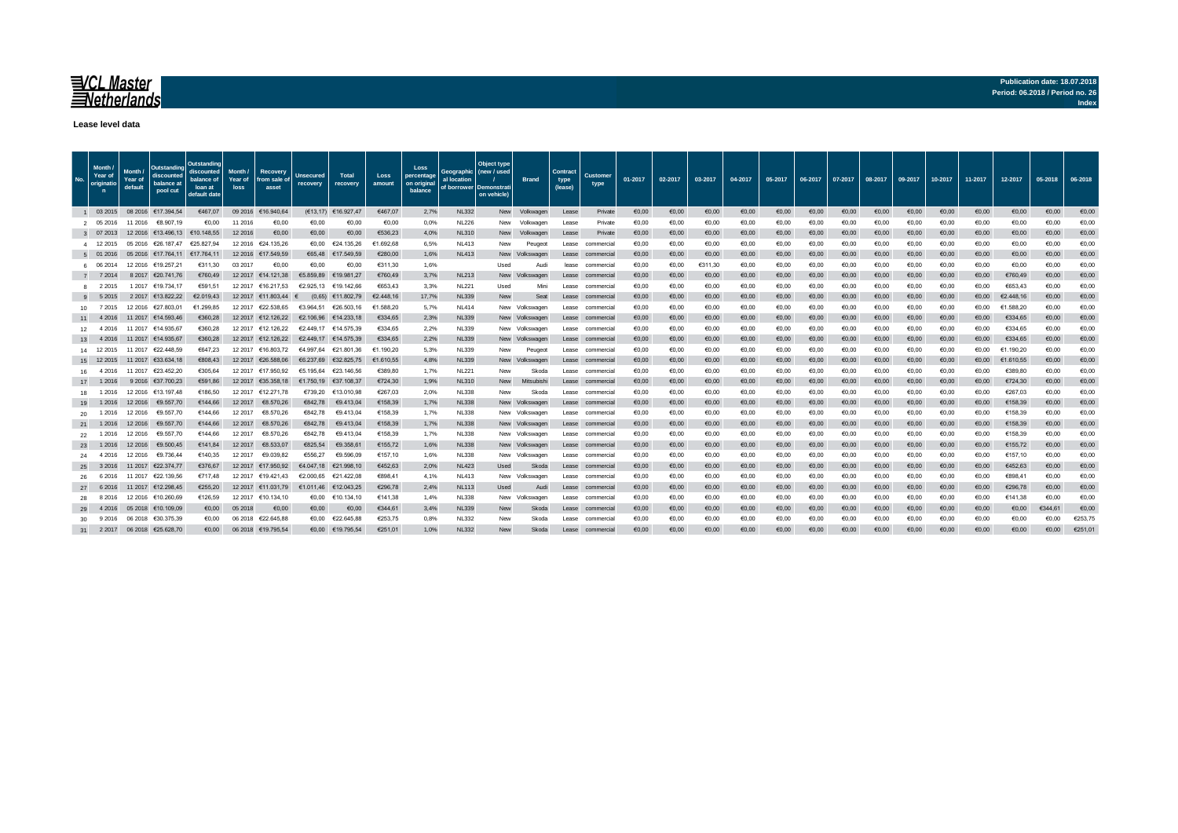**VCL Master Netherlands**

Publication date: 18.07.2018
Period: 06.2018 / Period no. 26
Index

## Lease level data

| No. | Month / Year of origination | Month / Year of default | Outstanding discounted balance at pool cut | Outstanding discounted balance of loan at default date | Month / Year of loss | Recovery from sale of asset | Unsecured recovery | Total recovery | Loss amount | Loss percentage on original balance | Geographical location of borrower | Object type (new / used / Demonstration vehicle) | Brand | Contract type (lease) | Customer type | 01-2017 | 02-2017 | 03-2017 | 04-2017 | 05-2017 | 06-2017 | 07-2017 | 08-2017 | 09-2017 | 10-2017 | 11-2017 | 12-2017 | 05-2018 | 06-2018 |
|---|---|---|---|---|---|---|---|---|---|---|---|---|---|---|---|---|---|---|---|---|---|---|---|---|---|---|---|---|---|
| 1 | 03 2015 | 08 2016 | €17.394,54 | €467,07 | 09 2016 | €16.940,64 | (€13,17) | €16.927,47 | €467,07 | 2,7% | NL332 | New | Volkwagen | Lease | Private | €0,00 | €0,00 | €0,00 | €0,00 | €0,00 | €0,00 | €0,00 | €0,00 | €0,00 | €0,00 | €0,00 | €0,00 | €0,00 | €0,00 |
| 2 | 05 2016 | 11 2016 | €8.907,19 | €0,00 | 11 2016 | €0,00 | €0,00 | €0,00 | €0,00 | 0,0% | NL226 | New | Volkwagen | Lease | Private | €0,00 | €0,00 | €0,00 | €0,00 | €0,00 | €0,00 | €0,00 | €0,00 | €0,00 | €0,00 | €0,00 | €0,00 | €0,00 | €0,00 |
| 3 | 07 2013 | 12 2016 | €13.496,13 | €10.148,55 | 12 2016 | €0,00 | €0,00 | €0,00 | €536,23 | 4,0% | NL310 | New | Volkwagen | Lease | Private | €0,00 | €0,00 | €0,00 | €0,00 | €0,00 | €0,00 | €0,00 | €0,00 | €0,00 | €0,00 | €0,00 | €0,00 | €0,00 | €0,00 |
| 4 | 12 2015 | 05 2016 | €26.187,47 | €25.827,94 | 12 2016 | €24.135,26 | €0,00 | €24.135,26 | €1.692,68 | 6,5% | NL413 | New | Peugeot | Lease | commercial | €0,00 | €0,00 | €0,00 | €0,00 | €0,00 | €0,00 | €0,00 | €0,00 | €0,00 | €0,00 | €0,00 | €0,00 | €0,00 | €0,00 |
| 5 | 01 2016 | 05 2016 | €17.764,11 | €17.764,11 | 12 2016 | €17.549,59 | €65,48 | €17.549,59 | €280,00 | 1,6% | NL413 | New | Volkswagen | Lease | commercial | €0,00 | €0,00 | €0,00 | €0,00 | €0,00 | €0,00 | €0,00 | €0,00 | €0,00 | €0,00 | €0,00 | €0,00 | €0,00 | €0,00 |
| 6 | 06 2014 | 12 2016 | €19.257,21 | €311,30 | 03 2017 | €0,00 | €0,00 | €0,00 | €311,30 | 1,6% | | Used | Audi | lease | commercial | €0,00 | €0,00 | €311,30 | €0,00 | €0,00 | €0,00 | €0,00 | €0,00 | €0,00 | €0,00 | €0,00 | €0,00 | €0,00 | €0,00 |
| 7 | 7 2014 | 8 2017 | €20.741,76 | €760,49 | 12 2017 | €14.121,38 | €5.859,89 | €19.981,27 | €760,49 | 3,7% | NL213 | New | Volkswagen | Lease | commercial | €0,00 | €0,00 | €0,00 | €0,00 | €0,00 | €0,00 | €0,00 | €0,00 | €0,00 | €0,00 | €0,00 | €760,49 | €0,00 | €0,00 |
| 8 | 2 2015 | 1 2017 | €19.734,17 | €591,51 | 12 2017 | €16.217,53 | €2.925,13 | €19.142,66 | €653,43 | 3,3% | NL221 | Used | Mini | Lease | commercial | €0,00 | €0,00 | €0,00 | €0,00 | €0,00 | €0,00 | €0,00 | €0,00 | €0,00 | €0,00 | €0,00 | €653,43 | €0,00 | €0,00 |
| 9 | 5 2015 | 2 2017 | €13.822,22 | €2.019,43 | 12 2017 | €11.803,44 | € (0,65) | €11.802,79 | €2.448,16 | 17,7% | NL339 | New | Seat | Lease | commercial | €0,00 | €0,00 | €0,00 | €0,00 | €0,00 | €0,00 | €0,00 | €0,00 | €0,00 | €0,00 | €0,00 | €2.448,16 | €0,00 | €0,00 |
| 10 | 7 2015 | 12 2016 | €27.803,01 | €1.299,85 | 12 2017 | €22.538,65 | €3.964,51 | €26.503,16 | €1.588,20 | 5,7% | NL414 | New | Volkswagen | Lease | commercial | €0,00 | €0,00 | €0,00 | €0,00 | €0,00 | €0,00 | €0,00 | €0,00 | €0,00 | €0,00 | €0,00 | €1.588,20 | €0,00 | €0,00 |
| 11 | 4 2016 | 11 2017 | €14.593,46 | €360,28 | 12 2017 | €12.126,22 | €2.106,96 | €14.233,18 | €334,65 | 2,3% | NL339 | New | Volkswagen | Lease | commercial | €0,00 | €0,00 | €0,00 | €0,00 | €0,00 | €0,00 | €0,00 | €0,00 | €0,00 | €0,00 | €0,00 | €334,65 | €0,00 | €0,00 |
| 12 | 4 2016 | 11 2017 | €14.935,67 | €360,28 | 12 2017 | €12.126,22 | €2.449,17 | €14.575,39 | €334,65 | 2,2% | NL339 | New | Volkswagen | Lease | commercial | €0,00 | €0,00 | €0,00 | €0,00 | €0,00 | €0,00 | €0,00 | €0,00 | €0,00 | €0,00 | €0,00 | €334,65 | €0,00 | €0,00 |
| 13 | 4 2016 | 11 2017 | €14.935,67 | €360,28 | 12 2017 | €12.126,22 | €2.449,17 | €14.575,39 | €334,65 | 2,2% | NL339 | New | Volkswagen | Lease | commercial | €0,00 | €0,00 | €0,00 | €0,00 | €0,00 | €0,00 | €0,00 | €0,00 | €0,00 | €0,00 | €0,00 | €334,65 | €0,00 | €0,00 |
| 14 | 12 2015 | 11 2017 | €22.448,59 | €647,23 | 12 2017 | €16.803,72 | €4.997,64 | €21.801,36 | €1.190,20 | 5,3% | NL339 | New | Peugeot | Lease | commercial | €0,00 | €0,00 | €0,00 | €0,00 | €0,00 | €0,00 | €0,00 | €0,00 | €0,00 | €0,00 | €0,00 | €1.190,20 | €0,00 | €0,00 |
| 15 | 12 2015 | 11 2017 | €33.634,18 | €808,43 | 12 2017 | €26.588,06 | €6.237,69 | €32.825,75 | €1.610,55 | 4,8% | NL339 | New | Volkswagen | Lease | commercial | €0,00 | €0,00 | €0,00 | €0,00 | €0,00 | €0,00 | €0,00 | €0,00 | €0,00 | €0,00 | €0,00 | €1.610,55 | €0,00 | €0,00 |
| 16 | 4 2016 | 11 2017 | €23.452,20 | €305,64 | 12 2017 | €17.950,92 | €5.195,64 | €23.146,56 | €389,80 | 1,7% | NL221 | New | Skoda | Lease | commercial | €0,00 | €0,00 | €0,00 | €0,00 | €0,00 | €0,00 | €0,00 | €0,00 | €0,00 | €0,00 | €0,00 | €389,80 | €0,00 | €0,00 |
| 17 | 1 2016 | 9 2016 | €37.700,23 | €591,86 | 12 2017 | €35.358,18 | €1.750,19 | €37.108,37 | €724,30 | 1,9% | NL310 | New | Mitsubishi | Lease | commercial | €0,00 | €0,00 | €0,00 | €0,00 | €0,00 | €0,00 | €0,00 | €0,00 | €0,00 | €0,00 | €0,00 | €724,30 | €0,00 | €0,00 |
| 18 | 1 2016 | 12 2016 | €13.197,48 | €186,50 | 12 2017 | €12.271,78 | €739,20 | €13.010,98 | €267,03 | 2,0% | NL338 | New | Skoda | Lease | commercial | €0,00 | €0,00 | €0,00 | €0,00 | €0,00 | €0,00 | €0,00 | €0,00 | €0,00 | €0,00 | €0,00 | €267,03 | €0,00 | €0,00 |
| 19 | 1 2016 | 12 2016 | €9.557,70 | €144,66 | 12 2017 | €8.570,26 | €842,78 | €9.413,04 | €158,39 | 1,7% | NL338 | New | Volkswagen | Lease | commercial | €0,00 | €0,00 | €0,00 | €0,00 | €0,00 | €0,00 | €0,00 | €0,00 | €0,00 | €0,00 | €0,00 | €158,39 | €0,00 | €0,00 |
| 20 | 1 2016 | 12 2016 | €9.557,70 | €144,66 | 12 2017 | €8.570,26 | €842,78 | €9.413,04 | €158,39 | 1,7% | NL338 | New | Volkswagen | Lease | commercial | €0,00 | €0,00 | €0,00 | €0,00 | €0,00 | €0,00 | €0,00 | €0,00 | €0,00 | €0,00 | €0,00 | €158,39 | €0,00 | €0,00 |
| 21 | 1 2016 | 12 2016 | €9.557,70 | €144,66 | 12 2017 | €8.570,26 | €842,78 | €9.413,04 | €158,39 | 1,7% | NL338 | New | Volkswagen | Lease | commercial | €0,00 | €0,00 | €0,00 | €0,00 | €0,00 | €0,00 | €0,00 | €0,00 | €0,00 | €0,00 | €0,00 | €158,39 | €0,00 | €0,00 |
| 22 | 1 2016 | 12 2016 | €9.557,70 | €144,66 | 12 2017 | €8.570,26 | €842,78 | €9.413,04 | €158,39 | 1,7% | NL338 | New | Volkswagen | Lease | commercial | €0,00 | €0,00 | €0,00 | €0,00 | €0,00 | €0,00 | €0,00 | €0,00 | €0,00 | €0,00 | €0,00 | €158,39 | €0,00 | €0,00 |
| 23 | 1 2016 | 12 2016 | €9.500,45 | €141,84 | 12 2017 | €8.533,07 | €825,54 | €9.358,61 | €155,72 | 1,6% | NL338 | New | Volkswagen | Lease | commercial | €0,00 | €0,00 | €0,00 | €0,00 | €0,00 | €0,00 | €0,00 | €0,00 | €0,00 | €0,00 | €0,00 | €155,72 | €0,00 | €0,00 |
| 24 | 4 2016 | 12 2016 | €9.736,44 | €140,35 | 12 2017 | €9.039,82 | €556,27 | €9.596,09 | €157,10 | 1,6% | NL338 | New | Volkswagen | Lease | commercial | €0,00 | €0,00 | €0,00 | €0,00 | €0,00 | €0,00 | €0,00 | €0,00 | €0,00 | €0,00 | €0,00 | €157,10 | €0,00 | €0,00 |
| 25 | 3 2016 | 11 2017 | €22.374,77 | €376,67 | 12 2017 | €17.950,92 | €4.047,18 | €21.998,10 | €452,63 | 2,0% | NL423 | Used | Skoda | Lease | commercial | €0,00 | €0,00 | €0,00 | €0,00 | €0,00 | €0,00 | €0,00 | €0,00 | €0,00 | €0,00 | €0,00 | €452,63 | €0,00 | €0,00 |
| 26 | 6 2016 | 11 2017 | €22.139,56 | €717,48 | 12 2017 | €19.421,43 | €2.000,65 | €21.422,08 | €898,41 | 4,1% | NL413 | New | Volkswagen | Lease | commercial | €0,00 | €0,00 | €0,00 | €0,00 | €0,00 | €0,00 | €0,00 | €0,00 | €0,00 | €0,00 | €0,00 | €898,41 | €0,00 | €0,00 |
| 27 | 6 2016 | 11 2017 | €12.298,45 | €255,20 | 12 2017 | €11.031,79 | €1.011,46 | €12.043,25 | €296,78 | 2,4% | NL113 | Used | Audi | Lease | commercial | €0,00 | €0,00 | €0,00 | €0,00 | €0,00 | €0,00 | €0,00 | €0,00 | €0,00 | €0,00 | €0,00 | €296,78 | €0,00 | €0,00 |
| 28 | 8 2016 | 12 2016 | €10.260,69 | €126,59 | 12 2017 | €10.134,10 | €0,00 | €10.134,10 | €141,38 | 1,4% | NL338 | New | Volkswagen | Lease | commercial | €0,00 | €0,00 | €0,00 | €0,00 | €0,00 | €0,00 | €0,00 | €0,00 | €0,00 | €0,00 | €0,00 | €141,38 | €0,00 | €0,00 |
| 29 | 4 2016 | 05 2018 | €10.109,09 | €0,00 | 05 2018 | €0,00 | €0,00 | €0,00 | €344,61 | 3,4% | NL339 | New | Skoda | Lease | commercial | €0,00 | €0,00 | €0,00 | €0,00 | €0,00 | €0,00 | €0,00 | €0,00 | €0,00 | €0,00 | €0,00 | €0,00 | €344,61 | €0,00 |
| 30 | 9 2016 | 06 2018 | €30.375,39 | €0,00 | 06 2018 | €22.645,88 | €0,00 | €22.645,88 | €253,75 | 0,8% | NL332 | New | Skoda | Lease | commercial | €0,00 | €0,00 | €0,00 | €0,00 | €0,00 | €0,00 | €0,00 | €0,00 | €0,00 | €0,00 | €0,00 | €0,00 | €0,00 | €253,75 |
| 31 | 2 2017 | 06 2018 | €25.628,70 | €0,00 | 06 2018 | €19.795,54 | €0,00 | €19.795,54 | €251,01 | 1,0% | NL332 | New | Skoda | Lease | commercial | €0,00 | €0,00 | €0,00 | €0,00 | €0,00 | €0,00 | €0,00 | €0,00 | €0,00 | €0,00 | €0,00 | €0,00 | €0,00 | €251,01 |